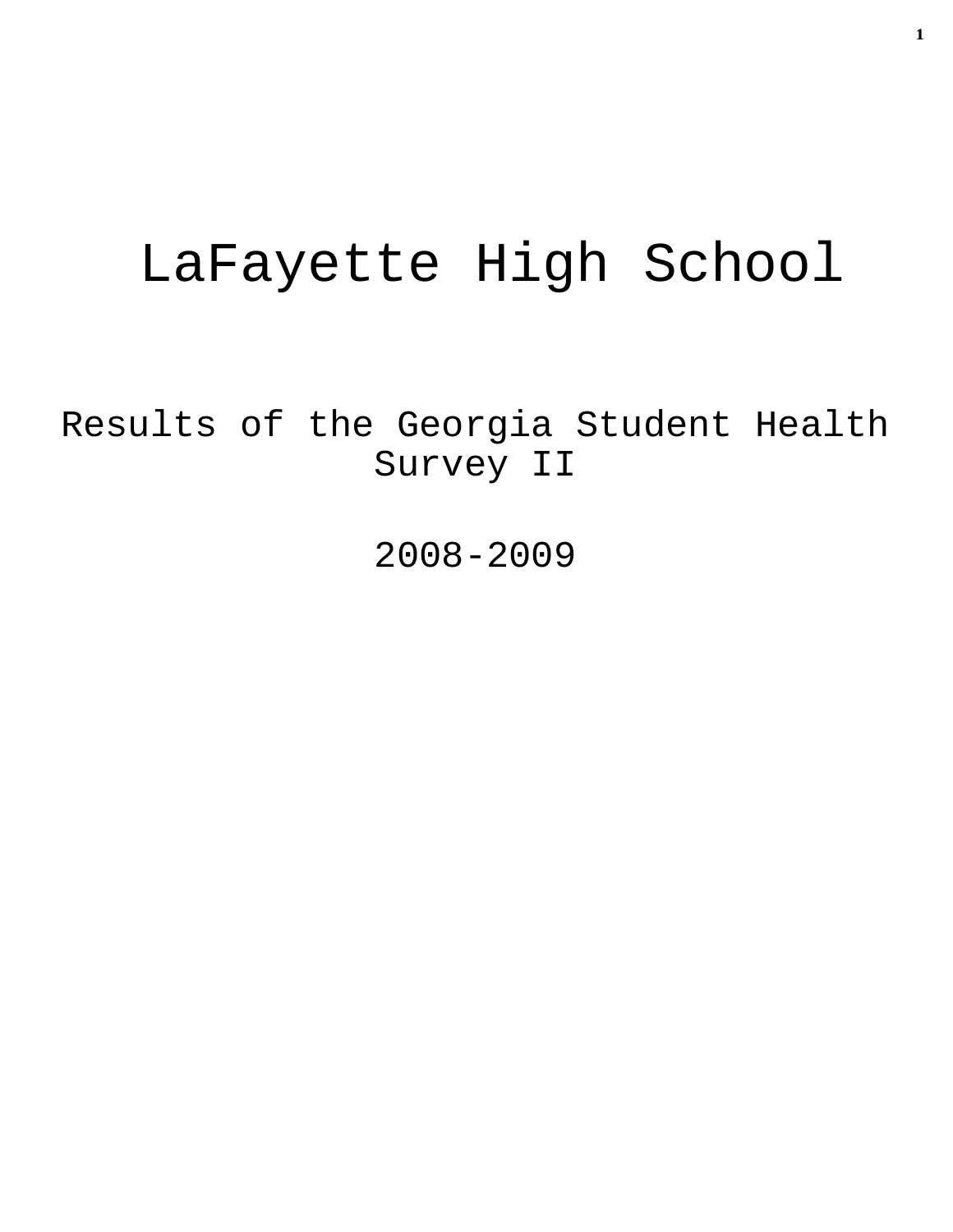# LaFayette High School

## Results of the Georgia Student Health Survey II

## 2008-2009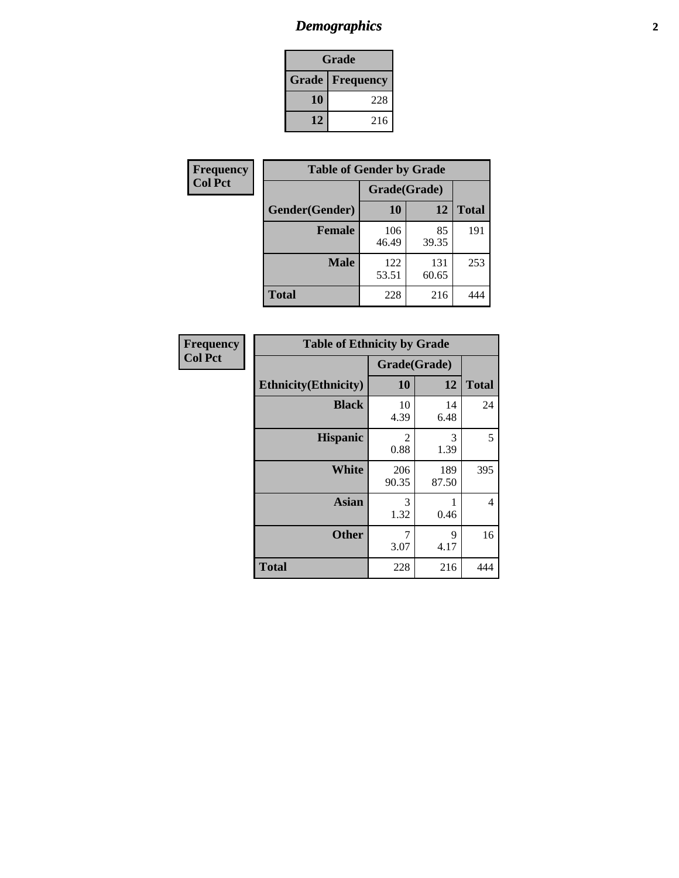# *Demographics*

| Grade | |
|---|---|
| **Grade** | **Frequency** |
| **10** | 228 |
| **12** | 216 |

| Frequency<br>Col Pct |
|---|

| Table of Gender by Grade | | | |
|---|---|---|---|
| | Grade(Grade) | | |
| **Gender(Gender)** | **10** | **12** | **Total** |
| **Female** | 106<br>46.49 | 85<br>39.35 | 191 |
| **Male** | 122<br>53.51 | 131<br>60.65 | 253 |
| **Total** | 228 | 216 | 444 |

| Frequency<br>Col Pct |
|---|

| Table of Ethnicity by Grade | | | |
|---|---|---|---|
| | Grade(Grade) | | |
| **Ethnicity(Ethnicity)** | **10** | **12** | **Total** |
| **Black** | 10<br>4.39 | 14<br>6.48 | 24 |
| **Hispanic** | 2<br>0.88 | 3<br>1.39 | 5 |
| **White** | 206<br>90.35 | 189<br>87.50 | 395 |
| **Asian** | 3<br>1.32 | 1<br>0.46 | 4 |
| **Other** | 7<br>3.07 | 9<br>4.17 | 16 |
| **Total** | 228 | 216 | 444 |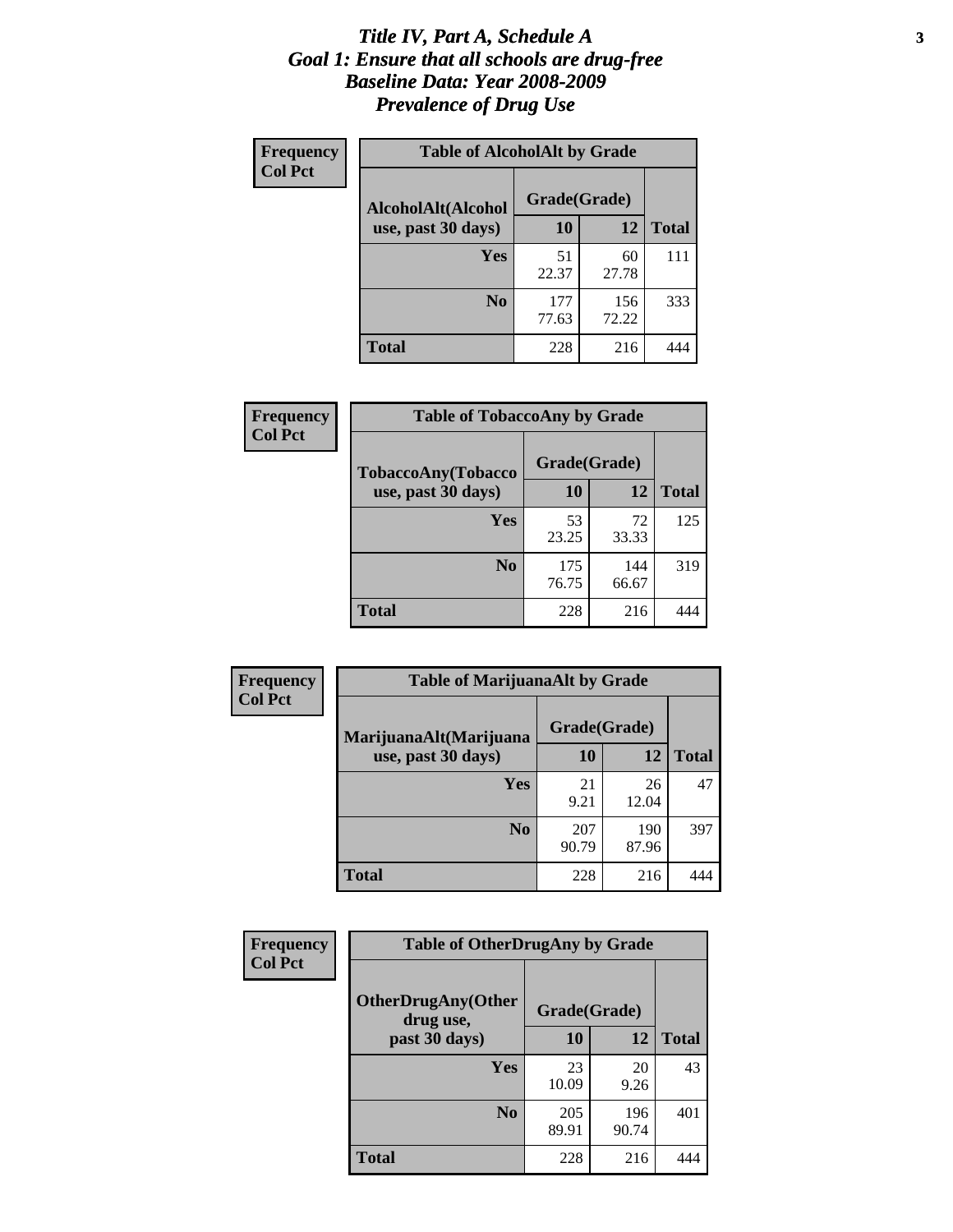# *Title IV, Part A, Schedule A*
## *Goal 1: Ensure that all schools are drug-free*
## *Baseline Data: Year 2008-2009*
## *Prevalence of Drug Use*

**Frequency**
**Col Pct**

**Table of AlcoholAlt by Grade**

| AlcoholAlt(Alcohol use, past 30 days) | Grade(Grade) 10 | 12 | Total |
|---|---|---|---|
| **Yes** | 51<br>22.37 | 60<br>27.78 | 111 |
| **No** | 177<br>77.63 | 156<br>72.22 | 333 |
| **Total** | 228 | 216 | 444 |

**Frequency**
**Col Pct**

**Table of TobaccoAny by Grade**

| TobaccoAny(Tobacco use, past 30 days) | Grade(Grade) 10 | 12 | Total |
|---|---|---|---|
| **Yes** | 53<br>23.25 | 72<br>33.33 | 125 |
| **No** | 175<br>76.75 | 144<br>66.67 | 319 |
| **Total** | 228 | 216 | 444 |

**Frequency**
**Col Pct**

**Table of MarijuanaAlt by Grade**

| MarijuanaAlt(Marijuana use, past 30 days) | Grade(Grade) 10 | 12 | Total |
|---|---|---|---|
| **Yes** | 21<br>9.21 | 26<br>12.04 | 47 |
| **No** | 207<br>90.79 | 190<br>87.96 | 397 |
| **Total** | 228 | 216 | 444 |

**Frequency**
**Col Pct**

**Table of OtherDrugAny by Grade**

| OtherDrugAny(Other drug use, past 30 days) | Grade(Grade) 10 | 12 | Total |
|---|---|---|---|
| **Yes** | 23<br>10.09 | 20<br>9.26 | 43 |
| **No** | 205<br>89.91 | 196<br>90.74 | 401 |
| **Total** | 228 | 216 | 444 |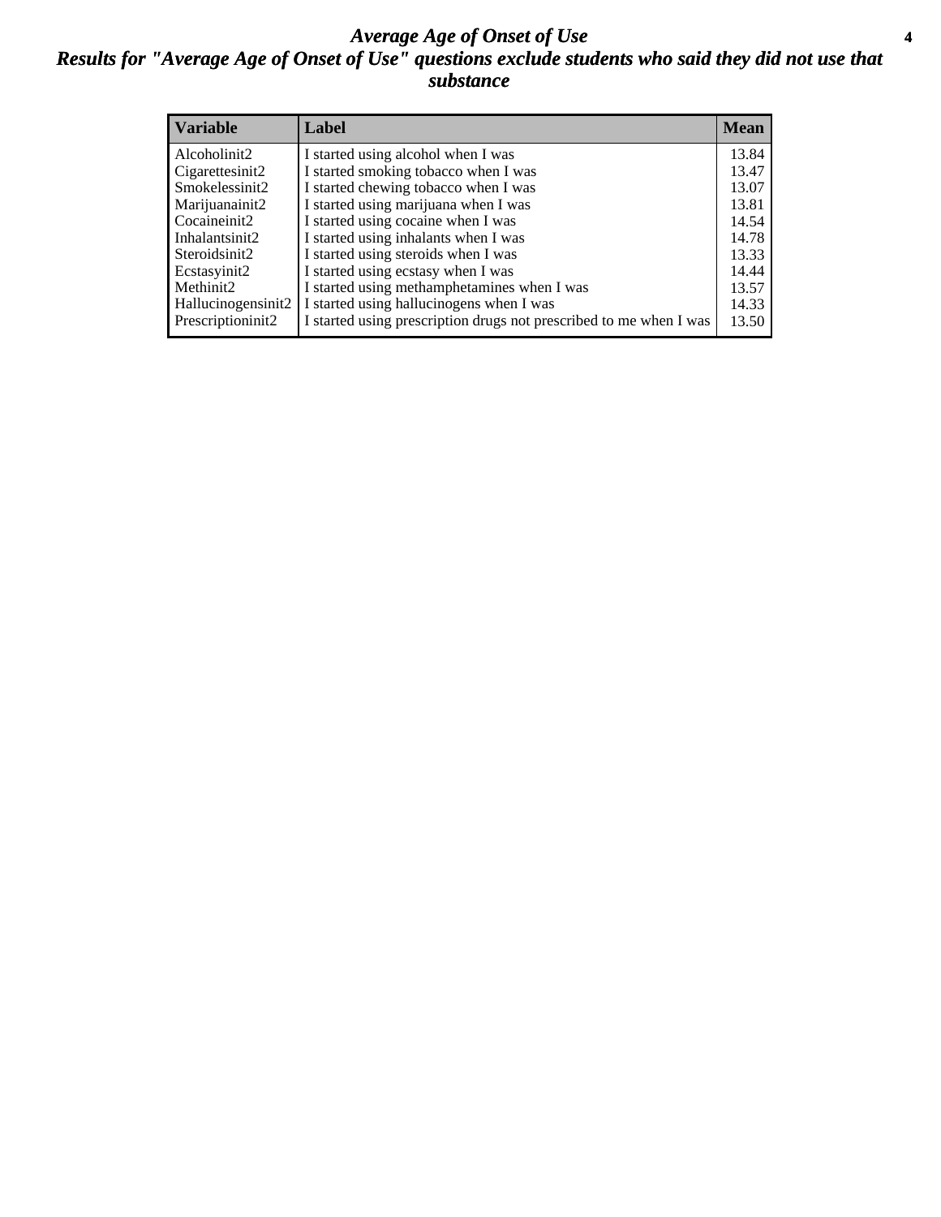# Average Age of Onset of Use

## Results for "Average Age of Onset of Use" questions exclude students who said they did not use that substance

| Variable | Label | Mean |
|---|---|---|
| Alcoholinit2 | I started using alcohol when I was | 13.84 |
| Cigarettesinit2 | I started smoking tobacco when I was | 13.47 |
| Smokelessinit2 | I started chewing tobacco when I was | 13.07 |
| Marijuanainit2 | I started using marijuana when I was | 13.81 |
| Cocaineinit2 | I started using cocaine when I was | 14.54 |
| Inhalantsinit2 | I started using inhalants when I was | 14.78 |
| Steroidsinit2 | I started using steroids when I was | 13.33 |
| Ecstasyinit2 | I started using ecstasy when I was | 14.44 |
| Methinit2 | I started using methamphetamines when I was | 13.57 |
| Hallucinogensinit2 | I started using hallucinogens when I was | 14.33 |
| Prescriptioninit2 | I started using prescription drugs not prescribed to me when I was | 13.50 |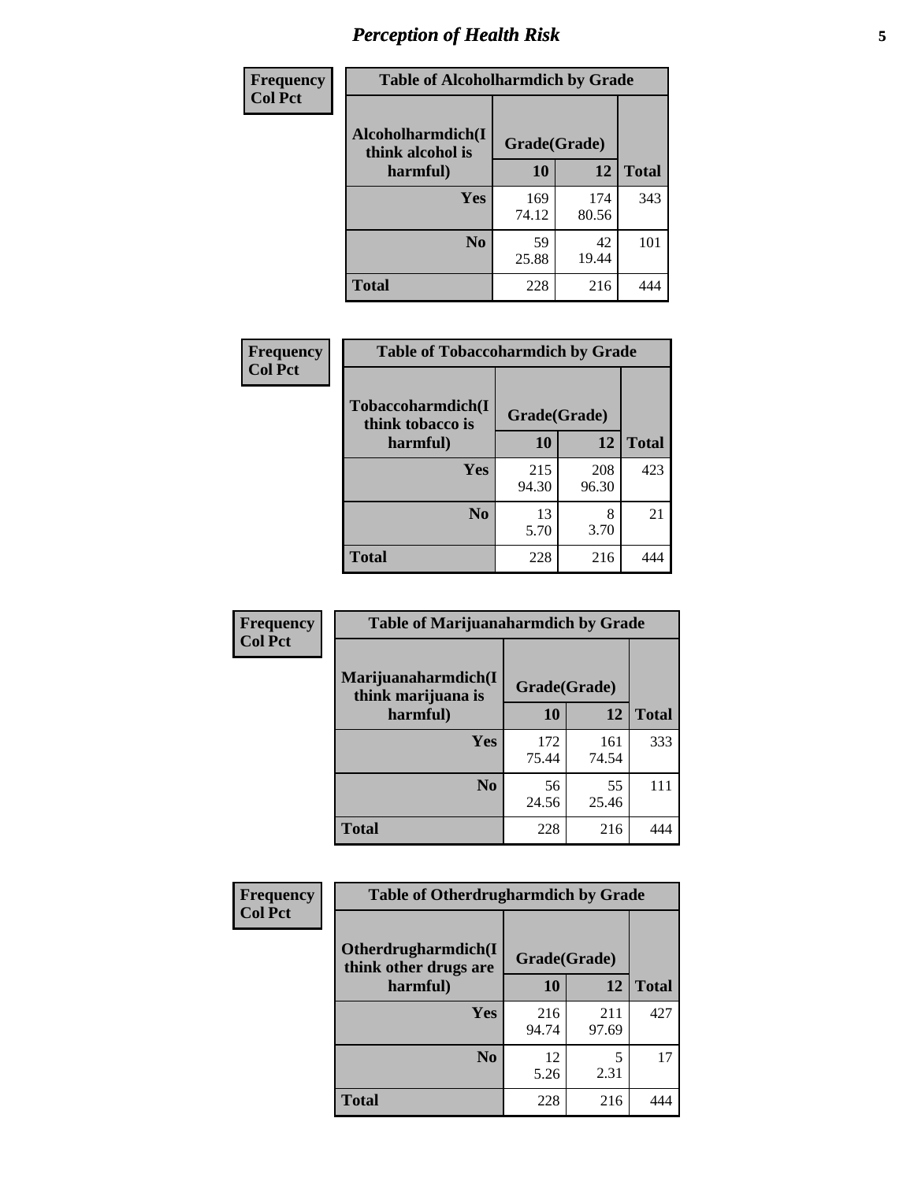| Frequency<br>Col Pct | Table of Alcoholharmdich by Grade | | |
|---|---|---|---|
| Alcoholharmdich(I think alcohol is harmful) | Grade(Grade) | | |
| | 10 | 12 | Total |
| Yes | 169<br>74.12 | 174<br>80.56 | 343 |
| No | 59<br>25.88 | 42<br>19.44 | 101 |
| Total | 228 | 216 | 444 |

| Frequency<br>Col Pct | Table of Tobaccoharmdich by Grade | | |
|---|---|---|---|
| Tobaccoharmdich(I think tobacco is harmful) | Grade(Grade) | | |
| | 10 | 12 | Total |
| Yes | 215<br>94.30 | 208<br>96.30 | 423 |
| No | 13<br>5.70 | 8<br>3.70 | 21 |
| Total | 228 | 216 | 444 |

| Frequency<br>Col Pct | Table of Marijuanaharmdich by Grade | | |
|---|---|---|---|
| Marijuanaharmdich(I think marijuana is harmful) | Grade(Grade) | | |
| | 10 | 12 | Total |
| Yes | 172<br>75.44 | 161<br>74.54 | 333 |
| No | 56<br>24.56 | 55<br>25.46 | 111 |
| Total | 228 | 216 | 444 |

| Frequency<br>Col Pct | Table of Otherdrugharmdich by Grade | | |
|---|---|---|---|
| Otherdrugharmdich(I think other drugs are harmful) | Grade(Grade) | | |
| | 10 | 12 | Total |
| Yes | 216<br>94.74 | 211<br>97.69 | 427 |
| No | 12<br>5.26 | 5<br>2.31 | 17 |
| Total | 228 | 216 | 444 |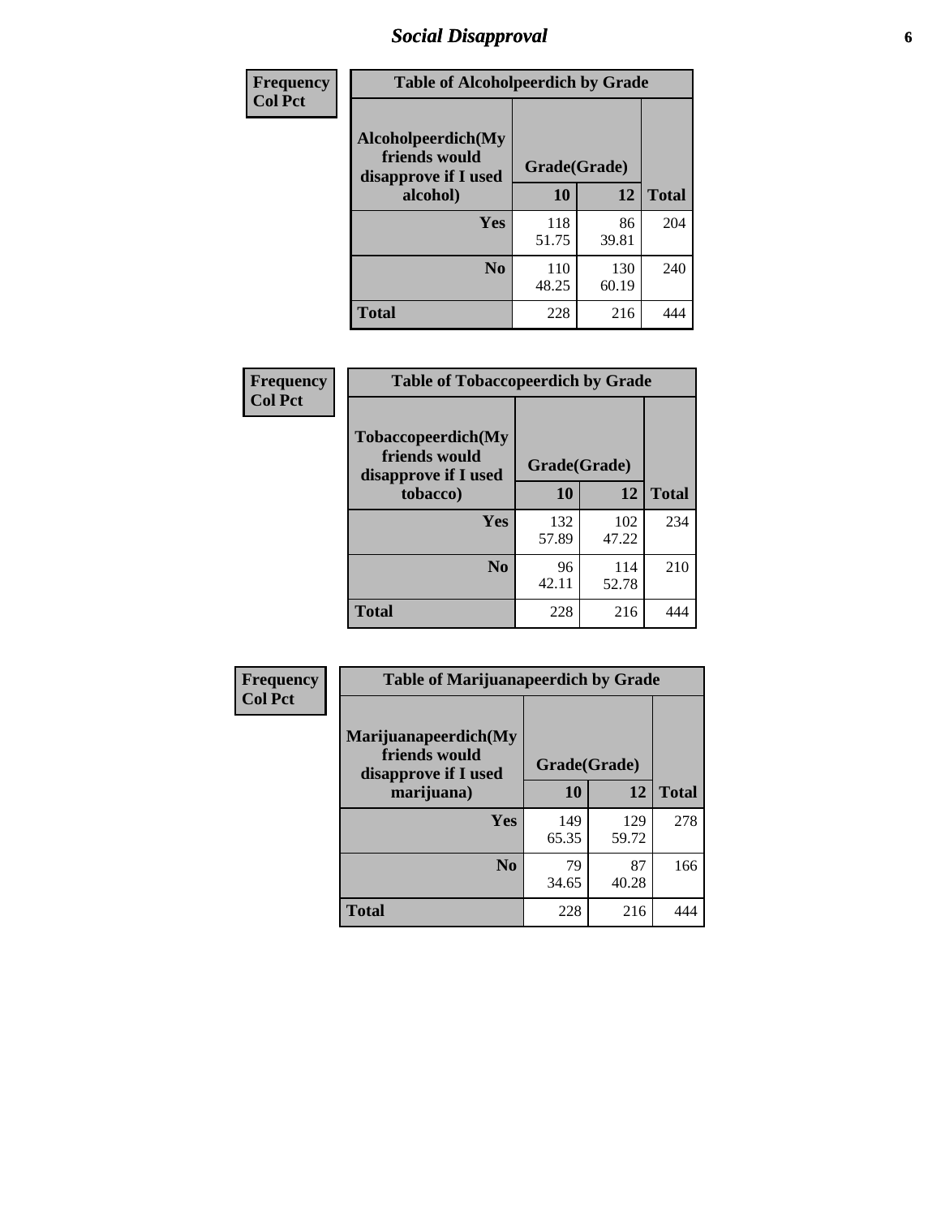## Social Disapproval

| Frequency<br>Col Pct | | | |
|---|---|---|---|

**Table of Alcoholpeerdich by Grade**

| Alcoholpeerdich(My friends would disapprove if I used alcohol) | Grade(Grade) 10 | 12 | Total |
|---|---|---|---|
| Yes | 118<br>51.75 | 86<br>39.81 | 204 |
| No | 110<br>48.25 | 130<br>60.19 | 240 |
| Total | 228 | 216 | 444 |

| Frequency<br>Col Pct | | | |
|---|---|---|---|

**Table of Tobaccopeerdich by Grade**

| Tobaccopeerdich(My friends would disapprove if I used tobacco) | Grade(Grade) 10 | 12 | Total |
|---|---|---|---|
| Yes | 132<br>57.89 | 102<br>47.22 | 234 |
| No | 96<br>42.11 | 114<br>52.78 | 210 |
| Total | 228 | 216 | 444 |

| Frequency<br>Col Pct | | | |
|---|---|---|---|

**Table of Marijuanapeerdich by Grade**

| Marijuanapeerdich(My friends would disapprove if I used marijuana) | Grade(Grade) 10 | 12 | Total |
|---|---|---|---|
| Yes | 149<br>65.35 | 129<br>59.72 | 278 |
| No | 79<br>34.65 | 87<br>40.28 | 166 |
| Total | 228 | 216 | 444 |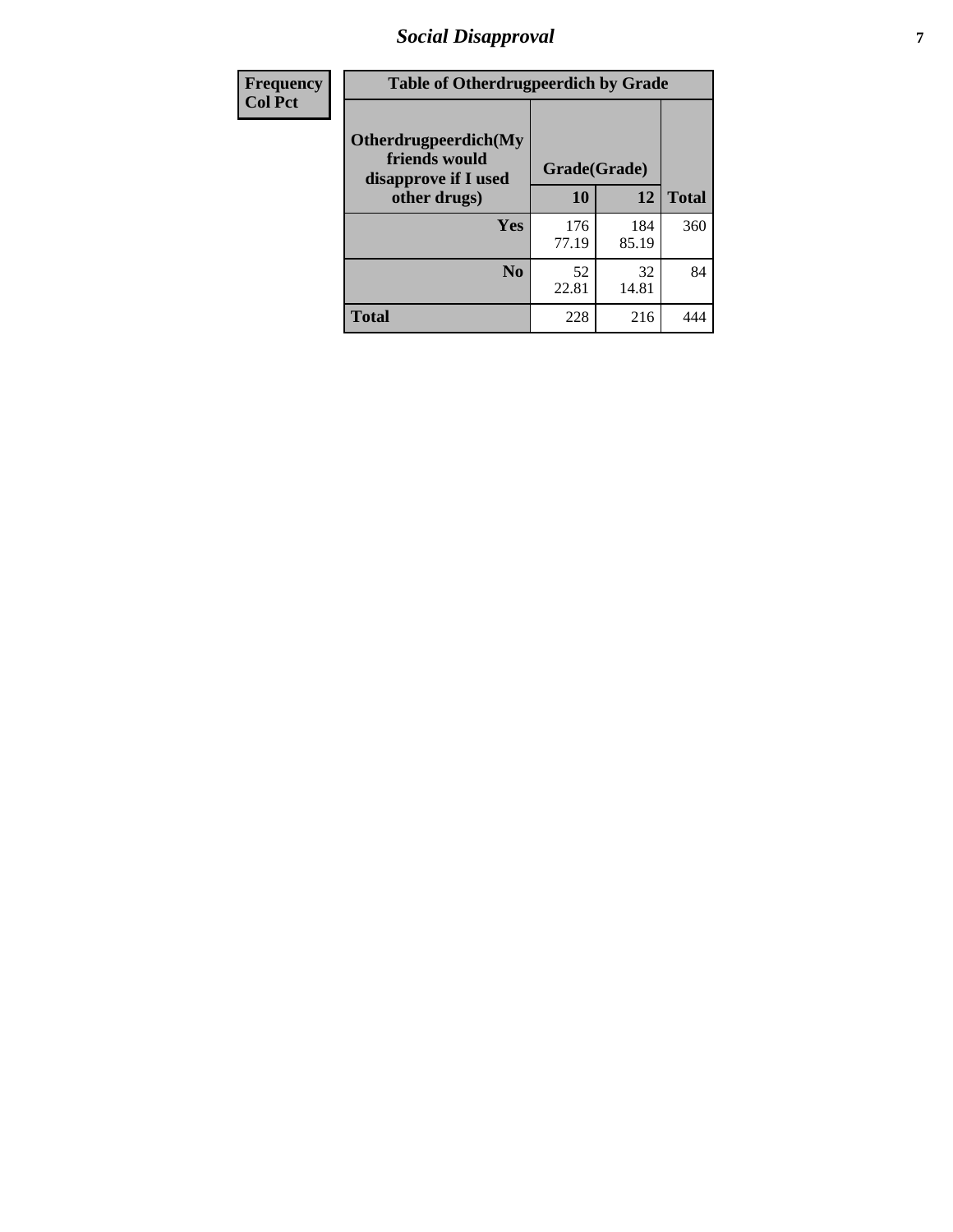## Social Disapproval

| Frequency<br>Col Pct |
|---|

**Table of Otherdrugpeerdich by Grade**

| Otherdrugpeerdich(My friends would disapprove if I used other drugs) | Grade(Grade) | | |
|---|---|---|---|
| | 10 | 12 | Total |
| Yes | 176<br>77.19 | 184<br>85.19 | 360 |
| No | 52<br>22.81 | 32<br>14.81 | 84 |
| Total | 228 | 216 | 444 |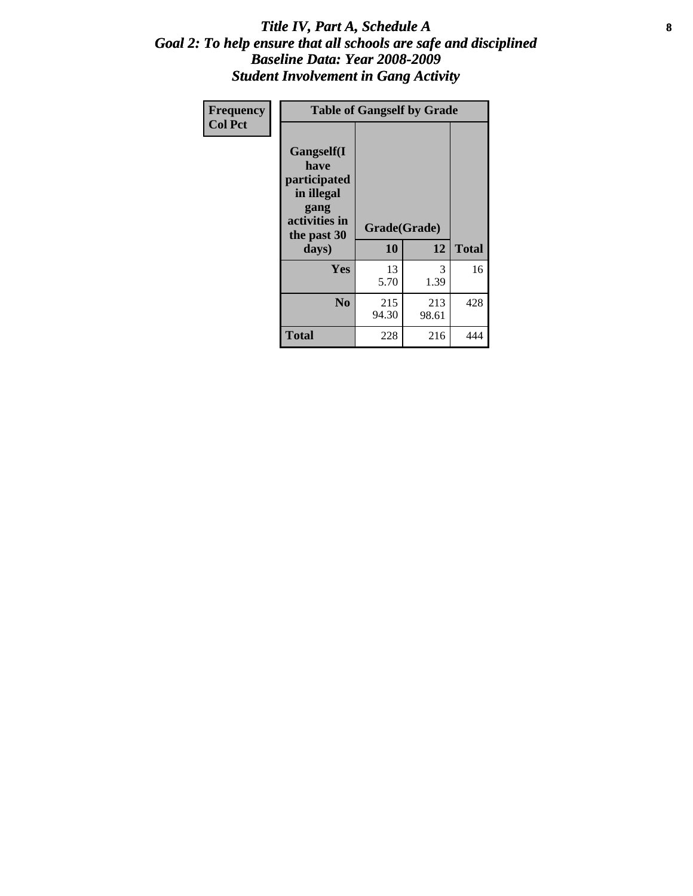# *Title IV, Part A, Schedule A*
## *Goal 2: To help ensure that all schools are safe and disciplined*
## *Baseline Data: Year 2008-2009*
## *Student Involvement in Gang Activity*

| Frequency<br>Col Pct | Table of Gangself by Grade | | |
|---|---|---|---|
| **Gangself(I have participated in illegal gang activities in the past 30 days)** | **Grade(Grade)** | | |
| | **10** | **12** | **Total** |
| **Yes** | 13<br>5.70 | 3<br>1.39 | 16 |
| **No** | 215<br>94.30 | 213<br>98.61 | 428 |
| **Total** | 228 | 216 | 444 |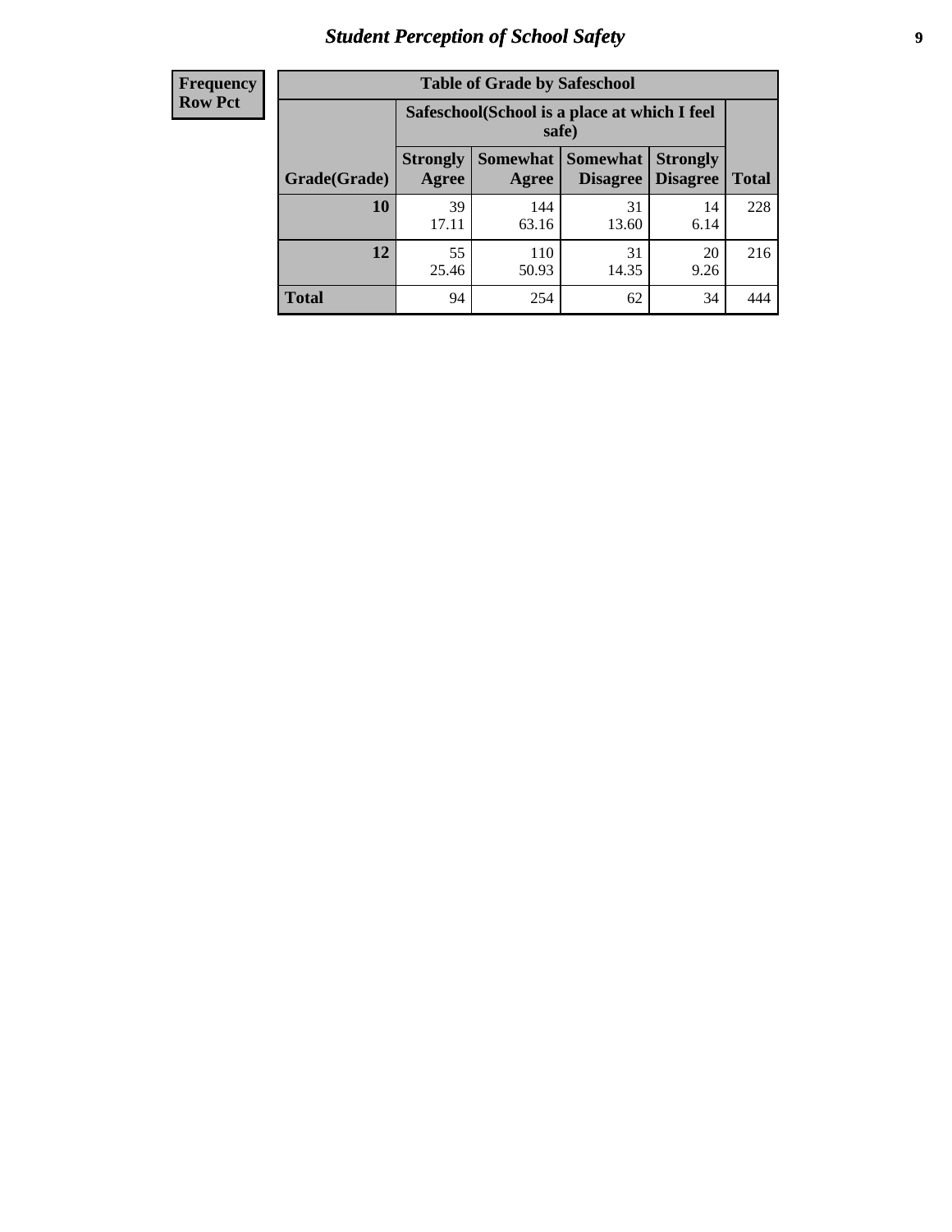# *Student Perception of School Safety*

| Frequency<br>Row Pct |
|---|

| Table of Grade by Safeschool | | | | | |
|---|---|---|---|---|---|
| | Safeschool(School is a place at which I feel safe) | | | | |
| Grade(Grade) | Strongly Agree | Somewhat Agree | Somewhat Disagree | Strongly Disagree | Total |
| 10 | 39<br>17.11 | 144<br>63.16 | 31<br>13.60 | 14<br>6.14 | 228 |
| 12 | 55<br>25.46 | 110<br>50.93 | 31<br>14.35 | 20<br>9.26 | 216 |
| Total | 94 | 254 | 62 | 34 | 444 |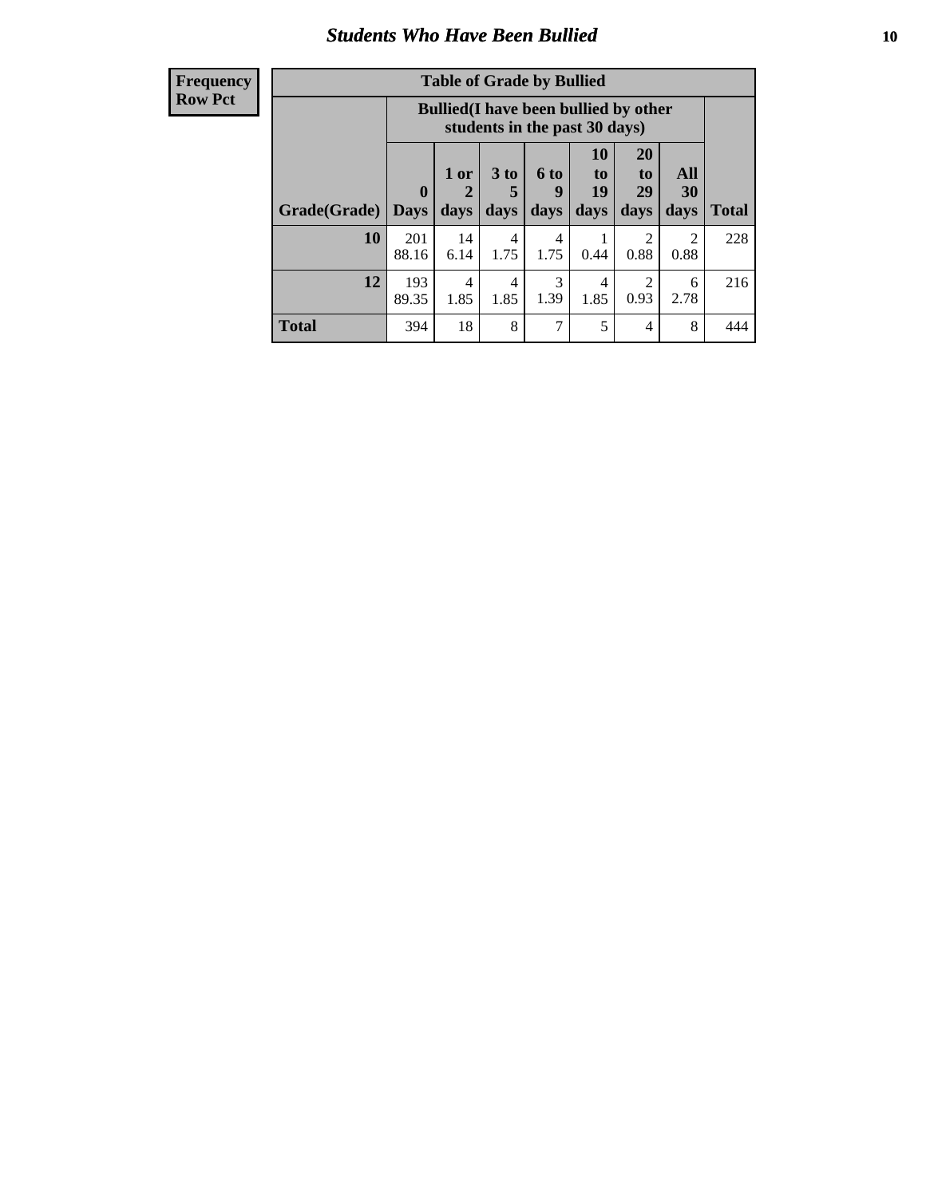# Students Who Have Been Bullied

| Frequency<br>Row Pct |
|---|

**Table of Grade by Bullied**

| Grade(Grade) | Bullied(I have been bullied by other students in the past 30 days) | | | | | | | Total |
|---|---|---|---|---|---|---|---|---|
| | 0 Days | 1 or 2 days | 3 to 5 days | 6 to 9 days | 10 to 19 days | 20 to 29 days | All 30 days | |
| **10** | 201<br>88.16 | 14<br>6.14 | 4<br>1.75 | 4<br>1.75 | 1<br>0.44 | 2<br>0.88 | 2<br>0.88 | 228 |
| **12** | 193<br>89.35 | 4<br>1.85 | 4<br>1.85 | 3<br>1.39 | 4<br>1.85 | 2<br>0.93 | 6<br>2.78 | 216 |
| **Total** | 394 | 18 | 8 | 7 | 5 | 4 | 8 | 444 |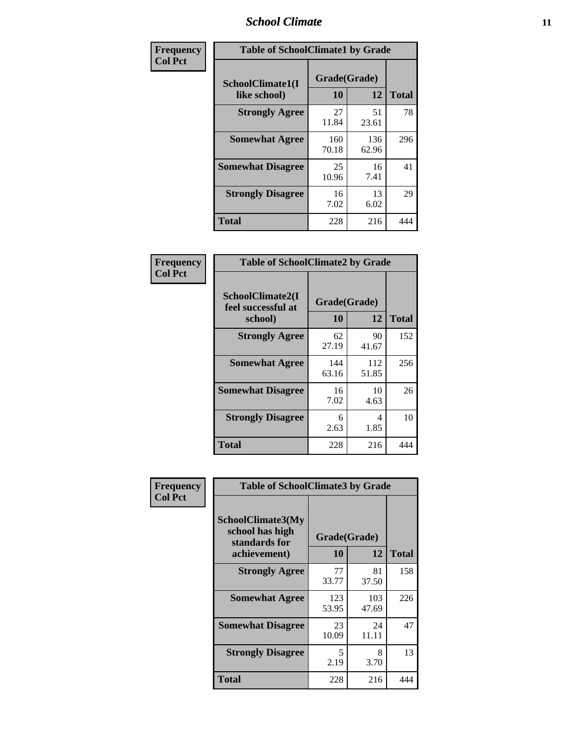| Frequency Col Pct | Table of SchoolClimate1 by Grade | | |
|---|---|---|---|
| SchoolClimate1(I like school) | Grade(Grade) | | |
| | 10 | 12 | Total |
| Strongly Agree | 27<br>11.84 | 51<br>23.61 | 78 |
| Somewhat Agree | 160<br>70.18 | 136<br>62.96 | 296 |
| Somewhat Disagree | 25<br>10.96 | 16<br>7.41 | 41 |
| Strongly Disagree | 16<br>7.02 | 13<br>6.02 | 29 |
| Total | 228 | 216 | 444 |

| Frequency Col Pct | Table of SchoolClimate2 by Grade | | |
|---|---|---|---|
| SchoolClimate2(I feel successful at school) | Grade(Grade) | | |
| | 10 | 12 | Total |
| Strongly Agree | 62<br>27.19 | 90<br>41.67 | 152 |
| Somewhat Agree | 144<br>63.16 | 112<br>51.85 | 256 |
| Somewhat Disagree | 16<br>7.02 | 10<br>4.63 | 26 |
| Strongly Disagree | 6<br>2.63 | 4<br>1.85 | 10 |
| Total | 228 | 216 | 444 |

| Frequency Col Pct | Table of SchoolClimate3 by Grade | | |
|---|---|---|---|
| SchoolClimate3(My school has high standards for achievement) | Grade(Grade) | | |
| | 10 | 12 | Total |
| Strongly Agree | 77<br>33.77 | 81<br>37.50 | 158 |
| Somewhat Agree | 123<br>53.95 | 103<br>47.69 | 226 |
| Somewhat Disagree | 23<br>10.09 | 24<br>11.11 | 47 |
| Strongly Disagree | 5<br>2.19 | 8<br>3.70 | 13 |
| Total | 228 | 216 | 444 |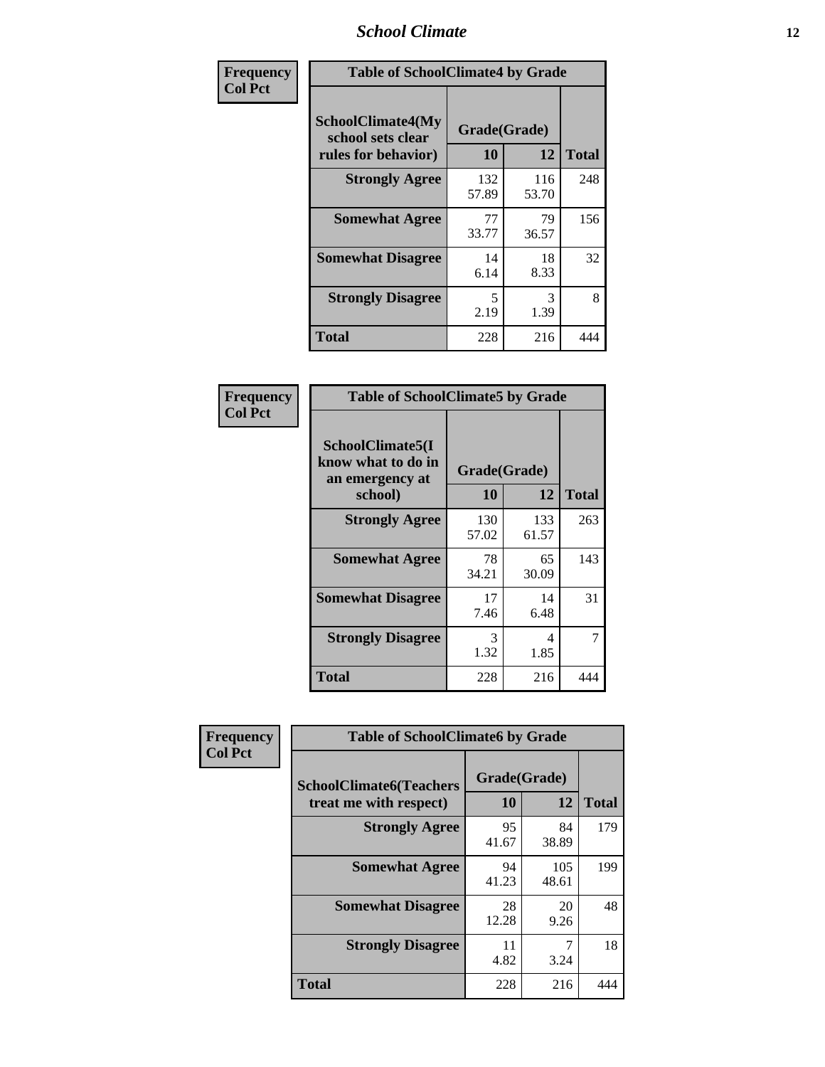| Frequency<br>Col Pct | Table of SchoolClimate4 by Grade | | |
|---|---|---|---|
| SchoolClimate4(My school sets clear rules for behavior) | Grade(Grade) | | |
| | 10 | 12 | Total |
| Strongly Agree | 132<br>57.89 | 116<br>53.70 | 248 |
| Somewhat Agree | 77<br>33.77 | 79<br>36.57 | 156 |
| Somewhat Disagree | 14<br>6.14 | 18<br>8.33 | 32 |
| Strongly Disagree | 5<br>2.19 | 3<br>1.39 | 8 |
| Total | 228 | 216 | 444 |

| Frequency<br>Col Pct | Table of SchoolClimate5 by Grade | | |
|---|---|---|---|
| SchoolClimate5(I know what to do in an emergency at school) | Grade(Grade) | | |
| | 10 | 12 | Total |
| Strongly Agree | 130<br>57.02 | 133<br>61.57 | 263 |
| Somewhat Agree | 78<br>34.21 | 65<br>30.09 | 143 |
| Somewhat Disagree | 17<br>7.46 | 14<br>6.48 | 31 |
| Strongly Disagree | 3<br>1.32 | 4<br>1.85 | 7 |
| Total | 228 | 216 | 444 |

| Frequency<br>Col Pct | Table of SchoolClimate6 by Grade | | |
|---|---|---|---|
| SchoolClimate6(Teachers treat me with respect) | Grade(Grade) | | |
| | 10 | 12 | Total |
| Strongly Agree | 95<br>41.67 | 84<br>38.89 | 179 |
| Somewhat Agree | 94<br>41.23 | 105<br>48.61 | 199 |
| Somewhat Disagree | 28<br>12.28 | 20<br>9.26 | 48 |
| Strongly Disagree | 11<br>4.82 | 7<br>3.24 | 18 |
| Total | 228 | 216 | 444 |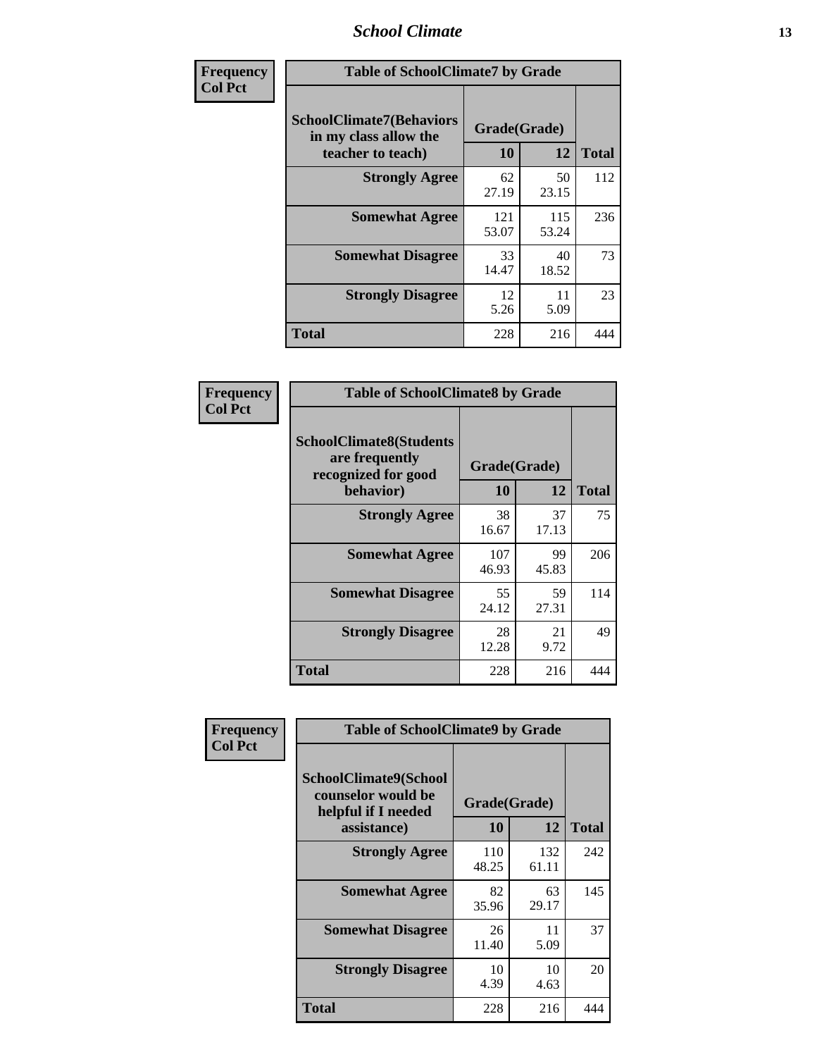| Frequency Col Pct |
|---|

**Table of SchoolClimate7 by Grade**

| SchoolClimate7(Behaviors in my class allow the teacher to teach) | Grade(Grade) | | Total |
|---|---|---|---|
| | 10 | 12 | |
| Strongly Agree | 62<br>27.19 | 50<br>23.15 | 112 |
| Somewhat Agree | 121<br>53.07 | 115<br>53.24 | 236 |
| Somewhat Disagree | 33<br>14.47 | 40<br>18.52 | 73 |
| Strongly Disagree | 12<br>5.26 | 11<br>5.09 | 23 |
| Total | 228 | 216 | 444 |

| Frequency Col Pct |
|---|

**Table of SchoolClimate8 by Grade**

| SchoolClimate8(Students are frequently recognized for good behavior) | Grade(Grade) | | Total |
|---|---|---|---|
| | 10 | 12 | |
| Strongly Agree | 38<br>16.67 | 37<br>17.13 | 75 |
| Somewhat Agree | 107<br>46.93 | 99<br>45.83 | 206 |
| Somewhat Disagree | 55<br>24.12 | 59<br>27.31 | 114 |
| Strongly Disagree | 28<br>12.28 | 21<br>9.72 | 49 |
| Total | 228 | 216 | 444 |

| Frequency Col Pct |
|---|

**Table of SchoolClimate9 by Grade**

| SchoolClimate9(School counselor would be helpful if I needed assistance) | Grade(Grade) | | Total |
|---|---|---|---|
| | 10 | 12 | |
| Strongly Agree | 110<br>48.25 | 132<br>61.11 | 242 |
| Somewhat Agree | 82<br>35.96 | 63<br>29.17 | 145 |
| Somewhat Disagree | 26<br>11.40 | 11<br>5.09 | 37 |
| Strongly Disagree | 10<br>4.39 | 10<br>4.63 | 20 |
| Total | 228 | 216 | 444 |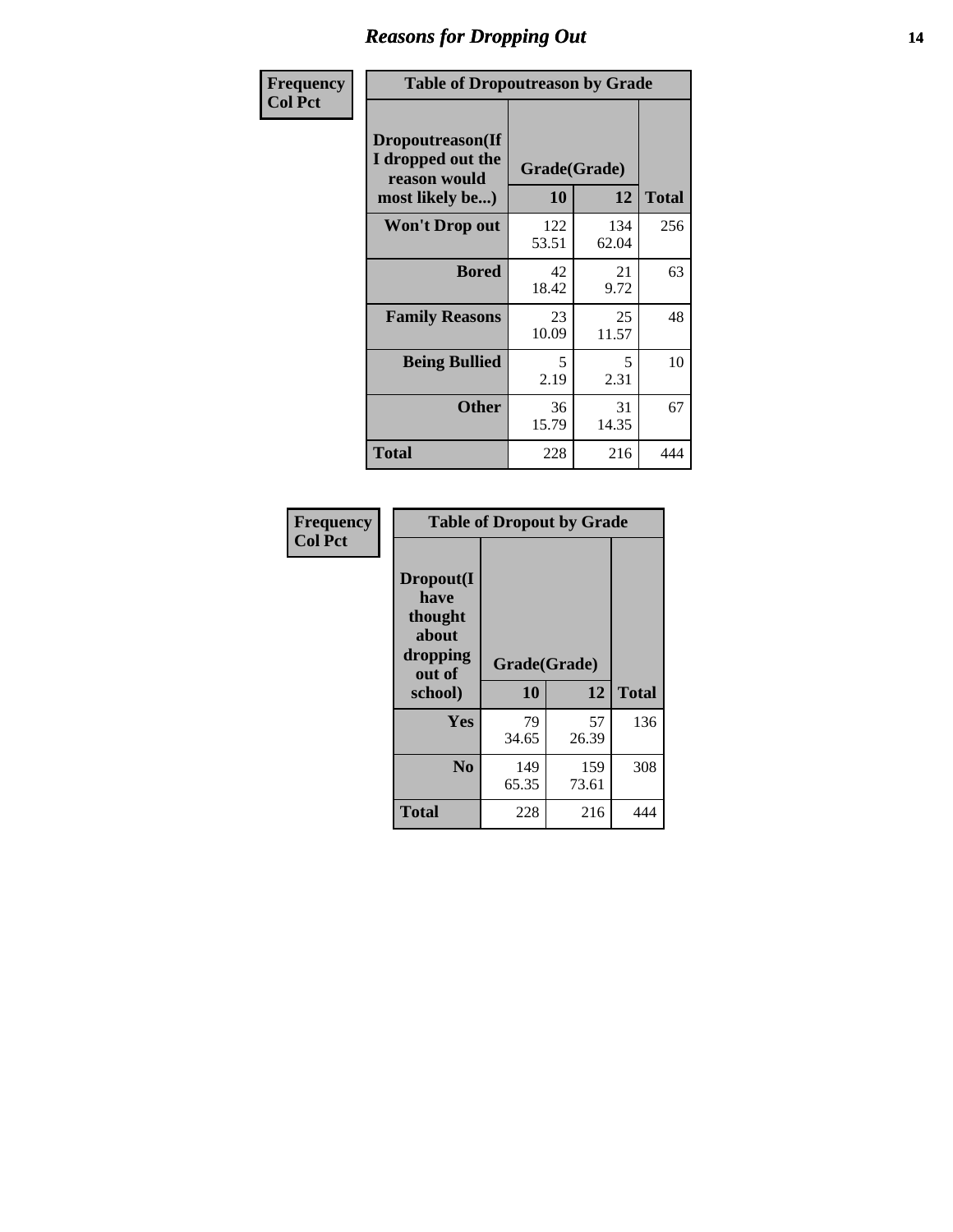## Reasons for Dropping Out

| Frequency Col Pct |
|---|

| Table of Dropoutreason by Grade | | | |
|---|---|---|---|
| Dropoutreason(If I dropped out the reason would most likely be...) | Grade(Grade) | | |
| | 10 | 12 | Total |
| Won't Drop out | 122<br>53.51 | 134<br>62.04 | 256 |
| Bored | 42<br>18.42 | 21<br>9.72 | 63 |
| Family Reasons | 23<br>10.09 | 25<br>11.57 | 48 |
| Being Bullied | 5<br>2.19 | 5<br>2.31 | 10 |
| Other | 36<br>15.79 | 31<br>14.35 | 67 |
| Total | 228 | 216 | 444 |

| Frequency Col Pct |
|---|

| Table of Dropout by Grade | | | |
|---|---|---|---|
| Dropout(I have thought about dropping out of school) | Grade(Grade) | | |
| | 10 | 12 | Total |
| Yes | 79<br>34.65 | 57<br>26.39 | 136 |
| No | 149<br>65.35 | 159<br>73.61 | 308 |
| Total | 228 | 216 | 444 |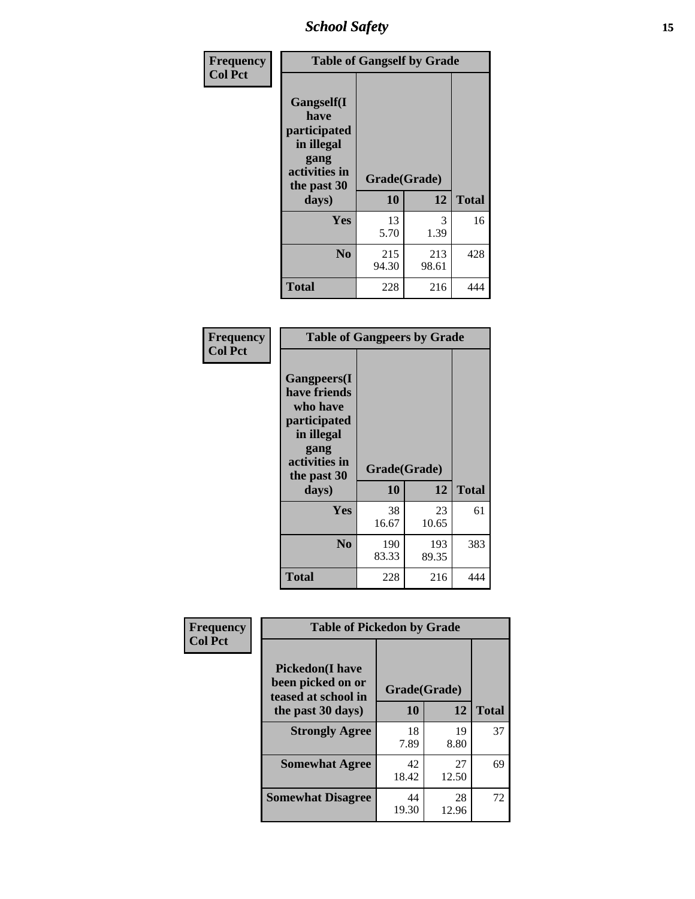| Frequency Col Pct | Table of Gangself by Grade | | |
|---|---|---|---|
| Gangself(I have participated in illegal gang activities in the past 30 days) | Grade(Grade) | | |
| | 10 | 12 | Total |
| Yes | 13<br>5.70 | 3<br>1.39 | 16 |
| No | 215<br>94.30 | 213<br>98.61 | 428 |
| Total | 228 | 216 | 444 |

| Frequency Col Pct | Table of Gangpeers by Grade | | |
|---|---|---|---|
| Gangpeers(I have friends who have participated in illegal gang activities in the past 30 days) | Grade(Grade) | | |
| | 10 | 12 | Total |
| Yes | 38<br>16.67 | 23<br>10.65 | 61 |
| No | 190<br>83.33 | 193<br>89.35 | 383 |
| Total | 228 | 216 | 444 |

| Frequency Col Pct | Table of Pickedon by Grade | | |
|---|---|---|---|
| Pickedon(I have been picked on or teased at school in the past 30 days) | Grade(Grade) | | |
| | 10 | 12 | Total |
| Strongly Agree | 18<br>7.89 | 19<br>8.80 | 37 |
| Somewhat Agree | 42<br>18.42 | 27<br>12.50 | 69 |
| Somewhat Disagree | 44<br>19.30 | 28<br>12.96 | 72 |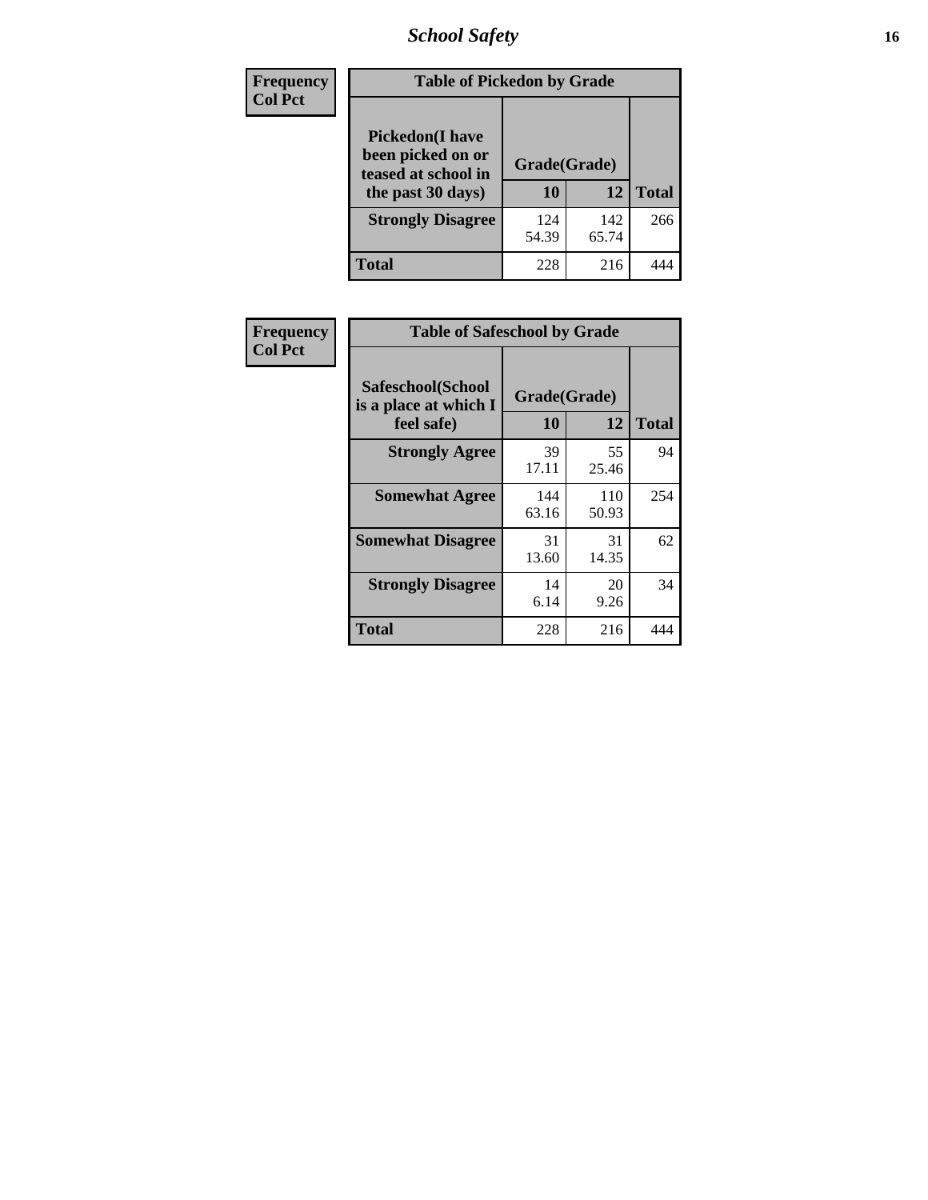| Frequency<br>Col Pct | Table of Pickedon by Grade | | |
|---|---|---|---|
| Pickedon(I have been picked on or teased at school in the past 30 days) | Grade(Grade) | | |
| | 10 | 12 | Total |
| Strongly Disagree | 124<br>54.39 | 142<br>65.74 | 266 |
| Total | 228 | 216 | 444 |

| Frequency<br>Col Pct | Table of Safeschool by Grade | | |
|---|---|---|---|
| Safeschool(School is a place at which I feel safe) | Grade(Grade) | | |
| | 10 | 12 | Total |
| Strongly Agree | 39<br>17.11 | 55<br>25.46 | 94 |
| Somewhat Agree | 144<br>63.16 | 110<br>50.93 | 254 |
| Somewhat Disagree | 31<br>13.60 | 31<br>14.35 | 62 |
| Strongly Disagree | 14<br>6.14 | 20<br>9.26 | 34 |
| Total | 228 | 216 | 444 |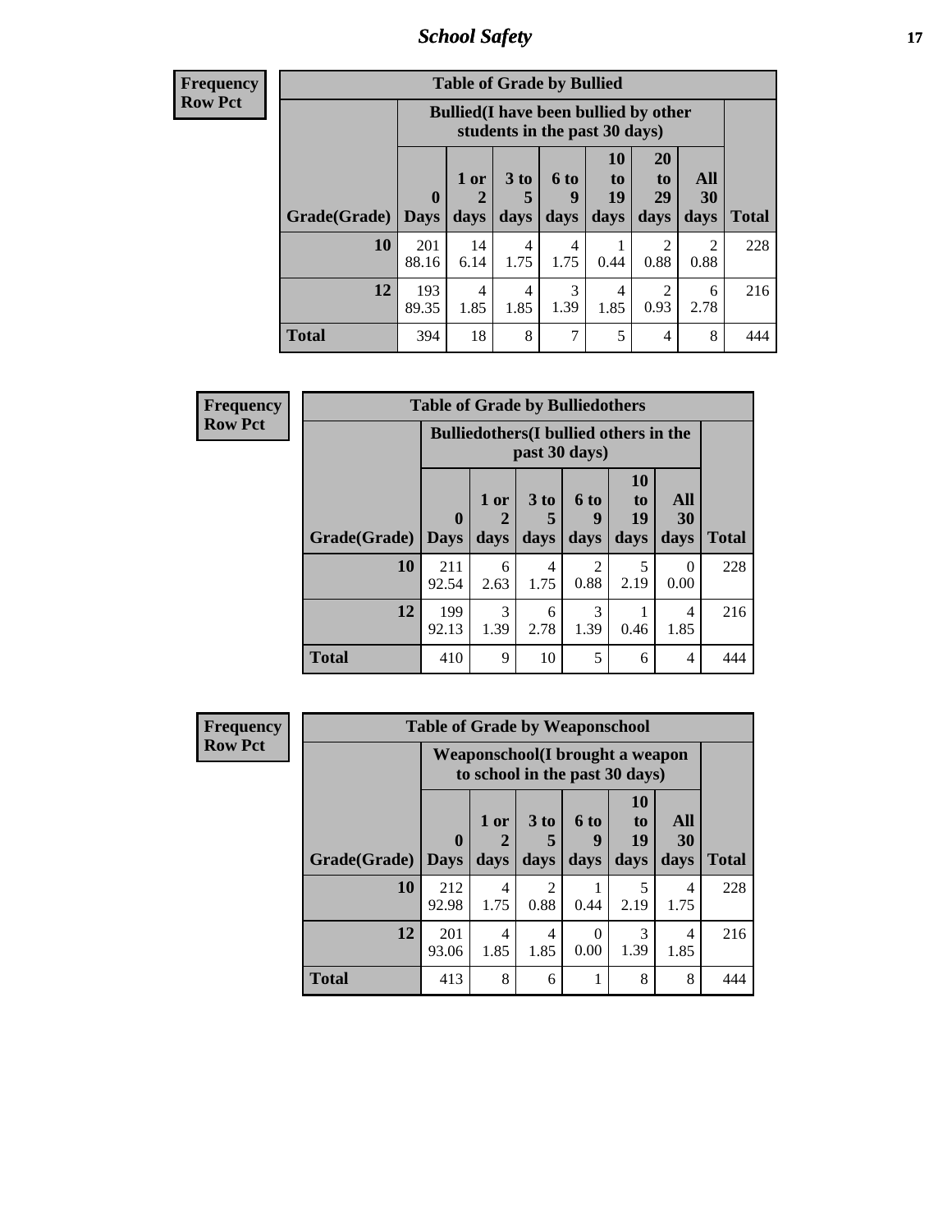# School Safety

**Frequency**
**Row Pct**

| Table of Grade by Bullied | | | | | | | | |
|---|---|---|---|---|---|---|---|---|
| | Bullied(I have been bullied by other students in the past 30 days) | | | | | | | |
| Grade(Grade) | 0 Days | 1 or 2 days | 3 to 5 days | 6 to 9 days | 10 to 19 days | 20 to 29 days | All 30 days | Total |
| 10 | 201<br>88.16 | 14<br>6.14 | 4<br>1.75 | 4<br>1.75 | 1<br>0.44 | 2<br>0.88 | 2<br>0.88 | 228 |
| 12 | 193<br>89.35 | 4<br>1.85 | 4<br>1.85 | 3<br>1.39 | 4<br>1.85 | 2<br>0.93 | 6<br>2.78 | 216 |
| Total | 394 | 18 | 8 | 7 | 5 | 4 | 8 | 444 |

**Frequency**
**Row Pct**

| Table of Grade by Bulliedothers | | | | | | | |
|---|---|---|---|---|---|---|---|
| | Bulliedothers(I bullied others in the past 30 days) | | | | | | |
| Grade(Grade) | 0 Days | 1 or 2 days | 3 to 5 days | 6 to 9 days | 10 to 19 days | All 30 days | Total |
| 10 | 211<br>92.54 | 6<br>2.63 | 4<br>1.75 | 2<br>0.88 | 5<br>2.19 | 0<br>0.00 | 228 |
| 12 | 199<br>92.13 | 3<br>1.39 | 6<br>2.78 | 3<br>1.39 | 1<br>0.46 | 4<br>1.85 | 216 |
| Total | 410 | 9 | 10 | 5 | 6 | 4 | 444 |

**Frequency**
**Row Pct**

| Table of Grade by Weaponschool | | | | | | | |
|---|---|---|---|---|---|---|---|
| | Weaponschool(I brought a weapon to school in the past 30 days) | | | | | | |
| Grade(Grade) | 0 Days | 1 or 2 days | 3 to 5 days | 6 to 9 days | 10 to 19 days | All 30 days | Total |
| 10 | 212<br>92.98 | 4<br>1.75 | 2<br>0.88 | 1<br>0.44 | 5<br>2.19 | 4<br>1.75 | 228 |
| 12 | 201<br>93.06 | 4<br>1.85 | 4<br>1.85 | 0<br>0.00 | 3<br>1.39 | 4<br>1.85 | 216 |
| Total | 413 | 8 | 6 | 1 | 8 | 8 | 444 |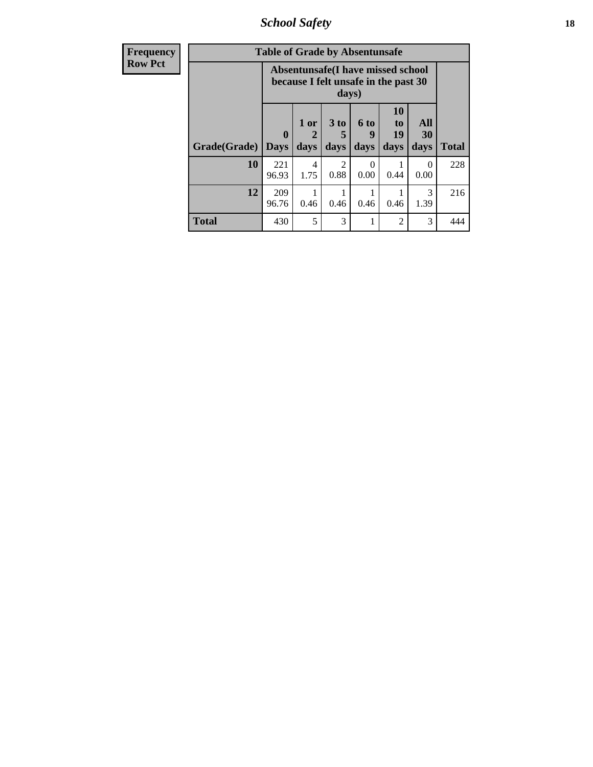| Frequency Row Pct |
|---|

**Table of Grade by Absentunsafe**

| Grade(Grade) | Absentunsafe(I have missed school because I felt unsafe in the past 30 days) | | | | | | Total |
|---|---|---|---|---|---|---|---|
| | 0 Days | 1 or 2 days | 3 to 5 days | 6 to 9 days | 10 to 19 days | All 30 days | |
| **10** | 221 96.93 | 4 1.75 | 2 0.88 | 0 0.00 | 1 0.44 | 0 0.00 | 228 |
| **12** | 209 96.76 | 1 0.46 | 1 0.46 | 1 0.46 | 1 0.46 | 3 1.39 | 216 |
| **Total** | 430 | 5 | 3 | 1 | 2 | 3 | 444 |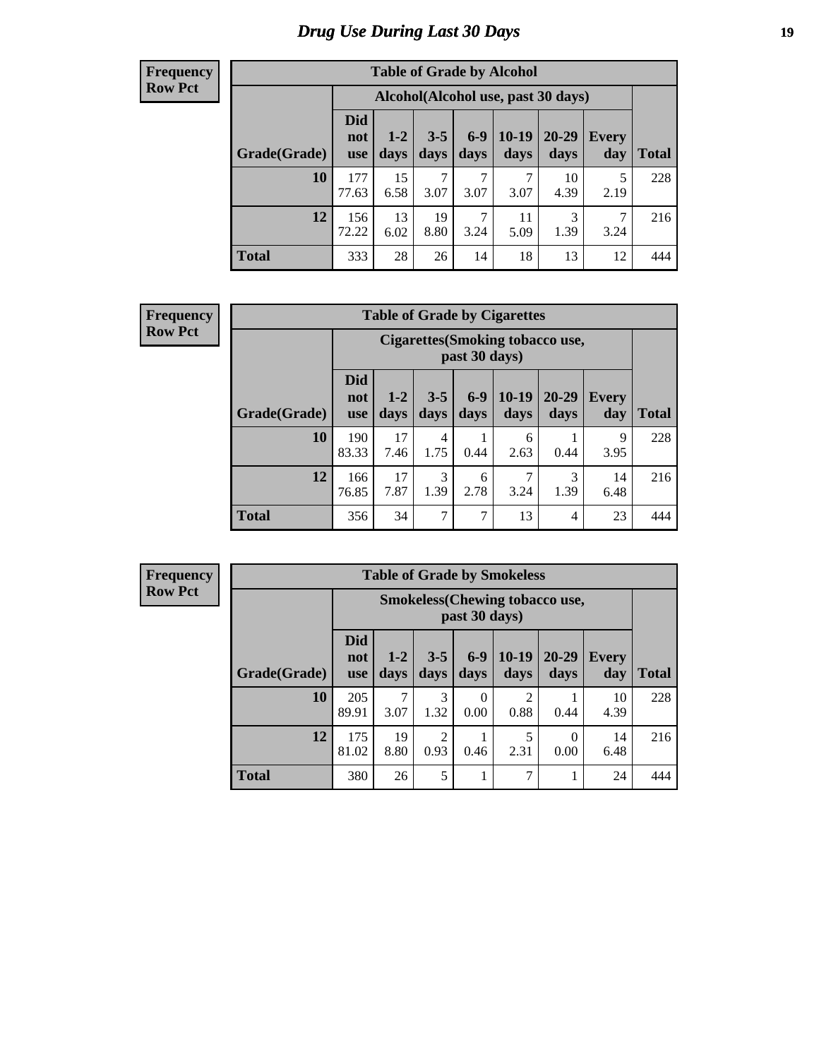# Drug Use During Last 30 Days

**Frequency**
**Row Pct**

| Table of Grade by Alcohol | | | | | | | | |
|---|---|---|---|---|---|---|---|---|
| | Alcohol(Alcohol use, past 30 days) | | | | | | | |
| Grade(Grade) | Did not use | 1-2 days | 3-5 days | 6-9 days | 10-19 days | 20-29 days | Every day | Total |
| **10** | 177<br>77.63 | 15<br>6.58 | 7<br>3.07 | 7<br>3.07 | 7<br>3.07 | 10<br>4.39 | 5<br>2.19 | 228 |
| **12** | 156<br>72.22 | 13<br>6.02 | 19<br>8.80 | 7<br>3.24 | 11<br>5.09 | 3<br>1.39 | 7<br>3.24 | 216 |
| **Total** | 333 | 28 | 26 | 14 | 18 | 13 | 12 | 444 |

**Frequency**
**Row Pct**

| Table of Grade by Cigarettes | | | | | | | | |
|---|---|---|---|---|---|---|---|---|
| | Cigarettes(Smoking tobacco use, past 30 days) | | | | | | | |
| Grade(Grade) | Did not use | 1-2 days | 3-5 days | 6-9 days | 10-19 days | 20-29 days | Every day | Total |
| **10** | 190<br>83.33 | 17<br>7.46 | 4<br>1.75 | 1<br>0.44 | 6<br>2.63 | 1<br>0.44 | 9<br>3.95 | 228 |
| **12** | 166<br>76.85 | 17<br>7.87 | 3<br>1.39 | 6<br>2.78 | 7<br>3.24 | 3<br>1.39 | 14<br>6.48 | 216 |
| **Total** | 356 | 34 | 7 | 7 | 13 | 4 | 23 | 444 |

**Frequency**
**Row Pct**

| Table of Grade by Smokeless | | | | | | | | |
|---|---|---|---|---|---|---|---|---|
| | Smokeless(Chewing tobacco use, past 30 days) | | | | | | | |
| Grade(Grade) | Did not use | 1-2 days | 3-5 days | 6-9 days | 10-19 days | 20-29 days | Every day | Total |
| **10** | 205<br>89.91 | 7<br>3.07 | 3<br>1.32 | 0<br>0.00 | 2<br>0.88 | 1<br>0.44 | 10<br>4.39 | 228 |
| **12** | 175<br>81.02 | 19<br>8.80 | 2<br>0.93 | 1<br>0.46 | 5<br>2.31 | 0<br>0.00 | 14<br>6.48 | 216 |
| **Total** | 380 | 26 | 5 | 1 | 7 | 1 | 24 | 444 |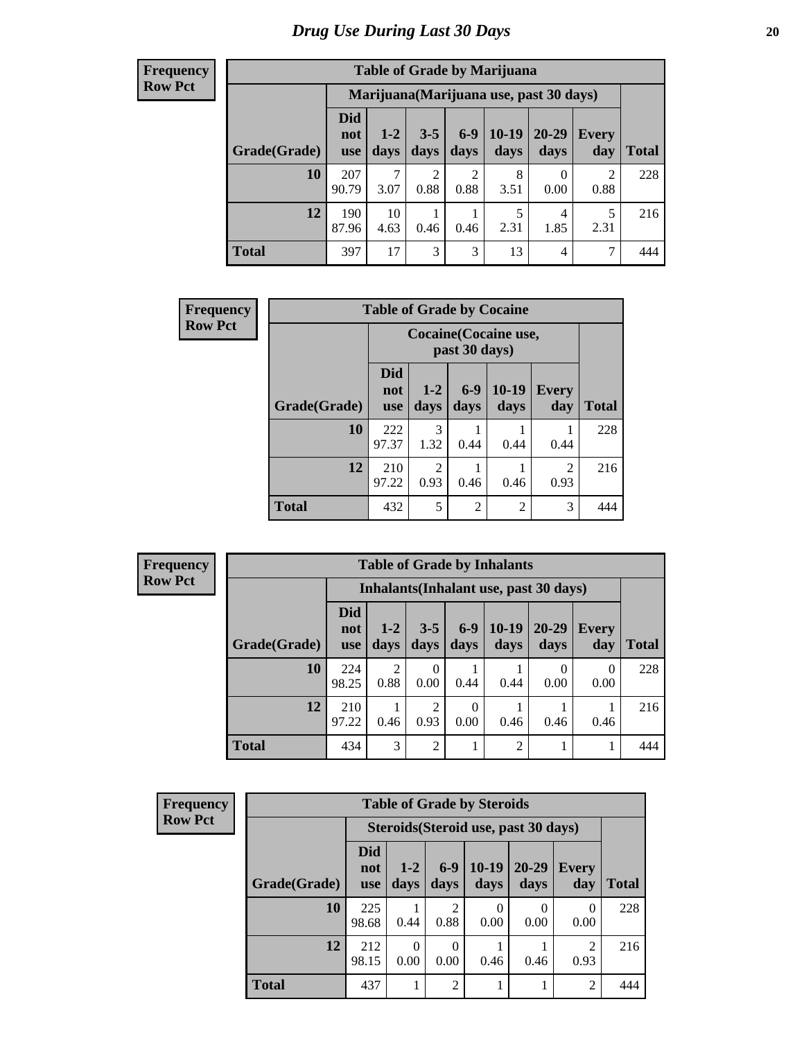# Drug Use During Last 30 Days

**Frequency**
**Row Pct**

**Table of Grade by Marijuana**

| | Marijuana(Marijuana use, past 30 days) | | | | | | | |
|---|---|---|---|---|---|---|---|---|
| **Grade(Grade)** | **Did not use** | **1-2 days** | **3-5 days** | **6-9 days** | **10-19 days** | **20-29 days** | **Every day** | **Total** |
| **10** | 207<br>90.79 | 7<br>3.07 | 2<br>0.88 | 2<br>0.88 | 8<br>3.51 | 0<br>0.00 | 2<br>0.88 | 228 |
| **12** | 190<br>87.96 | 10<br>4.63 | 1<br>0.46 | 1<br>0.46 | 5<br>2.31 | 4<br>1.85 | 5<br>2.31 | 216 |
| **Total** | 397 | 17 | 3 | 3 | 13 | 4 | 7 | 444 |

**Frequency**
**Row Pct**

**Table of Grade by Cocaine**

| | Cocaine(Cocaine use, past 30 days) | | | | | |
|---|---|---|---|---|---|---|
| **Grade(Grade)** | **Did not use** | **1-2 days** | **6-9 days** | **10-19 days** | **Every day** | **Total** |
| **10** | 222<br>97.37 | 3<br>1.32 | 1<br>0.44 | 1<br>0.44 | 1<br>0.44 | 228 |
| **12** | 210<br>97.22 | 2<br>0.93 | 1<br>0.46 | 1<br>0.46 | 2<br>0.93 | 216 |
| **Total** | 432 | 5 | 2 | 2 | 3 | 444 |

**Frequency**
**Row Pct**

**Table of Grade by Inhalants**

| | Inhalants(Inhalant use, past 30 days) | | | | | | | |
|---|---|---|---|---|---|---|---|---|
| **Grade(Grade)** | **Did not use** | **1-2 days** | **3-5 days** | **6-9 days** | **10-19 days** | **20-29 days** | **Every day** | **Total** |
| **10** | 224<br>98.25 | 2<br>0.88 | 0<br>0.00 | 1<br>0.44 | 1<br>0.44 | 0<br>0.00 | 0<br>0.00 | 228 |
| **12** | 210<br>97.22 | 1<br>0.46 | 2<br>0.93 | 0<br>0.00 | 1<br>0.46 | 1<br>0.46 | 1<br>0.46 | 216 |
| **Total** | 434 | 3 | 2 | 1 | 2 | 1 | 1 | 444 |

**Frequency**
**Row Pct**

**Table of Grade by Steroids**

| | Steroids(Steroid use, past 30 days) | | | | | | |
|---|---|---|---|---|---|---|---|
| **Grade(Grade)** | **Did not use** | **1-2 days** | **6-9 days** | **10-19 days** | **20-29 days** | **Every day** | **Total** |
| **10** | 225<br>98.68 | 1<br>0.44 | 2<br>0.88 | 0<br>0.00 | 0<br>0.00 | 0<br>0.00 | 228 |
| **12** | 212<br>98.15 | 0<br>0.00 | 0<br>0.00 | 1<br>0.46 | 1<br>0.46 | 2<br>0.93 | 216 |
| **Total** | 437 | 1 | 2 | 1 | 1 | 2 | 444 |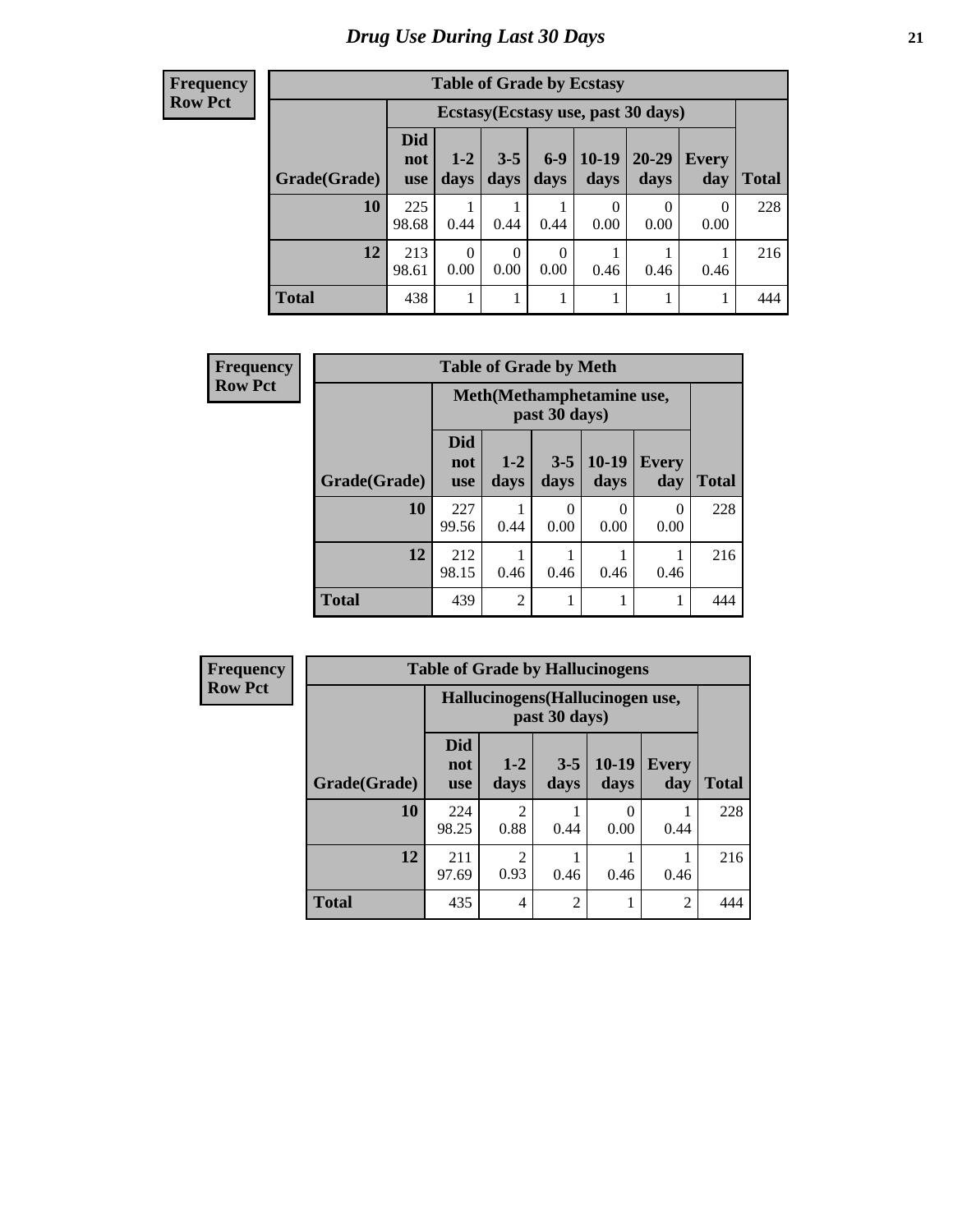# Drug Use During Last 30 Days

**Frequency**
**Row Pct**

| Table of Grade by Ecstasy | | | | | | | | |
|---|---|---|---|---|---|---|---|---|
| | Ecstasy(Ecstasy use, past 30 days) | | | | | | | |
| Grade(Grade) | Did not use | 1-2 days | 3-5 days | 6-9 days | 10-19 days | 20-29 days | Every day | Total |
| 10 | 225<br>98.68 | 1<br>0.44 | 1<br>0.44 | 1<br>0.44 | 0<br>0.00 | 0<br>0.00 | 0<br>0.00 | 228 |
| 12 | 213<br>98.61 | 0<br>0.00 | 0<br>0.00 | 0<br>0.00 | 1<br>0.46 | 1<br>0.46 | 1<br>0.46 | 216 |
| Total | 438 | 1 | 1 | 1 | 1 | 1 | 1 | 444 |

**Frequency**
**Row Pct**

| Table of Grade by Meth | | | | | | |
|---|---|---|---|---|---|---|
| | Meth(Methamphetamine use, past 30 days) | | | | | |
| Grade(Grade) | Did not use | 1-2 days | 3-5 days | 10-19 days | Every day | Total |
| 10 | 227<br>99.56 | 1<br>0.44 | 0<br>0.00 | 0<br>0.00 | 0<br>0.00 | 228 |
| 12 | 212<br>98.15 | 1<br>0.46 | 1<br>0.46 | 1<br>0.46 | 1<br>0.46 | 216 |
| Total | 439 | 2 | 1 | 1 | 1 | 444 |

**Frequency**
**Row Pct**

| Table of Grade by Hallucinogens | | | | | | |
|---|---|---|---|---|---|---|
| | Hallucinogens(Hallucinogen use, past 30 days) | | | | | |
| Grade(Grade) | Did not use | 1-2 days | 3-5 days | 10-19 days | Every day | Total |
| 10 | 224<br>98.25 | 2<br>0.88 | 1<br>0.44 | 0<br>0.00 | 1<br>0.44 | 228 |
| 12 | 211<br>97.69 | 2<br>0.93 | 1<br>0.46 | 1<br>0.46 | 1<br>0.46 | 216 |
| Total | 435 | 4 | 2 | 1 | 2 | 444 |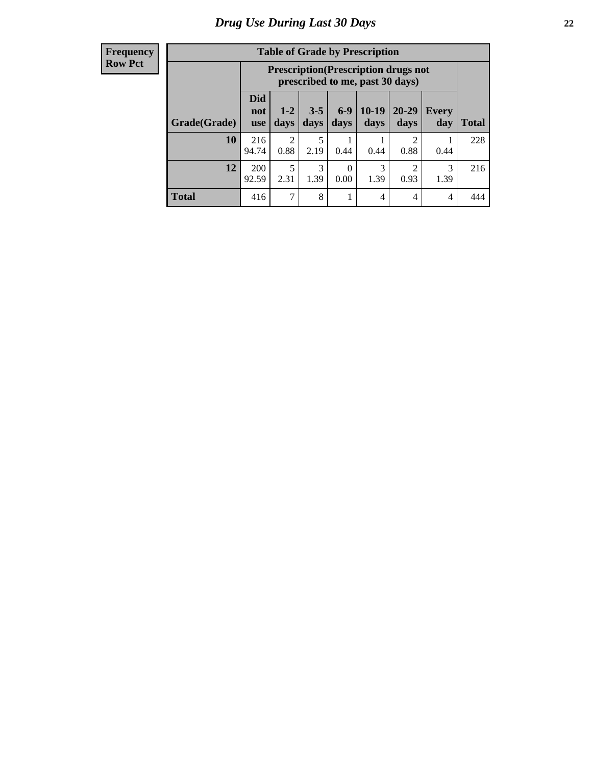# Drug Use During Last 30 Days

**Frequency**
**Row Pct**

**Table of Grade by Prescription**

| Grade(Grade) | Prescription(Prescription drugs not prescribed to me, past 30 days) | | | | | | | Total |
|---|---|---|---|---|---|---|---|---|
| | Did not use | 1-2 days | 3-5 days | 6-9 days | 10-19 days | 20-29 days | Every day | |
| **10** | 216<br>94.74 | 2<br>0.88 | 5<br>2.19 | 1<br>0.44 | 1<br>0.44 | 2<br>0.88 | 1<br>0.44 | 228 |
| **12** | 200<br>92.59 | 5<br>2.31 | 3<br>1.39 | 0<br>0.00 | 3<br>1.39 | 2<br>0.93 | 3<br>1.39 | 216 |
| **Total** | 416 | 7 | 8 | 1 | 4 | 4 | 4 | 444 |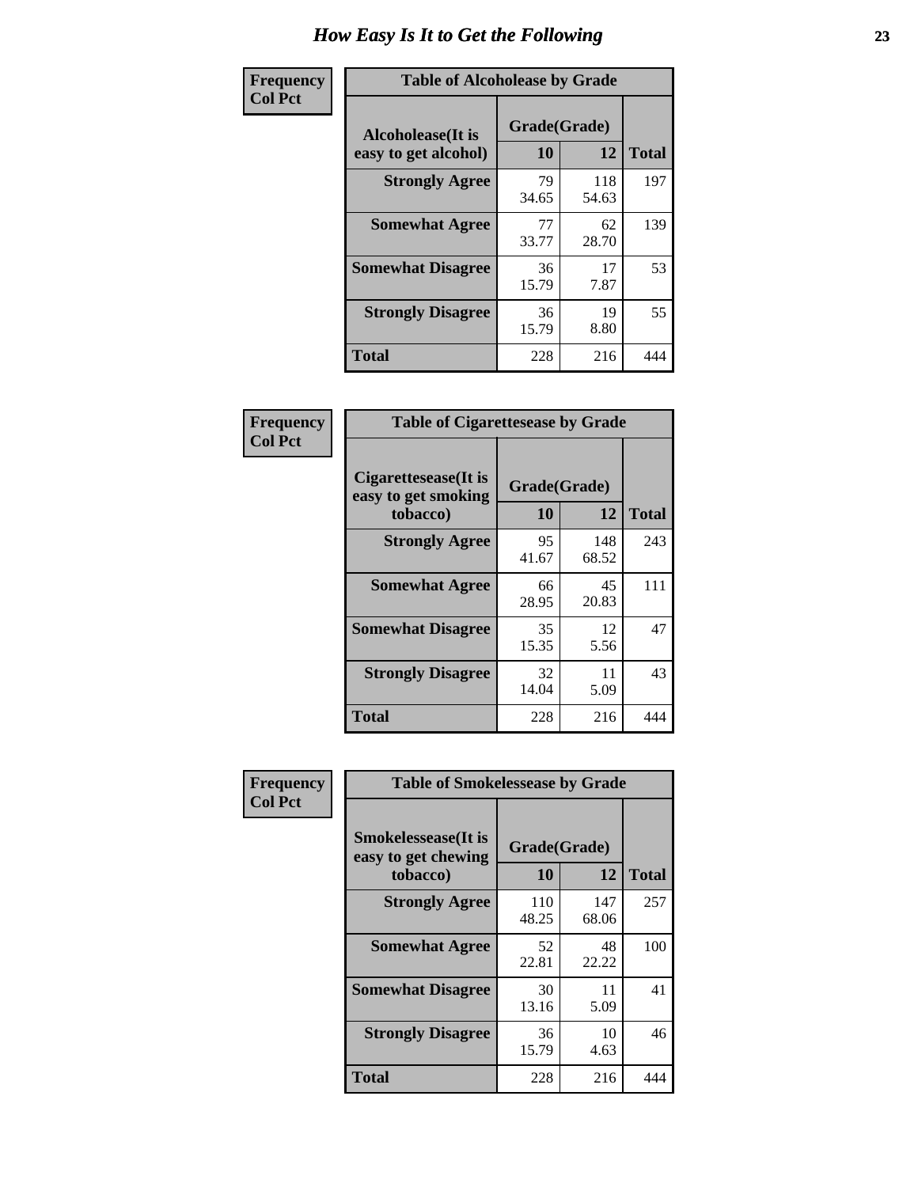# How Easy Is It to Get the Following

| Frequency Col Pct | Table of Alcoholease by Grade | | |
|---|---|---|---|
| **Alcoholease(It is easy to get alcohol)** | **Grade(Grade)** | | |
| | **10** | **12** | **Total** |
| **Strongly Agree** | 79 34.65 | 118 54.63 | 197 |
| **Somewhat Agree** | 77 33.77 | 62 28.70 | 139 |
| **Somewhat Disagree** | 36 15.79 | 17 7.87 | 53 |
| **Strongly Disagree** | 36 15.79 | 19 8.80 | 55 |
| **Total** | 228 | 216 | 444 |

| Frequency Col Pct | Table of Cigarettesease by Grade | | |
|---|---|---|---|
| **Cigarettesease(It is easy to get smoking tobacco)** | **Grade(Grade)** | | |
| | **10** | **12** | **Total** |
| **Strongly Agree** | 95 41.67 | 148 68.52 | 243 |
| **Somewhat Agree** | 66 28.95 | 45 20.83 | 111 |
| **Somewhat Disagree** | 35 15.35 | 12 5.56 | 47 |
| **Strongly Disagree** | 32 14.04 | 11 5.09 | 43 |
| **Total** | 228 | 216 | 444 |

| Frequency Col Pct | Table of Smokelessease by Grade | | |
|---|---|---|---|
| **Smokelessease(It is easy to get chewing tobacco)** | **Grade(Grade)** | | |
| | **10** | **12** | **Total** |
| **Strongly Agree** | 110 48.25 | 147 68.06 | 257 |
| **Somewhat Agree** | 52 22.81 | 48 22.22 | 100 |
| **Somewhat Disagree** | 30 13.16 | 11 5.09 | 41 |
| **Strongly Disagree** | 36 15.79 | 10 4.63 | 46 |
| **Total** | 228 | 216 | 444 |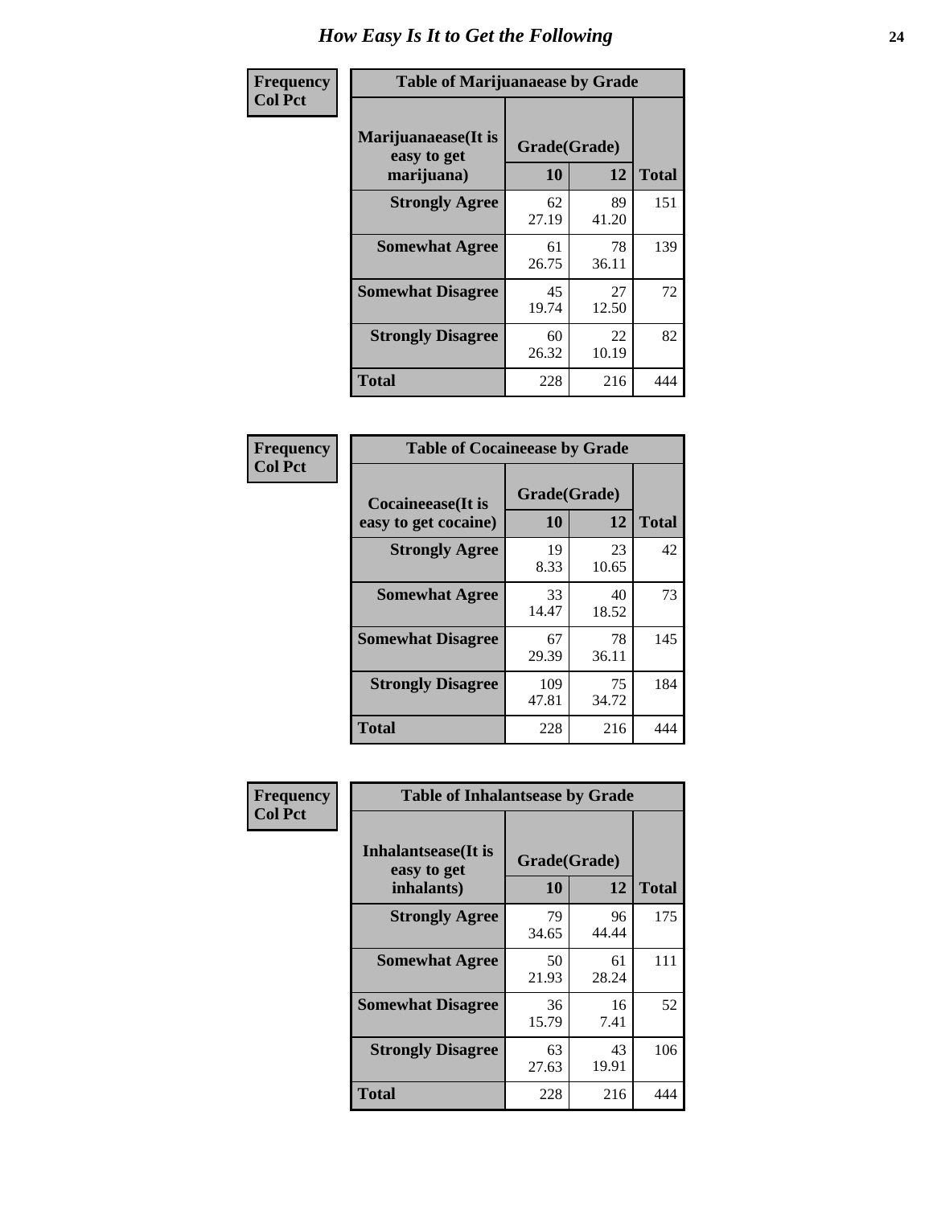# How Easy Is It to Get the Following

**Frequency**
**Col Pct**

| Table of Marijuanaease by Grade | | | |
|---|---|---|---|
| **Marijuanaease(It is easy to get marijuana)** | **Grade(Grade)** | | **Total** |
| | **10** | **12** | |
| **Strongly Agree** | 62<br>27.19 | 89<br>41.20 | 151 |
| **Somewhat Agree** | 61<br>26.75 | 78<br>36.11 | 139 |
| **Somewhat Disagree** | 45<br>19.74 | 27<br>12.50 | 72 |
| **Strongly Disagree** | 60<br>26.32 | 22<br>10.19 | 82 |
| **Total** | 228 | 216 | 444 |

**Frequency**
**Col Pct**

| Table of Cocaineease by Grade | | | |
|---|---|---|---|
| **Cocaineease(It is easy to get cocaine)** | **Grade(Grade)** | | **Total** |
| | **10** | **12** | |
| **Strongly Agree** | 19<br>8.33 | 23<br>10.65 | 42 |
| **Somewhat Agree** | 33<br>14.47 | 40<br>18.52 | 73 |
| **Somewhat Disagree** | 67<br>29.39 | 78<br>36.11 | 145 |
| **Strongly Disagree** | 109<br>47.81 | 75<br>34.72 | 184 |
| **Total** | 228 | 216 | 444 |

**Frequency**
**Col Pct**

| Table of Inhalantsease by Grade | | | |
|---|---|---|---|
| **Inhalantsease(It is easy to get inhalants)** | **Grade(Grade)** | | **Total** |
| | **10** | **12** | |
| **Strongly Agree** | 79<br>34.65 | 96<br>44.44 | 175 |
| **Somewhat Agree** | 50<br>21.93 | 61<br>28.24 | 111 |
| **Somewhat Disagree** | 36<br>15.79 | 16<br>7.41 | 52 |
| **Strongly Disagree** | 63<br>27.63 | 43<br>19.91 | 106 |
| **Total** | 228 | 216 | 444 |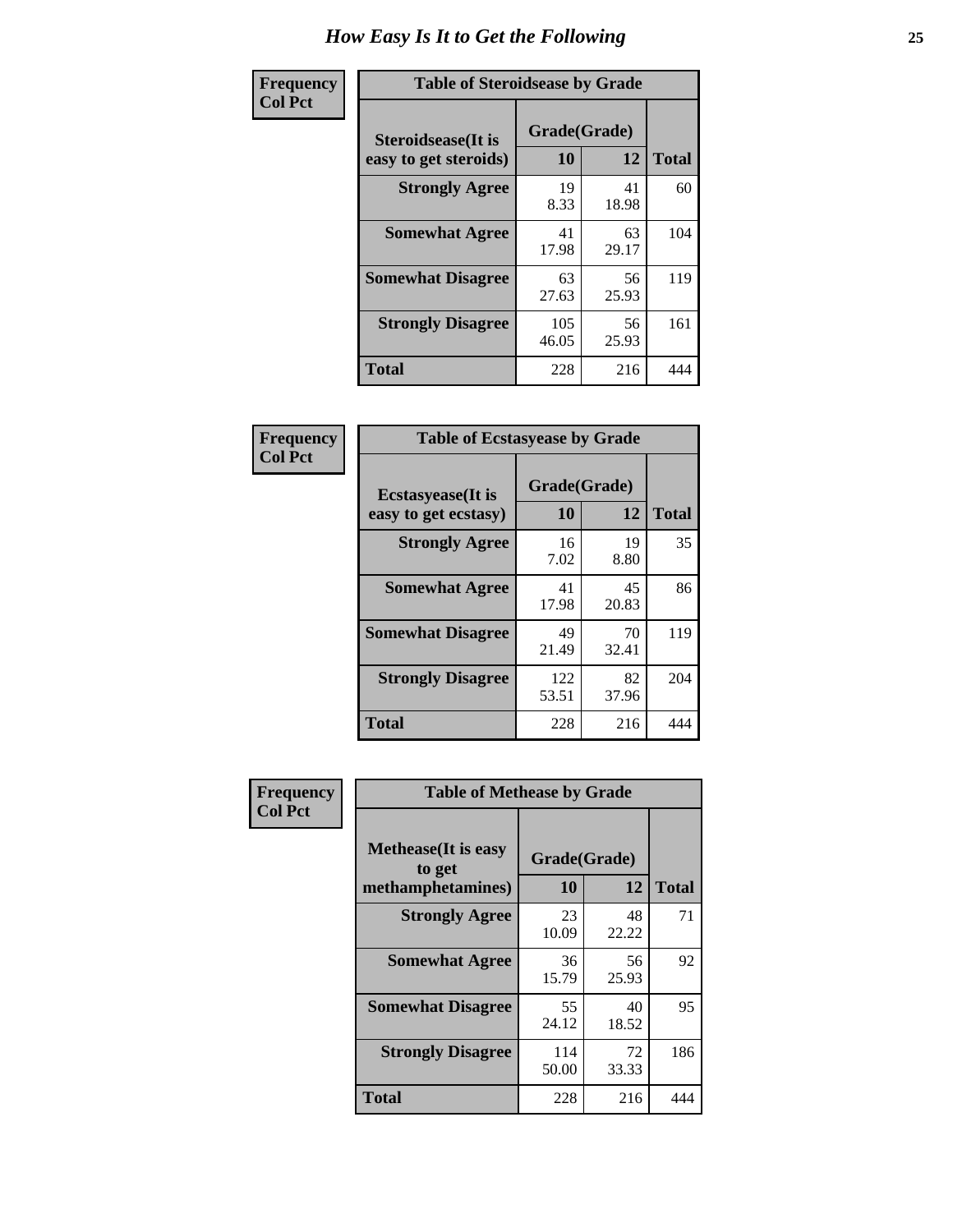# How Easy Is It to Get the Following

**Frequency**
**Col Pct**

**Table of Steroidsease by Grade**

| Steroidsease(It is easy to get steroids) | Grade(Grade) 10 | 12 | Total |
|---|---|---|---|
| **Strongly Agree** | 19<br>8.33 | 41<br>18.98 | 60 |
| **Somewhat Agree** | 41<br>17.98 | 63<br>29.17 | 104 |
| **Somewhat Disagree** | 63<br>27.63 | 56<br>25.93 | 119 |
| **Strongly Disagree** | 105<br>46.05 | 56<br>25.93 | 161 |
| **Total** | 228 | 216 | 444 |

**Frequency**
**Col Pct**

**Table of Ecstasyease by Grade**

| Ecstasyease(It is easy to get ecstasy) | Grade(Grade) 10 | 12 | Total |
|---|---|---|---|
| **Strongly Agree** | 16<br>7.02 | 19<br>8.80 | 35 |
| **Somewhat Agree** | 41<br>17.98 | 45<br>20.83 | 86 |
| **Somewhat Disagree** | 49<br>21.49 | 70<br>32.41 | 119 |
| **Strongly Disagree** | 122<br>53.51 | 82<br>37.96 | 204 |
| **Total** | 228 | 216 | 444 |

**Frequency**
**Col Pct**

**Table of Methease by Grade**

| Methease(It is easy to get methamphetamines) | Grade(Grade) 10 | 12 | Total |
|---|---|---|---|
| **Strongly Agree** | 23<br>10.09 | 48<br>22.22 | 71 |
| **Somewhat Agree** | 36<br>15.79 | 56<br>25.93 | 92 |
| **Somewhat Disagree** | 55<br>24.12 | 40<br>18.52 | 95 |
| **Strongly Disagree** | 114<br>50.00 | 72<br>33.33 | 186 |
| **Total** | 228 | 216 | 444 |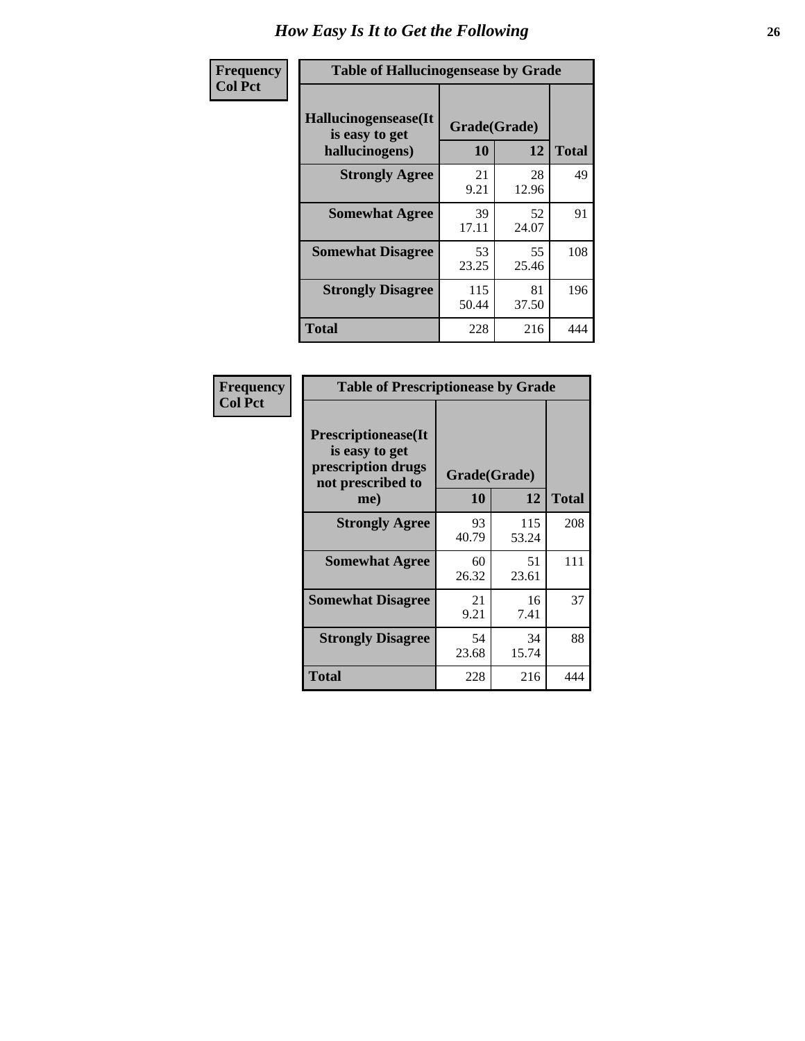# How Easy Is It to Get the Following

**Frequency**
**Col Pct**

| Table of Hallucinogensease by Grade | | | |
|---|---|---|---|
| **Hallucinogensease(It is easy to get hallucinogens)** | **Grade(Grade)** | | **Total** |
| | **10** | **12** | |
| **Strongly Agree** | 21<br>9.21 | 28<br>12.96 | 49 |
| **Somewhat Agree** | 39<br>17.11 | 52<br>24.07 | 91 |
| **Somewhat Disagree** | 53<br>23.25 | 55<br>25.46 | 108 |
| **Strongly Disagree** | 115<br>50.44 | 81<br>37.50 | 196 |
| **Total** | 228 | 216 | 444 |

**Frequency**
**Col Pct**

| Table of Prescriptionease by Grade | | | |
|---|---|---|---|
| **Prescriptionease(It is easy to get prescription drugs not prescribed to me)** | **Grade(Grade)** | | **Total** |
| | **10** | **12** | |
| **Strongly Agree** | 93<br>40.79 | 115<br>53.24 | 208 |
| **Somewhat Agree** | 60<br>26.32 | 51<br>23.61 | 111 |
| **Somewhat Disagree** | 21<br>9.21 | 16<br>7.41 | 37 |
| **Strongly Disagree** | 54<br>23.68 | 34<br>15.74 | 88 |
| **Total** | 228 | 216 | 444 |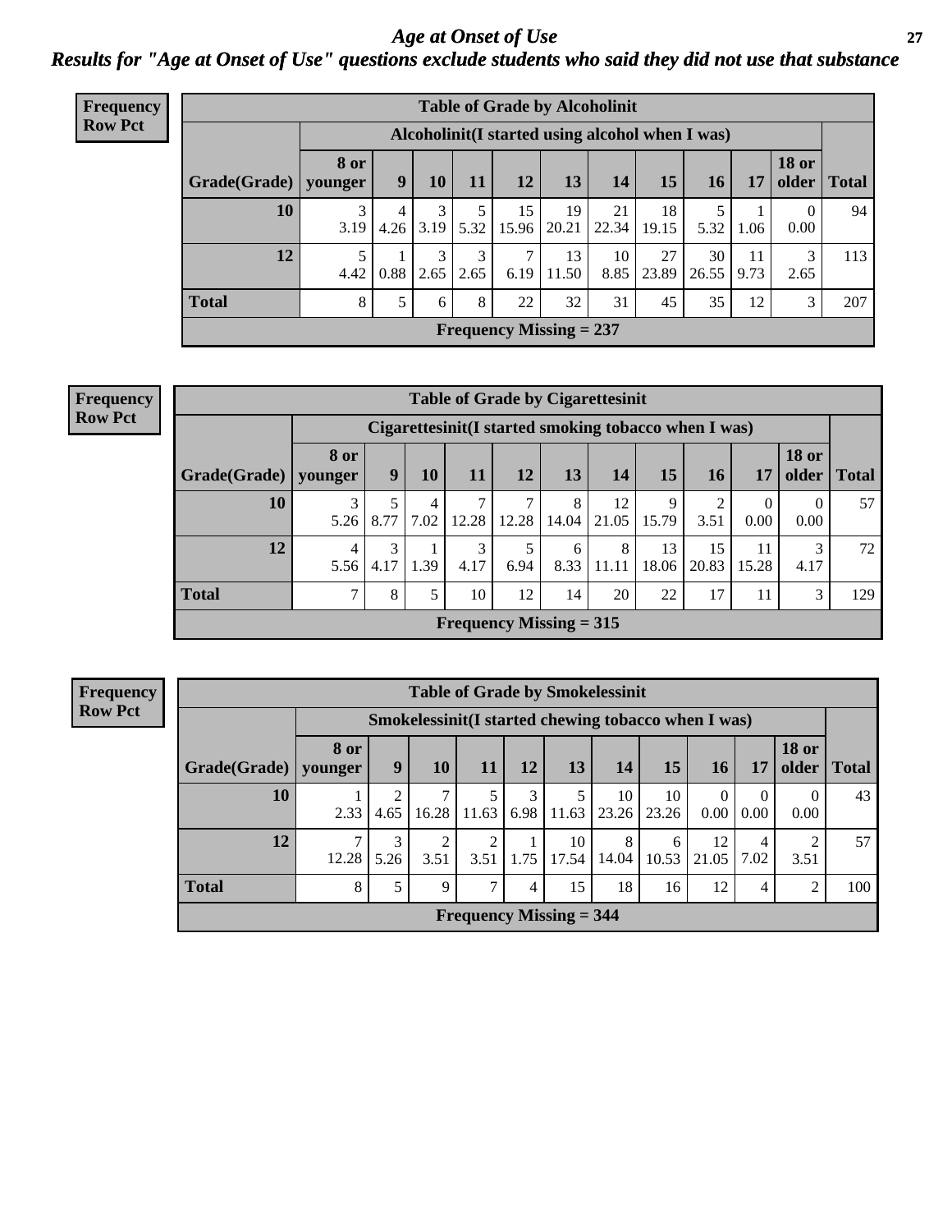# *Age at Onset of Use*

## *Results for "Age at Onset of Use" questions exclude students who said they did not use that substance*

**Frequency Row Pct**

**Table of Grade by Alcoholinit**

| Grade(Grade) | Alcoholinit(I started using alcohol when I was) | | | | | | | | | | | Total |
|---|---|---|---|---|---|---|---|---|---|---|---|---|
| | 8 or younger | 9 | 10 | 11 | 12 | 13 | 14 | 15 | 16 | 17 | 18 or older | |
| **10** | 3<br>3.19 | 4<br>4.26 | 3<br>3.19 | 5<br>5.32 | 15<br>15.96 | 19<br>20.21 | 21<br>22.34 | 18<br>19.15 | 5<br>5.32 | 1<br>1.06 | 0<br>0.00 | 94 |
| **12** | 5<br>4.42 | 1<br>0.88 | 3<br>2.65 | 3<br>2.65 | 7<br>6.19 | 13<br>11.50 | 10<br>8.85 | 27<br>23.89 | 30<br>26.55 | 11<br>9.73 | 3<br>2.65 | 113 |
| **Total** | 8 | 5 | 6 | 8 | 22 | 32 | 31 | 45 | 35 | 12 | 3 | 207 |

**Frequency Missing = 237**

**Frequency Row Pct**

**Table of Grade by Cigarettesinit**

| Grade(Grade) | Cigarettesinit(I started smoking tobacco when I was) | | | | | | | | | | | Total |
|---|---|---|---|---|---|---|---|---|---|---|---|---|
| | 8 or younger | 9 | 10 | 11 | 12 | 13 | 14 | 15 | 16 | 17 | 18 or older | |
| **10** | 3<br>5.26 | 5<br>8.77 | 4<br>7.02 | 7<br>12.28 | 7<br>12.28 | 8<br>14.04 | 12<br>21.05 | 9<br>15.79 | 2<br>3.51 | 0<br>0.00 | 0<br>0.00 | 57 |
| **12** | 4<br>5.56 | 3<br>4.17 | 1<br>1.39 | 3<br>4.17 | 5<br>6.94 | 6<br>8.33 | 8<br>11.11 | 13<br>18.06 | 15<br>20.83 | 11<br>15.28 | 3<br>4.17 | 72 |
| **Total** | 7 | 8 | 5 | 10 | 12 | 14 | 20 | 22 | 17 | 11 | 3 | 129 |

**Frequency Missing = 315**

**Frequency Row Pct**

**Table of Grade by Smokelessinit**

| Grade(Grade) | Smokelessinit(I started chewing tobacco when I was) | | | | | | | | | | | Total |
|---|---|---|---|---|---|---|---|---|---|---|---|---|
| | 8 or younger | 9 | 10 | 11 | 12 | 13 | 14 | 15 | 16 | 17 | 18 or older | |
| **10** | 1<br>2.33 | 2<br>4.65 | 7<br>16.28 | 5<br>11.63 | 3<br>6.98 | 5<br>11.63 | 10<br>23.26 | 10<br>23.26 | 0<br>0.00 | 0<br>0.00 | 0<br>0.00 | 43 |
| **12** | 7<br>12.28 | 3<br>5.26 | 2<br>3.51 | 2<br>3.51 | 1<br>1.75 | 10<br>17.54 | 8<br>14.04 | 6<br>10.53 | 12<br>21.05 | 4<br>7.02 | 2<br>3.51 | 57 |
| **Total** | 8 | 5 | 9 | 7 | 4 | 15 | 18 | 16 | 12 | 4 | 2 | 100 |

**Frequency Missing = 344**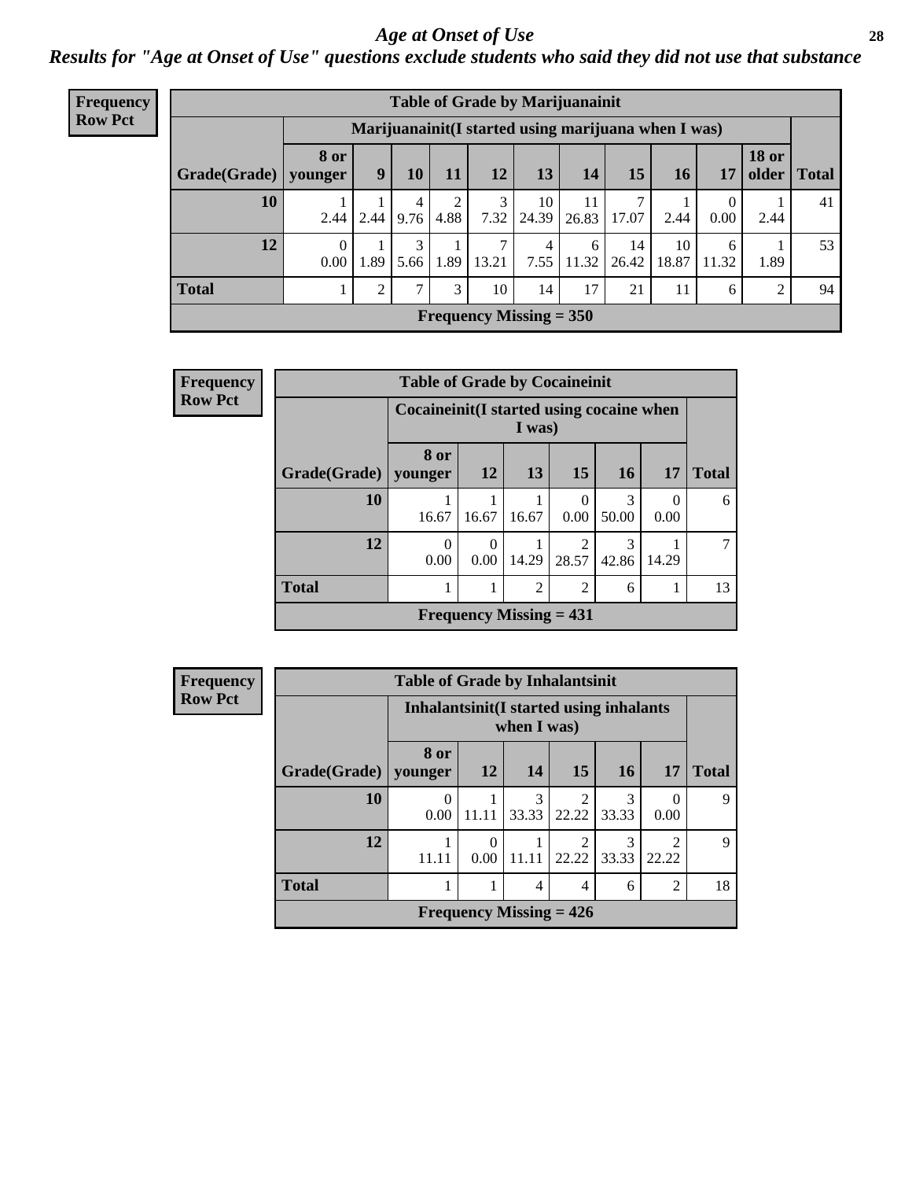# Age at Onset of Use

## Results for "Age at Onset of Use" questions exclude students who said they did not use that substance

**Frequency**
**Row Pct**

**Table of Grade by Marijuanainit**

| | Marijuanainit(I started using marijuana when I was) | | | | | | | | | | | |
|---|---|---|---|---|---|---|---|---|---|---|---|---|
| Grade(Grade) | 8 or younger | 9 | 10 | 11 | 12 | 13 | 14 | 15 | 16 | 17 | 18 or older | Total |
| 10 | 1<br>2.44 | 1<br>2.44 | 4<br>9.76 | 2<br>4.88 | 3<br>7.32 | 10<br>24.39 | 11<br>26.83 | 7<br>17.07 | 1<br>2.44 | 0<br>0.00 | 1<br>2.44 | 41 |
| 12 | 0<br>0.00 | 1<br>1.89 | 3<br>5.66 | 1<br>1.89 | 7<br>13.21 | 4<br>7.55 | 6<br>11.32 | 14<br>26.42 | 10<br>18.87 | 6<br>11.32 | 1<br>1.89 | 53 |
| Total | 1 | 2 | 7 | 3 | 10 | 14 | 17 | 21 | 11 | 6 | 2 | 94 |

**Frequency Missing = 350**

**Frequency**
**Row Pct**

**Table of Grade by Cocaineinit**

| | Cocaineinit(I started using cocaine when I was) | | | | | | |
|---|---|---|---|---|---|---|---|
| Grade(Grade) | 8 or younger | 12 | 13 | 15 | 16 | 17 | Total |
| 10 | 1<br>16.67 | 1<br>16.67 | 1<br>16.67 | 0<br>0.00 | 3<br>50.00 | 0<br>0.00 | 6 |
| 12 | 0<br>0.00 | 0<br>0.00 | 1<br>14.29 | 2<br>28.57 | 3<br>42.86 | 1<br>14.29 | 7 |
| Total | 1 | 1 | 2 | 2 | 6 | 1 | 13 |

**Frequency Missing = 431**

**Frequency**
**Row Pct**

**Table of Grade by Inhalantsinit**

| | Inhalantsinit(I started using inhalants when I was) | | | | | | |
|---|---|---|---|---|---|---|---|
| Grade(Grade) | 8 or younger | 12 | 14 | 15 | 16 | 17 | Total |
| 10 | 0<br>0.00 | 1<br>11.11 | 3<br>33.33 | 2<br>22.22 | 3<br>33.33 | 0<br>0.00 | 9 |
| 12 | 1<br>11.11 | 0<br>0.00 | 1<br>11.11 | 2<br>22.22 | 3<br>33.33 | 2<br>22.22 | 9 |
| Total | 1 | 1 | 4 | 4 | 6 | 2 | 18 |

**Frequency Missing = 426**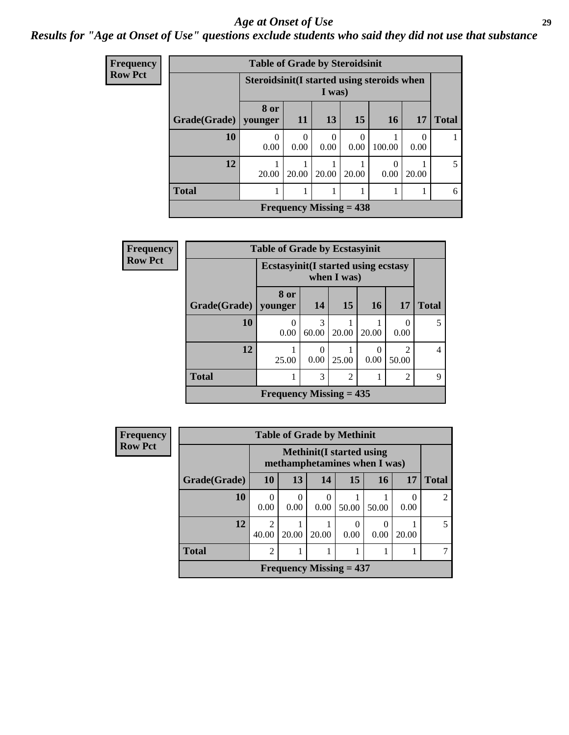## *Age at Onset of Use*

***Results for "Age at Onset of Use" questions exclude students who said they did not use that substance***

**Frequency**
**Row Pct**

| Table of Grade by Steroidsinit | | | | | | | |
|---|---|---|---|---|---|---|---|
| | Steroidsinit(I started using steroids when I was) | | | | | | |
| Grade(Grade) | 8 or younger | 11 | 13 | 15 | 16 | 17 | Total |
| 10 | 0<br>0.00 | 0<br>0.00 | 0<br>0.00 | 0<br>0.00 | 1<br>100.00 | 0<br>0.00 | 1 |
| 12 | 1<br>20.00 | 1<br>20.00 | 1<br>20.00 | 1<br>20.00 | 0<br>0.00 | 1<br>20.00 | 5 |
| Total | 1 | 1 | 1 | 1 | 1 | 1 | 6 |
| Frequency Missing = 438 | | | | | | | |

**Frequency**
**Row Pct**

| Table of Grade by Ecstasyinit | | | | | | |
|---|---|---|---|---|---|---|
| | Ecstasyinit(I started using ecstasy when I was) | | | | | |
| Grade(Grade) | 8 or younger | 14 | 15 | 16 | 17 | Total |
| 10 | 0<br>0.00 | 3<br>60.00 | 1<br>20.00 | 1<br>20.00 | 0<br>0.00 | 5 |
| 12 | 1<br>25.00 | 0<br>0.00 | 1<br>25.00 | 0<br>0.00 | 2<br>50.00 | 4 |
| Total | 1 | 3 | 2 | 1 | 2 | 9 |
| Frequency Missing = 435 | | | | | | |

**Frequency**
**Row Pct**

| Table of Grade by Methinit | | | | | | | |
|---|---|---|---|---|---|---|---|
| | Methinit(I started using methamphetamines when I was) | | | | | | |
| Grade(Grade) | 10 | 13 | 14 | 15 | 16 | 17 | Total |
| 10 | 0<br>0.00 | 0<br>0.00 | 0<br>0.00 | 1<br>50.00 | 1<br>50.00 | 0<br>0.00 | 2 |
| 12 | 2<br>40.00 | 1<br>20.00 | 1<br>20.00 | 0<br>0.00 | 0<br>0.00 | 1<br>20.00 | 5 |
| Total | 2 | 1 | 1 | 1 | 1 | 1 | 7 |
| Frequency Missing = 437 | | | | | | | |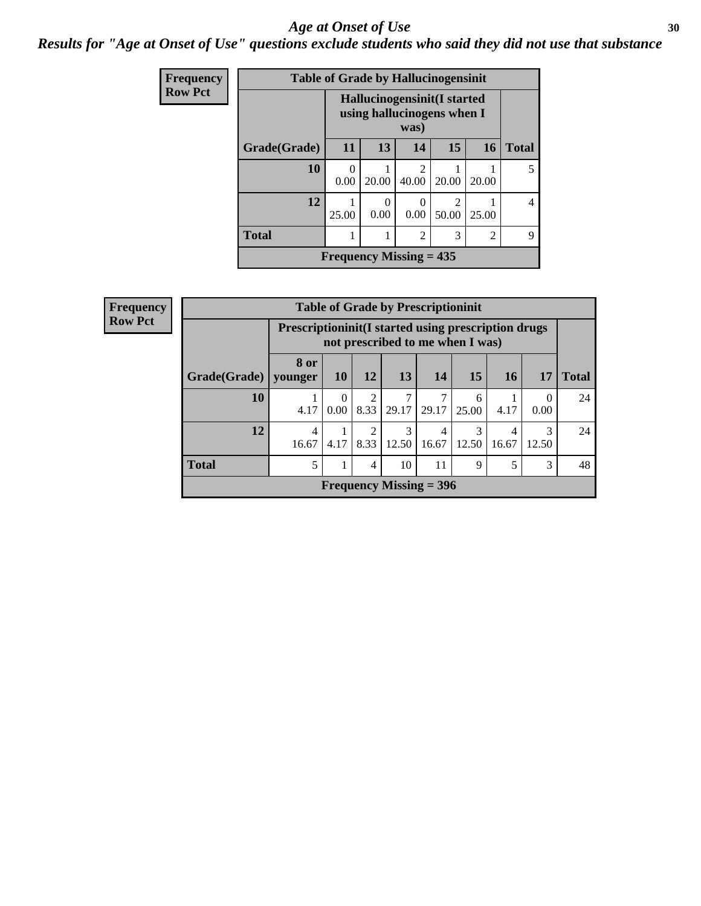# Age at Onset of Use

*Results for "Age at Onset of Use" questions exclude students who said they did not use that substance*

**Frequency**
**Row Pct**

| Table of Grade by Hallucinogensinit | | | | | | |
|---|---|---|---|---|---|---|
| | Hallucinogensinit(I started using hallucinogens when I was) | | | | | |
| Grade(Grade) | 11 | 13 | 14 | 15 | 16 | Total |
| 10 | 0<br>0.00 | 1<br>20.00 | 2<br>40.00 | 1<br>20.00 | 1<br>20.00 | 5 |
| 12 | 1<br>25.00 | 0<br>0.00 | 0<br>0.00 | 2<br>50.00 | 1<br>25.00 | 4 |
| Total | 1 | 1 | 2 | 3 | 2 | 9 |
| Frequency Missing = 435 | | | | | | |

**Frequency**
**Row Pct**

| Table of Grade by Prescriptioninit | | | | | | | | | |
|---|---|---|---|---|---|---|---|---|---|
| | Prescriptioninit(I started using prescription drugs not prescribed to me when I was) | | | | | | | | |
| Grade(Grade) | 8 or younger | 10 | 12 | 13 | 14 | 15 | 16 | 17 | Total |
| 10 | 1<br>4.17 | 0<br>0.00 | 2<br>8.33 | 7<br>29.17 | 7<br>29.17 | 6<br>25.00 | 1<br>4.17 | 0<br>0.00 | 24 |
| 12 | 4<br>16.67 | 1<br>4.17 | 2<br>8.33 | 3<br>12.50 | 4<br>16.67 | 3<br>12.50 | 4<br>16.67 | 3<br>12.50 | 24 |
| Total | 5 | 1 | 4 | 10 | 11 | 9 | 5 | 3 | 48 |
| Frequency Missing = 396 | | | | | | | | | |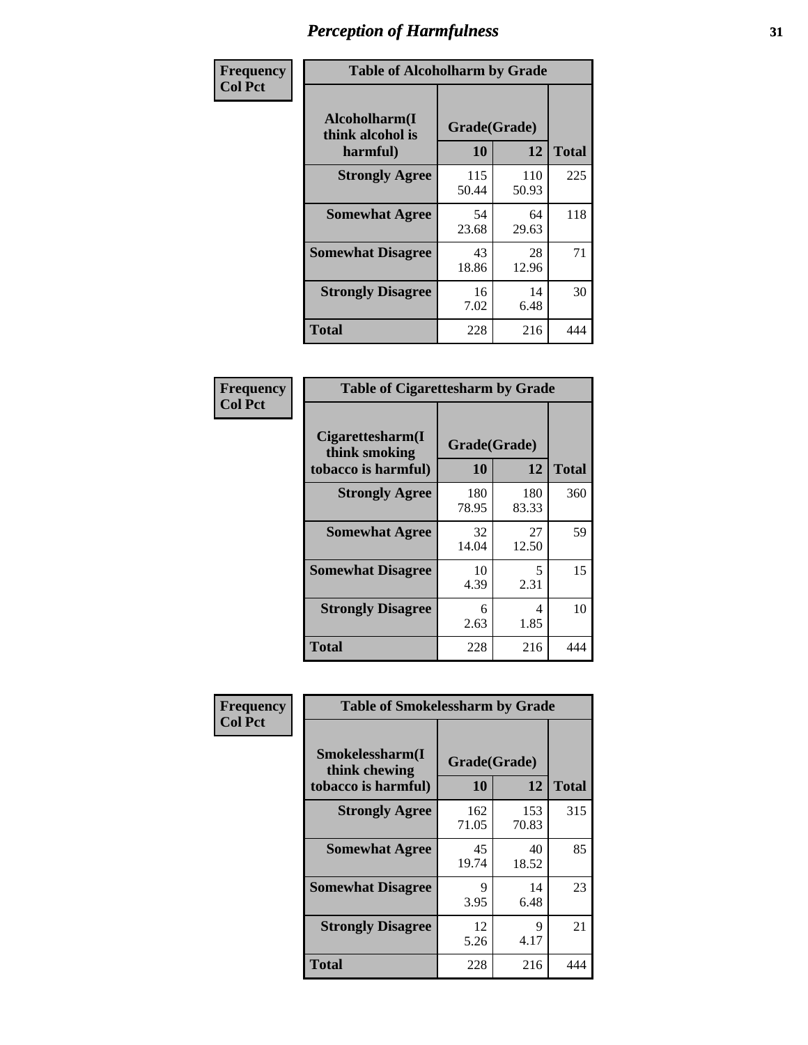# Perception of Harmfulness

| Frequency Col Pct | Table of Alcoholharm by Grade | | |
|---|---|---|---|
| Alcoholharm(I think alcohol is harmful) | Grade(Grade) | | Total |
| | 10 | 12 | |
| Strongly Agree | 115<br>50.44 | 110<br>50.93 | 225 |
| Somewhat Agree | 54<br>23.68 | 64<br>29.63 | 118 |
| Somewhat Disagree | 43<br>18.86 | 28<br>12.96 | 71 |
| Strongly Disagree | 16<br>7.02 | 14<br>6.48 | 30 |
| Total | 228 | 216 | 444 |

| Frequency Col Pct | Table of Cigarettesharm by Grade | | |
|---|---|---|---|
| Cigarettesharm(I think smoking tobacco is harmful) | Grade(Grade) | | Total |
| | 10 | 12 | |
| Strongly Agree | 180<br>78.95 | 180<br>83.33 | 360 |
| Somewhat Agree | 32<br>14.04 | 27<br>12.50 | 59 |
| Somewhat Disagree | 10<br>4.39 | 5<br>2.31 | 15 |
| Strongly Disagree | 6<br>2.63 | 4<br>1.85 | 10 |
| Total | 228 | 216 | 444 |

| Frequency Col Pct | Table of Smokelessharm by Grade | | |
|---|---|---|---|
| Smokelessharm(I think chewing tobacco is harmful) | Grade(Grade) | | Total |
| | 10 | 12 | |
| Strongly Agree | 162<br>71.05 | 153<br>70.83 | 315 |
| Somewhat Agree | 45<br>19.74 | 40<br>18.52 | 85 |
| Somewhat Disagree | 9<br>3.95 | 14<br>6.48 | 23 |
| Strongly Disagree | 12<br>5.26 | 9<br>4.17 | 21 |
| Total | 228 | 216 | 444 |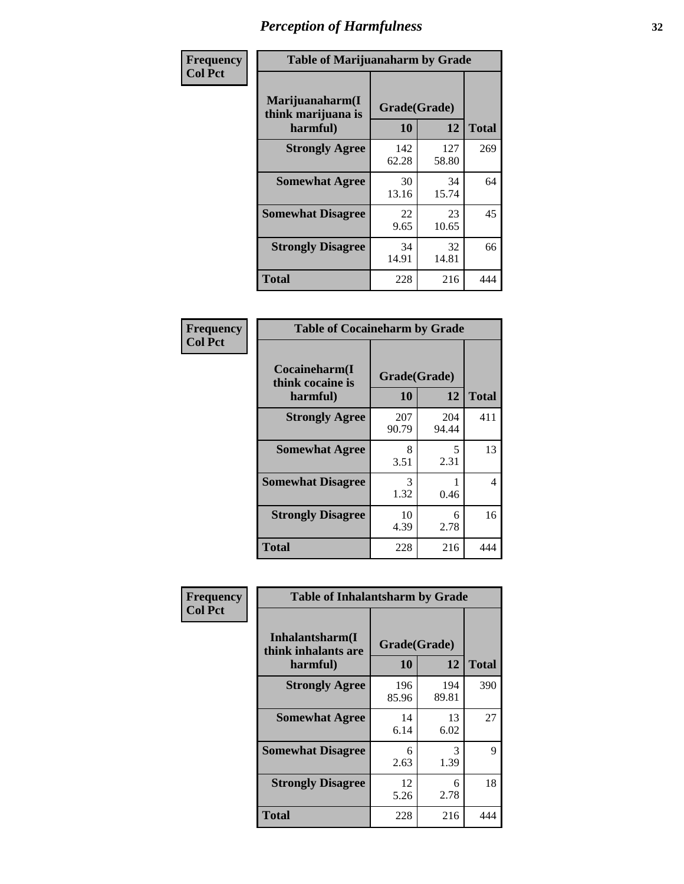# Perception of Harmfulness

**Frequency**
**Col Pct**

| Table of Marijuanaharm by Grade | | | |
|---|---|---|---|
| Marijuanaharm(I think marijuana is harmful) | Grade(Grade) | | |
| | 10 | 12 | Total |
| **Strongly Agree** | 142<br>62.28 | 127<br>58.80 | 269 |
| **Somewhat Agree** | 30<br>13.16 | 34<br>15.74 | 64 |
| **Somewhat Disagree** | 22<br>9.65 | 23<br>10.65 | 45 |
| **Strongly Disagree** | 34<br>14.91 | 32<br>14.81 | 66 |
| **Total** | 228 | 216 | 444 |

**Frequency**
**Col Pct**

| Table of Cocaineharm by Grade | | | |
|---|---|---|---|
| Cocaineharm(I think cocaine is harmful) | Grade(Grade) | | |
| | 10 | 12 | Total |
| **Strongly Agree** | 207<br>90.79 | 204<br>94.44 | 411 |
| **Somewhat Agree** | 8<br>3.51 | 5<br>2.31 | 13 |
| **Somewhat Disagree** | 3<br>1.32 | 1<br>0.46 | 4 |
| **Strongly Disagree** | 10<br>4.39 | 6<br>2.78 | 16 |
| **Total** | 228 | 216 | 444 |

**Frequency**
**Col Pct**

| Table of Inhalantsharm by Grade | | | |
|---|---|---|---|
| Inhalantsharm(I think inhalants are harmful) | Grade(Grade) | | |
| | 10 | 12 | Total |
| **Strongly Agree** | 196<br>85.96 | 194<br>89.81 | 390 |
| **Somewhat Agree** | 14<br>6.14 | 13<br>6.02 | 27 |
| **Somewhat Disagree** | 6<br>2.63 | 3<br>1.39 | 9 |
| **Strongly Disagree** | 12<br>5.26 | 6<br>2.78 | 18 |
| **Total** | 228 | 216 | 444 |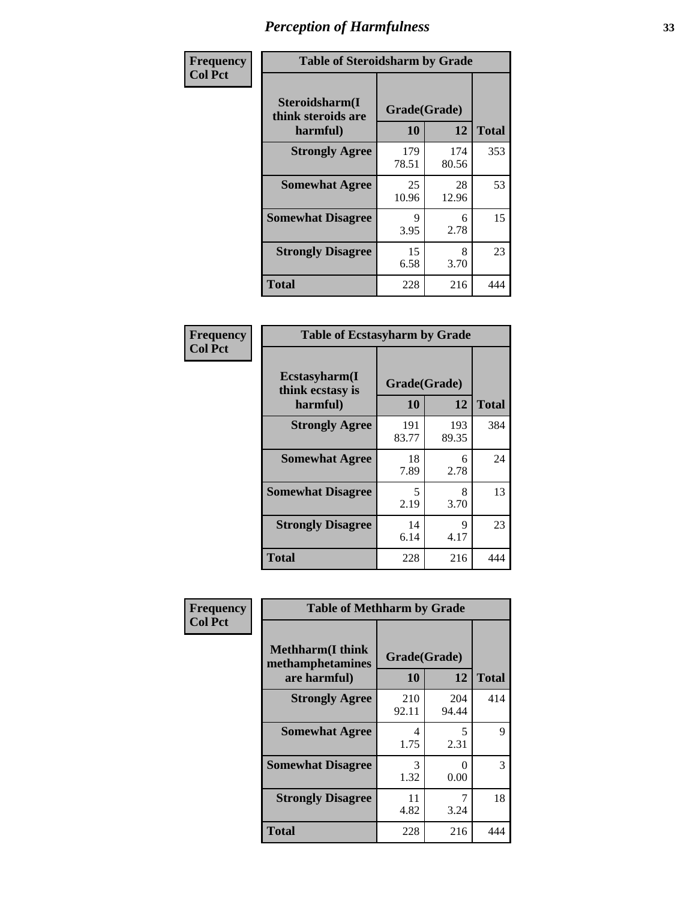# Perception of Harmfulness

| Frequency<br>Col Pct | Table of Steroidsharm by Grade | | |
|---|---|---|---|
| Steroidsharm(I think steroids are harmful) | Grade(Grade) | | |
| | 10 | 12 | Total |
| Strongly Agree | 179<br>78.51 | 174<br>80.56 | 353 |
| Somewhat Agree | 25<br>10.96 | 28<br>12.96 | 53 |
| Somewhat Disagree | 9<br>3.95 | 6<br>2.78 | 15 |
| Strongly Disagree | 15<br>6.58 | 8<br>3.70 | 23 |
| Total | 228 | 216 | 444 |

| Frequency<br>Col Pct | Table of Ecstasyharm by Grade | | |
|---|---|---|---|
| Ecstasyharm(I think ecstasy is harmful) | Grade(Grade) | | |
| | 10 | 12 | Total |
| Strongly Agree | 191<br>83.77 | 193<br>89.35 | 384 |
| Somewhat Agree | 18<br>7.89 | 6<br>2.78 | 24 |
| Somewhat Disagree | 5<br>2.19 | 8<br>3.70 | 13 |
| Strongly Disagree | 14<br>6.14 | 9<br>4.17 | 23 |
| Total | 228 | 216 | 444 |

| Frequency<br>Col Pct | Table of Methharm by Grade | | |
|---|---|---|---|
| Methharm(I think methamphetamines are harmful) | Grade(Grade) | | |
| | 10 | 12 | Total |
| Strongly Agree | 210<br>92.11 | 204<br>94.44 | 414 |
| Somewhat Agree | 4<br>1.75 | 5<br>2.31 | 9 |
| Somewhat Disagree | 3<br>1.32 | 0<br>0.00 | 3 |
| Strongly Disagree | 11<br>4.82 | 7<br>3.24 | 18 |
| Total | 228 | 216 | 444 |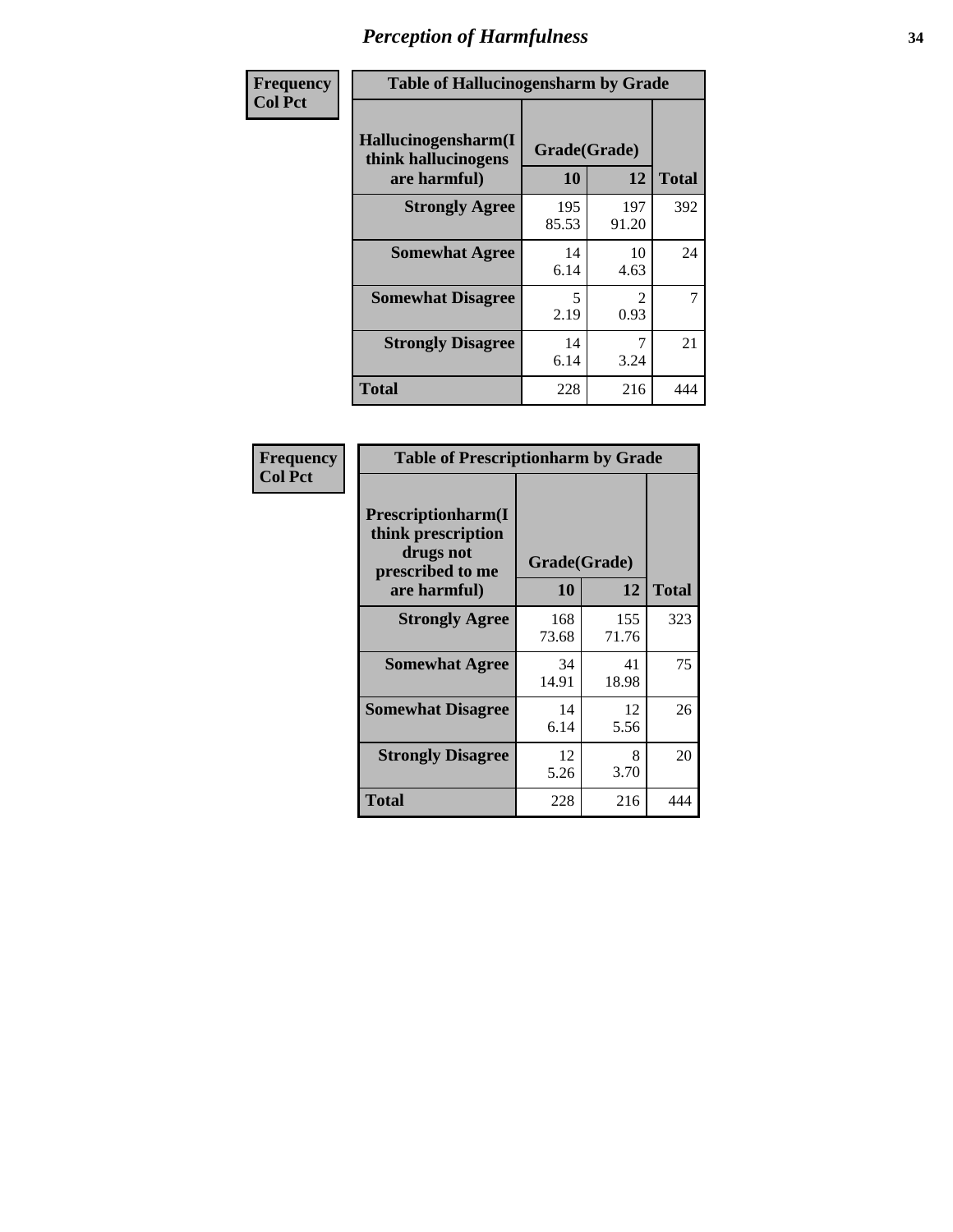# Perception of Harmfulness

| Frequency Col Pct | Table of Hallucinogensharm by Grade | | |
|---|---|---|---|
| Hallucinogensharm(I think hallucinogens are harmful) | Grade(Grade) | | |
| | 10 | 12 | Total |
| Strongly Agree | 195<br>85.53 | 197<br>91.20 | 392 |
| Somewhat Agree | 14<br>6.14 | 10<br>4.63 | 24 |
| Somewhat Disagree | 5<br>2.19 | 2<br>0.93 | 7 |
| Strongly Disagree | 14<br>6.14 | 7<br>3.24 | 21 |
| Total | 228 | 216 | 444 |

| Frequency Col Pct | Table of Prescriptionharm by Grade | | |
|---|---|---|---|
| Prescriptionharm(I think prescription drugs not prescribed to me are harmful) | Grade(Grade) | | |
| | 10 | 12 | Total |
| Strongly Agree | 168<br>73.68 | 155<br>71.76 | 323 |
| Somewhat Agree | 34<br>14.91 | 41<br>18.98 | 75 |
| Somewhat Disagree | 14<br>6.14 | 12<br>5.56 | 26 |
| Strongly Disagree | 12<br>5.26 | 8<br>3.70 | 20 |
| Total | 228 | 216 | 444 |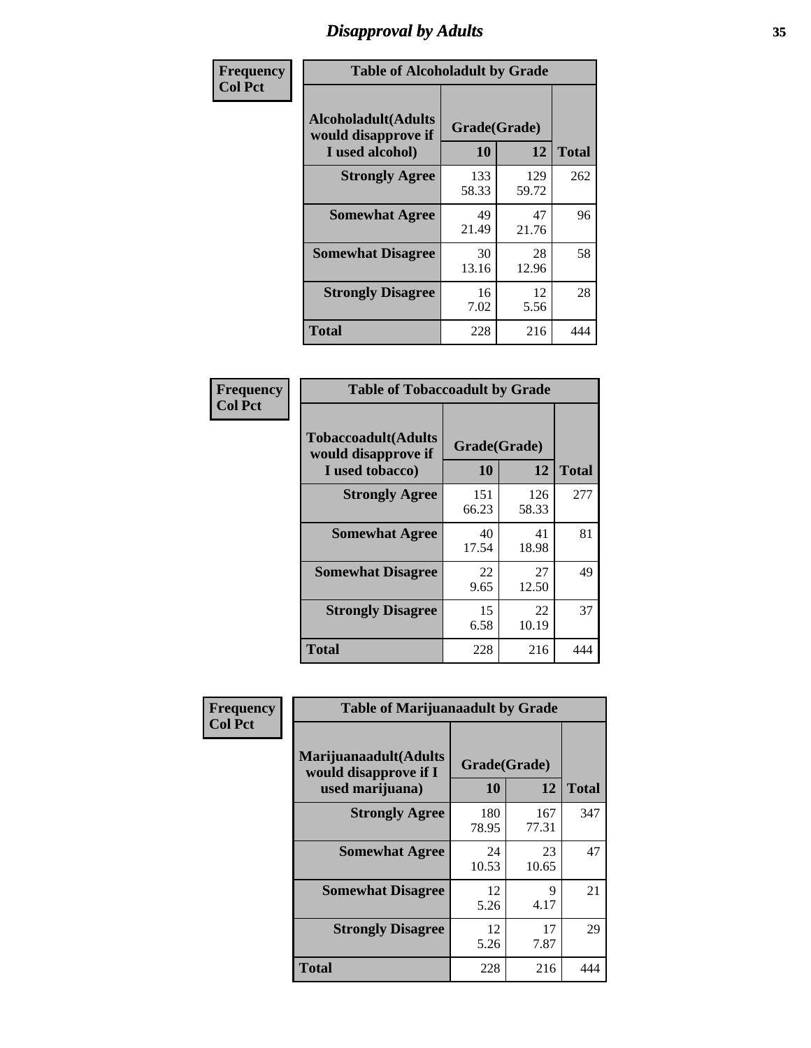# Disapproval by Adults

| Frequency<br>Col Pct | Table of Alcoholadult by Grade | | |
|---|---|---|---|
| **Alcoholadult(Adults would disapprove if I used alcohol)** | **Grade(Grade)** | | |
| | **10** | **12** | **Total** |
| **Strongly Agree** | 133<br>58.33 | 129<br>59.72 | 262 |
| **Somewhat Agree** | 49<br>21.49 | 47<br>21.76 | 96 |
| **Somewhat Disagree** | 30<br>13.16 | 28<br>12.96 | 58 |
| **Strongly Disagree** | 16<br>7.02 | 12<br>5.56 | 28 |
| **Total** | 228 | 216 | 444 |

| Frequency<br>Col Pct | Table of Tobaccoadult by Grade | | |
|---|---|---|---|
| **Tobaccoadult(Adults would disapprove if I used tobacco)** | **Grade(Grade)** | | |
| | **10** | **12** | **Total** |
| **Strongly Agree** | 151<br>66.23 | 126<br>58.33 | 277 |
| **Somewhat Agree** | 40<br>17.54 | 41<br>18.98 | 81 |
| **Somewhat Disagree** | 22<br>9.65 | 27<br>12.50 | 49 |
| **Strongly Disagree** | 15<br>6.58 | 22<br>10.19 | 37 |
| **Total** | 228 | 216 | 444 |

| Frequency<br>Col Pct | Table of Marijuanaadult by Grade | | |
|---|---|---|---|
| **Marijuanaadult(Adults would disapprove if I used marijuana)** | **Grade(Grade)** | | |
| | **10** | **12** | **Total** |
| **Strongly Agree** | 180<br>78.95 | 167<br>77.31 | 347 |
| **Somewhat Agree** | 24<br>10.53 | 23<br>10.65 | 47 |
| **Somewhat Disagree** | 12<br>5.26 | 9<br>4.17 | 21 |
| **Strongly Disagree** | 12<br>5.26 | 17<br>7.87 | 29 |
| **Total** | 228 | 216 | 444 |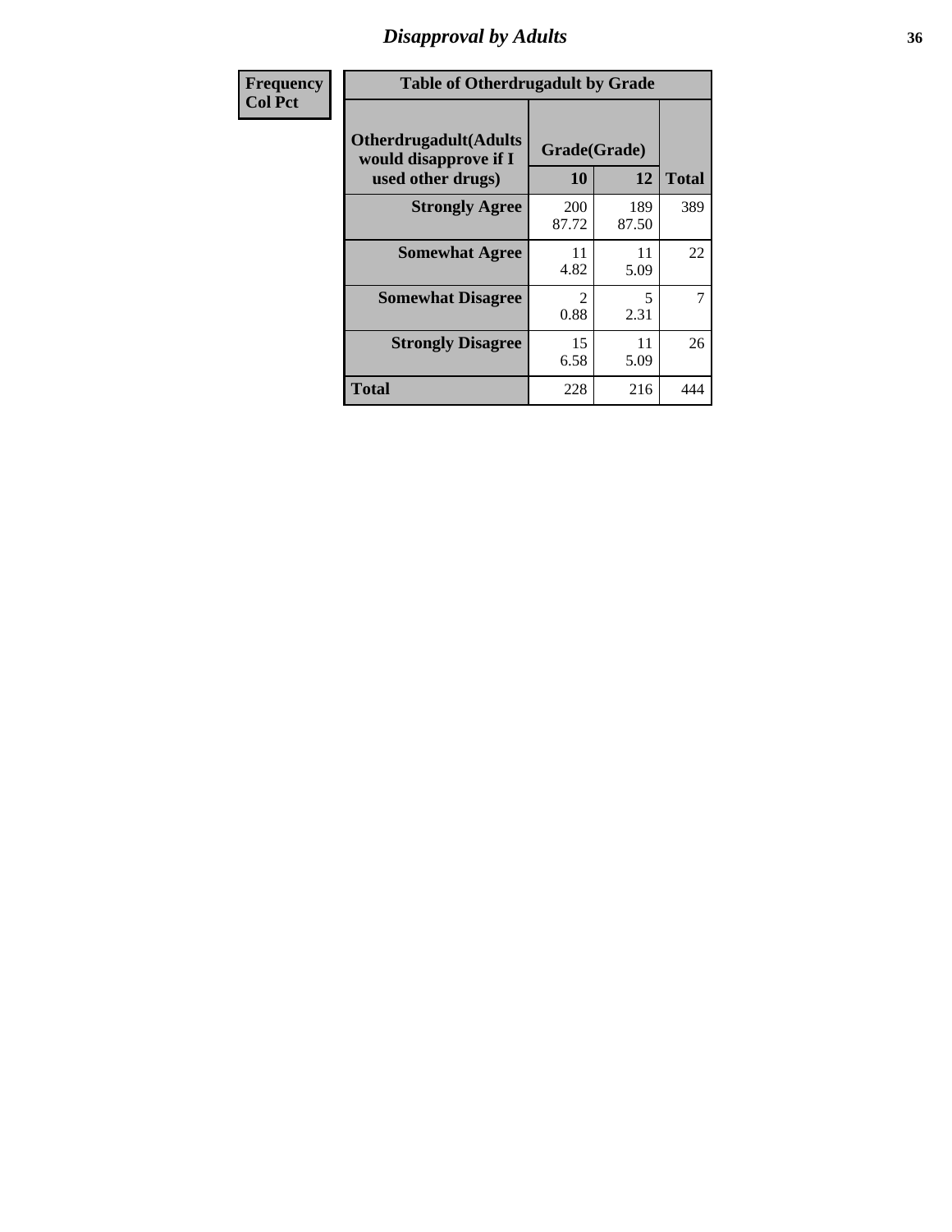# Disapproval by Adults

| Frequency Col Pct | Table of Otherdrugadult by Grade | | |
|---|---|---|---|
| Otherdrugadult(Adults would disapprove if I used other drugs) | Grade(Grade) | | |
| | 10 | 12 | Total |
| Strongly Agree | 200<br>87.72 | 189<br>87.50 | 389 |
| Somewhat Agree | 11<br>4.82 | 11<br>5.09 | 22 |
| Somewhat Disagree | 2<br>0.88 | 5<br>2.31 | 7 |
| Strongly Disagree | 15<br>6.58 | 11<br>5.09 | 26 |
| Total | 228 | 216 | 444 |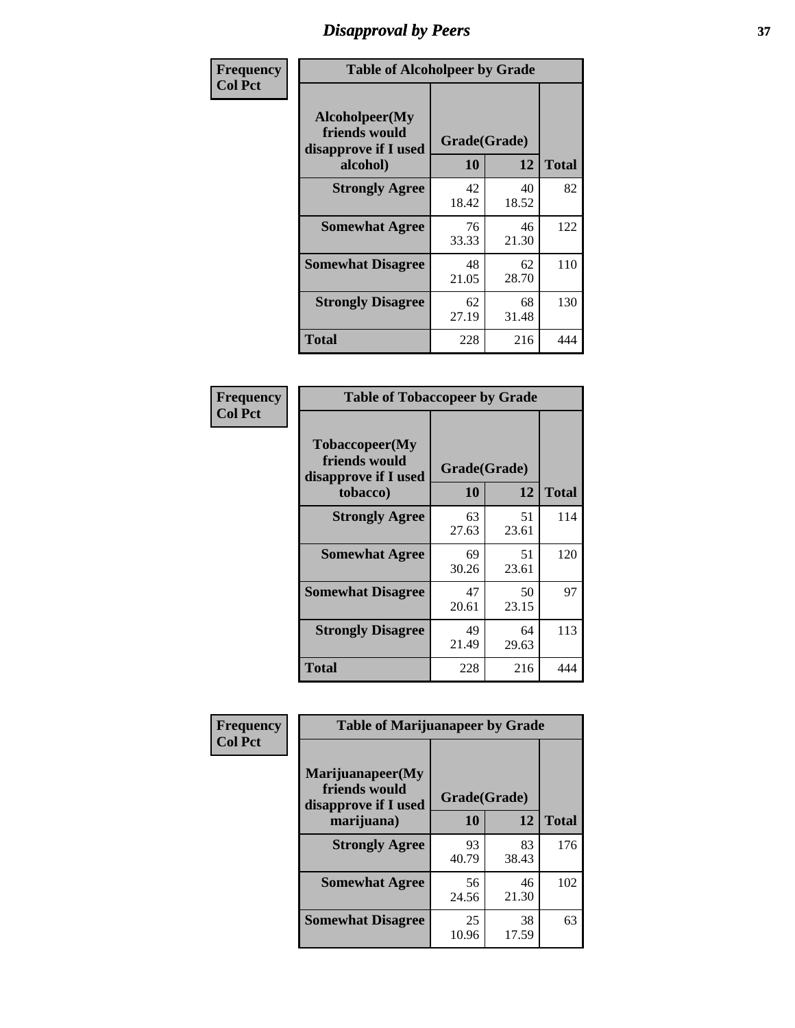# Disapproval by Peers

| Frequency<br>Col Pct | Table of Alcoholpeer by Grade | | |
|---|---|---|---|
| **Alcoholpeer(My friends would disapprove if I used alcohol)** | **Grade(Grade)** | | |
| | **10** | **12** | **Total** |
| **Strongly Agree** | 42<br>18.42 | 40<br>18.52 | 82 |
| **Somewhat Agree** | 76<br>33.33 | 46<br>21.30 | 122 |
| **Somewhat Disagree** | 48<br>21.05 | 62<br>28.70 | 110 |
| **Strongly Disagree** | 62<br>27.19 | 68<br>31.48 | 130 |
| **Total** | 228 | 216 | 444 |

| Frequency<br>Col Pct | Table of Tobaccopeer by Grade | | |
|---|---|---|---|
| **Tobaccopeer(My friends would disapprove if I used tobacco)** | **Grade(Grade)** | | |
| | **10** | **12** | **Total** |
| **Strongly Agree** | 63<br>27.63 | 51<br>23.61 | 114 |
| **Somewhat Agree** | 69<br>30.26 | 51<br>23.61 | 120 |
| **Somewhat Disagree** | 47<br>20.61 | 50<br>23.15 | 97 |
| **Strongly Disagree** | 49<br>21.49 | 64<br>29.63 | 113 |
| **Total** | 228 | 216 | 444 |

| Frequency<br>Col Pct | Table of Marijuanapeer by Grade | | |
|---|---|---|---|
| **Marijuanapeer(My friends would disapprove if I used marijuana)** | **Grade(Grade)** | | |
| | **10** | **12** | **Total** |
| **Strongly Agree** | 93<br>40.79 | 83<br>38.43 | 176 |
| **Somewhat Agree** | 56<br>24.56 | 46<br>21.30 | 102 |
| **Somewhat Disagree** | 25<br>10.96 | 38<br>17.59 | 63 |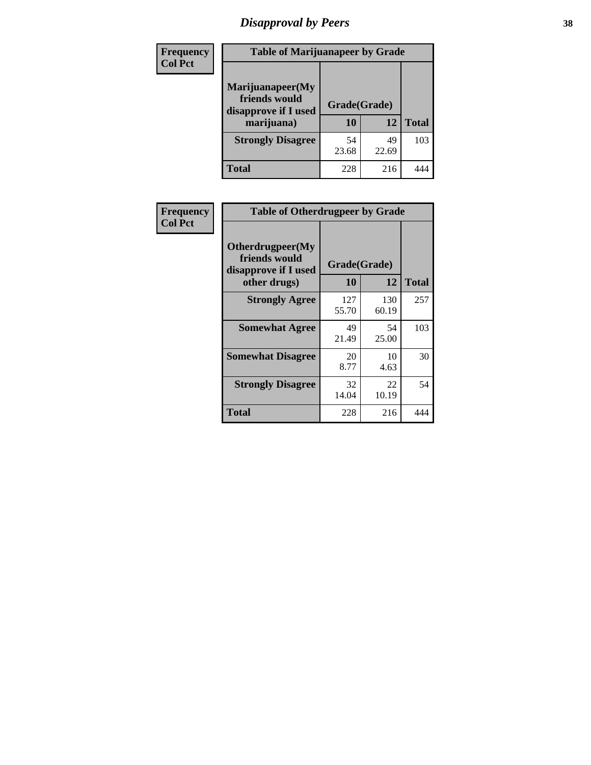# Disapproval by Peers

**Frequency**
**Col Pct**

| Table of Marijuanapeer by Grade | | | |
|---|---|---|---|
| Marijuanapeer(My friends would disapprove if I used marijuana) | Grade(Grade) | | |
| | 10 | 12 | Total |
| **Strongly Disagree** | 54<br>23.68 | 49<br>22.69 | 103 |
| **Total** | 228 | 216 | 444 |

**Frequency**
**Col Pct**

| Table of Otherdrugpeer by Grade | | | |
|---|---|---|---|
| Otherdrugpeer(My friends would disapprove if I used other drugs) | Grade(Grade) | | |
| | 10 | 12 | Total |
| **Strongly Agree** | 127<br>55.70 | 130<br>60.19 | 257 |
| **Somewhat Agree** | 49<br>21.49 | 54<br>25.00 | 103 |
| **Somewhat Disagree** | 20<br>8.77 | 10<br>4.63 | 30 |
| **Strongly Disagree** | 32<br>14.04 | 22<br>10.19 | 54 |
| **Total** | 228 | 216 | 444 |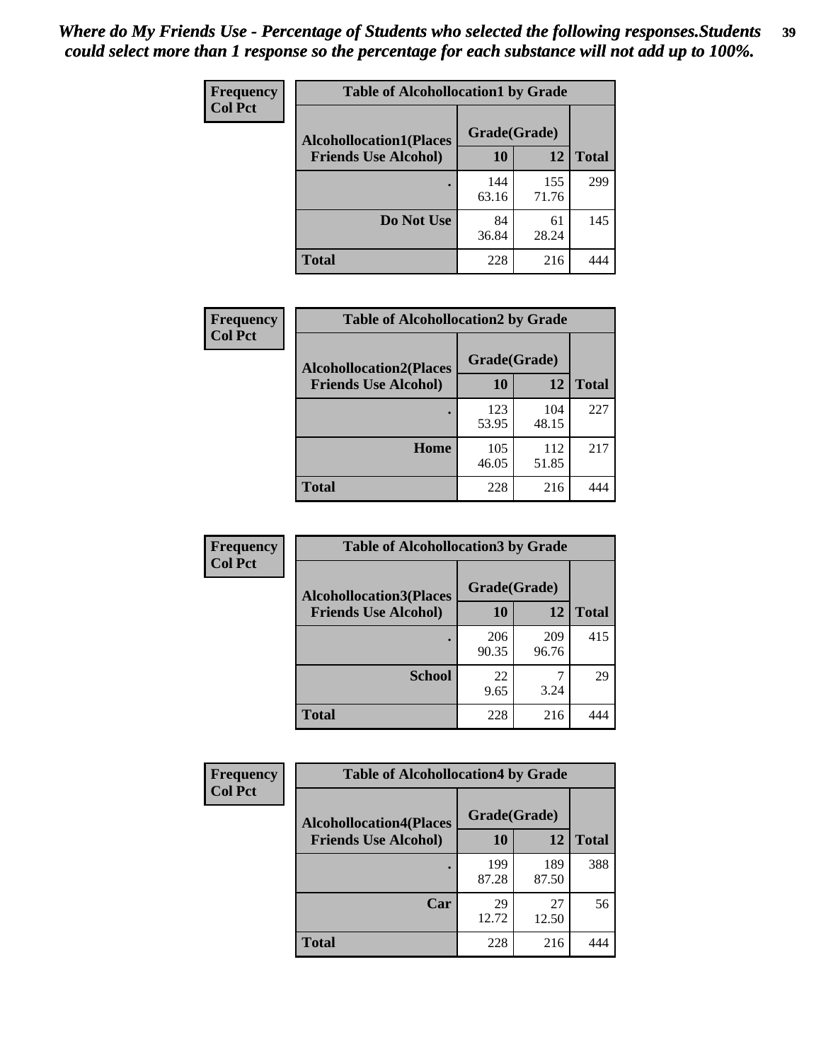*Where do My Friends Use - Percentage of Students who selected the following responses.Students could select more than 1 response so the percentage for each substance will not add up to 100%.*

**Frequency**
**Col Pct**

| Table of Alcohollocation1 by Grade | | | |
|---|---|---|---|
| Alcohollocation1(Places Friends Use Alcohol) | Grade(Grade) | | Total |
| | 10 | 12 | |
| . | 144<br>63.16 | 155<br>71.76 | 299 |
| Do Not Use | 84<br>36.84 | 61<br>28.24 | 145 |
| Total | 228 | 216 | 444 |

**Frequency**
**Col Pct**

| Table of Alcohollocation2 by Grade | | | |
|---|---|---|---|
| Alcohollocation2(Places Friends Use Alcohol) | Grade(Grade) | | Total |
| | 10 | 12 | |
| . | 123<br>53.95 | 104<br>48.15 | 227 |
| Home | 105<br>46.05 | 112<br>51.85 | 217 |
| Total | 228 | 216 | 444 |

**Frequency**
**Col Pct**

| Table of Alcohollocation3 by Grade | | | |
|---|---|---|---|
| Alcohollocation3(Places Friends Use Alcohol) | Grade(Grade) | | Total |
| | 10 | 12 | |
| . | 206<br>90.35 | 209<br>96.76 | 415 |
| School | 22<br>9.65 | 7<br>3.24 | 29 |
| Total | 228 | 216 | 444 |

**Frequency**
**Col Pct**

| Table of Alcohollocation4 by Grade | | | |
|---|---|---|---|
| Alcohollocation4(Places Friends Use Alcohol) | Grade(Grade) | | Total |
| | 10 | 12 | |
| . | 199<br>87.28 | 189<br>87.50 | 388 |
| Car | 29<br>12.72 | 27<br>12.50 | 56 |
| Total | 228 | 216 | 444 |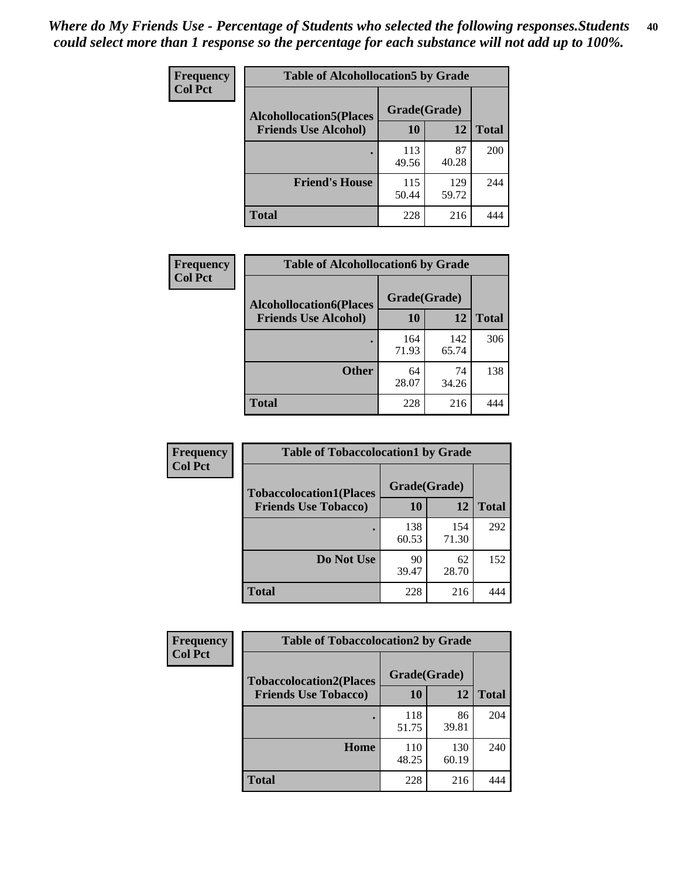*Where do My Friends Use - Percentage of Students who selected the following responses.Students could select more than 1 response so the percentage for each substance will not add up to 100%.*

**Frequency**
**Col Pct**

| Table of Alcohollocation5 by Grade | | | |
|---|---|---|---|
| **Alcohollocation5(Places Friends Use Alcohol)** | **Grade(Grade)** | | |
| | **10** | **12** | **Total** |
| **.** | 113<br>49.56 | 87<br>40.28 | 200 |
| **Friend's House** | 115<br>50.44 | 129<br>59.72 | 244 |
| **Total** | 228 | 216 | 444 |

**Frequency**
**Col Pct**

| Table of Alcohollocation6 by Grade | | | |
|---|---|---|---|
| **Alcohollocation6(Places Friends Use Alcohol)** | **Grade(Grade)** | | |
| | **10** | **12** | **Total** |
| **.** | 164<br>71.93 | 142<br>65.74 | 306 |
| **Other** | 64<br>28.07 | 74<br>34.26 | 138 |
| **Total** | 228 | 216 | 444 |

**Frequency**
**Col Pct**

| Table of Tobaccolocation1 by Grade | | | |
|---|---|---|---|
| **Tobaccolocation1(Places Friends Use Tobacco)** | **Grade(Grade)** | | |
| | **10** | **12** | **Total** |
| **.** | 138<br>60.53 | 154<br>71.30 | 292 |
| **Do Not Use** | 90<br>39.47 | 62<br>28.70 | 152 |
| **Total** | 228 | 216 | 444 |

**Frequency**
**Col Pct**

| Table of Tobaccolocation2 by Grade | | | |
|---|---|---|---|
| **Tobaccolocation2(Places Friends Use Tobacco)** | **Grade(Grade)** | | |
| | **10** | **12** | **Total** |
| **.** | 118<br>51.75 | 86<br>39.81 | 204 |
| **Home** | 110<br>48.25 | 130<br>60.19 | 240 |
| **Total** | 228 | 216 | 444 |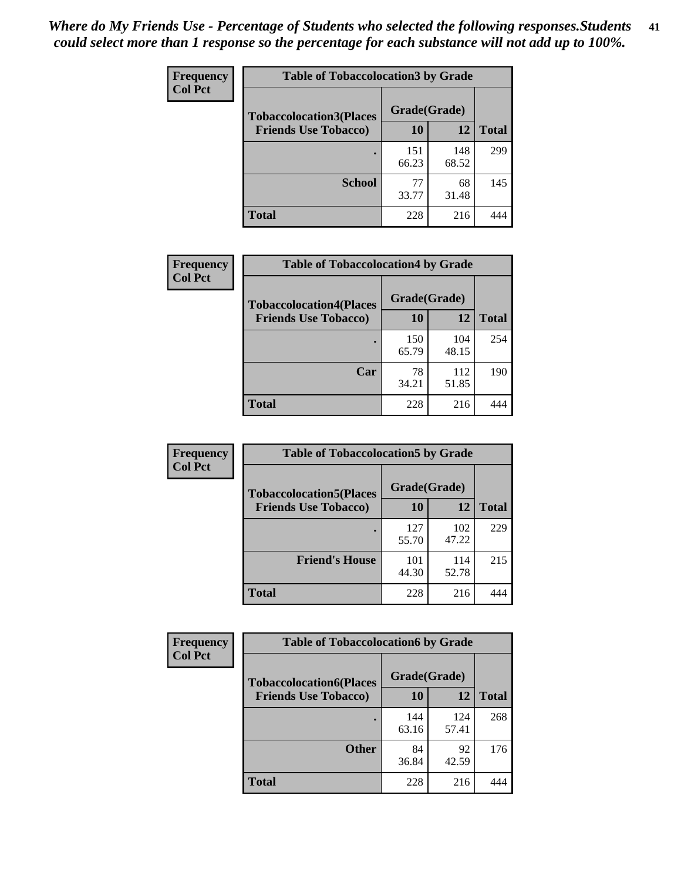*Where do My Friends Use - Percentage of Students who selected the following responses.Students could select more than 1 response so the percentage for each substance will not add up to 100%.*

**Frequency**
**Col Pct**

| Table of Tobaccolocation3 by Grade | | | |
|---|---|---|---|
| **Tobaccolocation3(Places Friends Use Tobacco)** | **Grade(Grade)** | | **Total** |
| | **10** | **12** | |
| **.** | 151<br>66.23 | 148<br>68.52 | 299 |
| **School** | 77<br>33.77 | 68<br>31.48 | 145 |
| **Total** | 228 | 216 | 444 |

**Frequency**
**Col Pct**

| Table of Tobaccolocation4 by Grade | | | |
|---|---|---|---|
| **Tobaccolocation4(Places Friends Use Tobacco)** | **Grade(Grade)** | | **Total** |
| | **10** | **12** | |
| **.** | 150<br>65.79 | 104<br>48.15 | 254 |
| **Car** | 78<br>34.21 | 112<br>51.85 | 190 |
| **Total** | 228 | 216 | 444 |

**Frequency**
**Col Pct**

| Table of Tobaccolocation5 by Grade | | | |
|---|---|---|---|
| **Tobaccolocation5(Places Friends Use Tobacco)** | **Grade(Grade)** | | **Total** |
| | **10** | **12** | |
| **.** | 127<br>55.70 | 102<br>47.22 | 229 |
| **Friend's House** | 101<br>44.30 | 114<br>52.78 | 215 |
| **Total** | 228 | 216 | 444 |

**Frequency**
**Col Pct**

| Table of Tobaccolocation6 by Grade | | | |
|---|---|---|---|
| **Tobaccolocation6(Places Friends Use Tobacco)** | **Grade(Grade)** | | **Total** |
| | **10** | **12** | |
| **.** | 144<br>63.16 | 124<br>57.41 | 268 |
| **Other** | 84<br>36.84 | 92<br>42.59 | 176 |
| **Total** | 228 | 216 | 444 |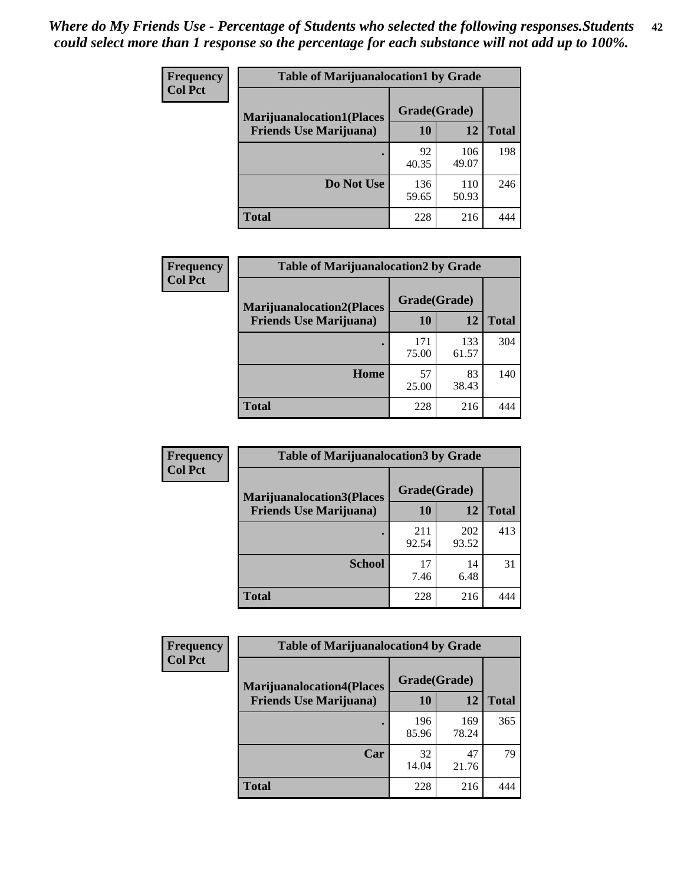*Where do My Friends Use - Percentage of Students who selected the following responses.Students could select more than 1 response so the percentage for each substance will not add up to 100%.*

**Frequency**
**Col Pct**

| Table of Marijuanalocation1 by Grade | | | |
|---|---|---|---|
| **Marijuanalocation1(Places Friends Use Marijuana)** | **Grade(Grade)** | | |
| | **10** | **12** | **Total** |
| **.** | 92<br>40.35 | 106<br>49.07 | 198 |
| **Do Not Use** | 136<br>59.65 | 110<br>50.93 | 246 |
| **Total** | 228 | 216 | 444 |

**Frequency**
**Col Pct**

| Table of Marijuanalocation2 by Grade | | | |
|---|---|---|---|
| **Marijuanalocation2(Places Friends Use Marijuana)** | **Grade(Grade)** | | |
| | **10** | **12** | **Total** |
| **.** | 171<br>75.00 | 133<br>61.57 | 304 |
| **Home** | 57<br>25.00 | 83<br>38.43 | 140 |
| **Total** | 228 | 216 | 444 |

**Frequency**
**Col Pct**

| Table of Marijuanalocation3 by Grade | | | |
|---|---|---|---|
| **Marijuanalocation3(Places Friends Use Marijuana)** | **Grade(Grade)** | | |
| | **10** | **12** | **Total** |
| **.** | 211<br>92.54 | 202<br>93.52 | 413 |
| **School** | 17<br>7.46 | 14<br>6.48 | 31 |
| **Total** | 228 | 216 | 444 |

**Frequency**
**Col Pct**

| Table of Marijuanalocation4 by Grade | | | |
|---|---|---|---|
| **Marijuanalocation4(Places Friends Use Marijuana)** | **Grade(Grade)** | | |
| | **10** | **12** | **Total** |
| **.** | 196<br>85.96 | 169<br>78.24 | 365 |
| **Car** | 32<br>14.04 | 47<br>21.76 | 79 |
| **Total** | 228 | 216 | 444 |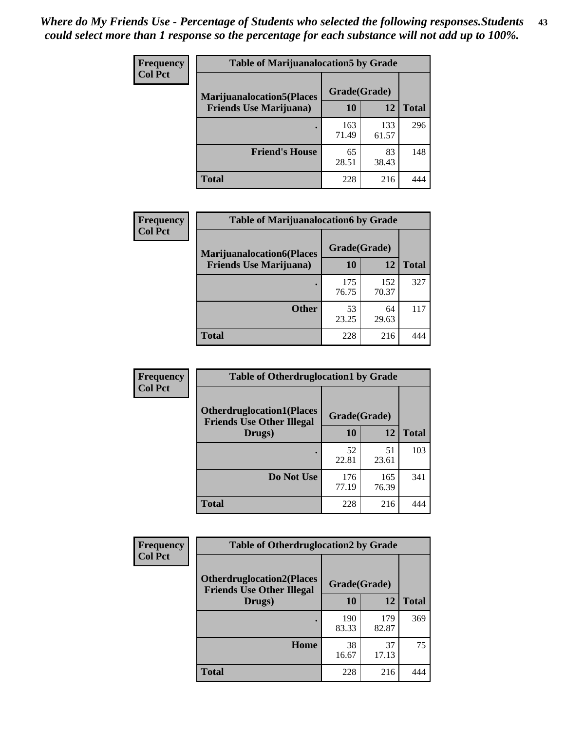*Where do My Friends Use - Percentage of Students who selected the following responses.Students could select more than 1 response so the percentage for each substance will not add up to 100%.*

**Frequency**
**Col Pct**

| Table of Marijuanalocation5 by Grade | | | |
|---|---|---|---|
| **Marijuanalocation5(Places Friends Use Marijuana)** | **Grade(Grade)** | | **Total** |
| | **10** | **12** | |
| . | 163<br>71.49 | 133<br>61.57 | 296 |
| **Friend's House** | 65<br>28.51 | 83<br>38.43 | 148 |
| **Total** | 228 | 216 | 444 |

**Frequency**
**Col Pct**

| Table of Marijuanalocation6 by Grade | | | |
|---|---|---|---|
| **Marijuanalocation6(Places Friends Use Marijuana)** | **Grade(Grade)** | | **Total** |
| | **10** | **12** | |
| . | 175<br>76.75 | 152<br>70.37 | 327 |
| **Other** | 53<br>23.25 | 64<br>29.63 | 117 |
| **Total** | 228 | 216 | 444 |

**Frequency**
**Col Pct**

| Table of Otherdruglocation1 by Grade | | | |
|---|---|---|---|
| **Otherdruglocation1(Places Friends Use Other Illegal Drugs)** | **Grade(Grade)** | | **Total** |
| | **10** | **12** | |
| . | 52<br>22.81 | 51<br>23.61 | 103 |
| **Do Not Use** | 176<br>77.19 | 165<br>76.39 | 341 |
| **Total** | 228 | 216 | 444 |

**Frequency**
**Col Pct**

| Table of Otherdruglocation2 by Grade | | | |
|---|---|---|---|
| **Otherdruglocation2(Places Friends Use Other Illegal Drugs)** | **Grade(Grade)** | | **Total** |
| | **10** | **12** | |
| . | 190<br>83.33 | 179<br>82.87 | 369 |
| **Home** | 38<br>16.67 | 37<br>17.13 | 75 |
| **Total** | 228 | 216 | 444 |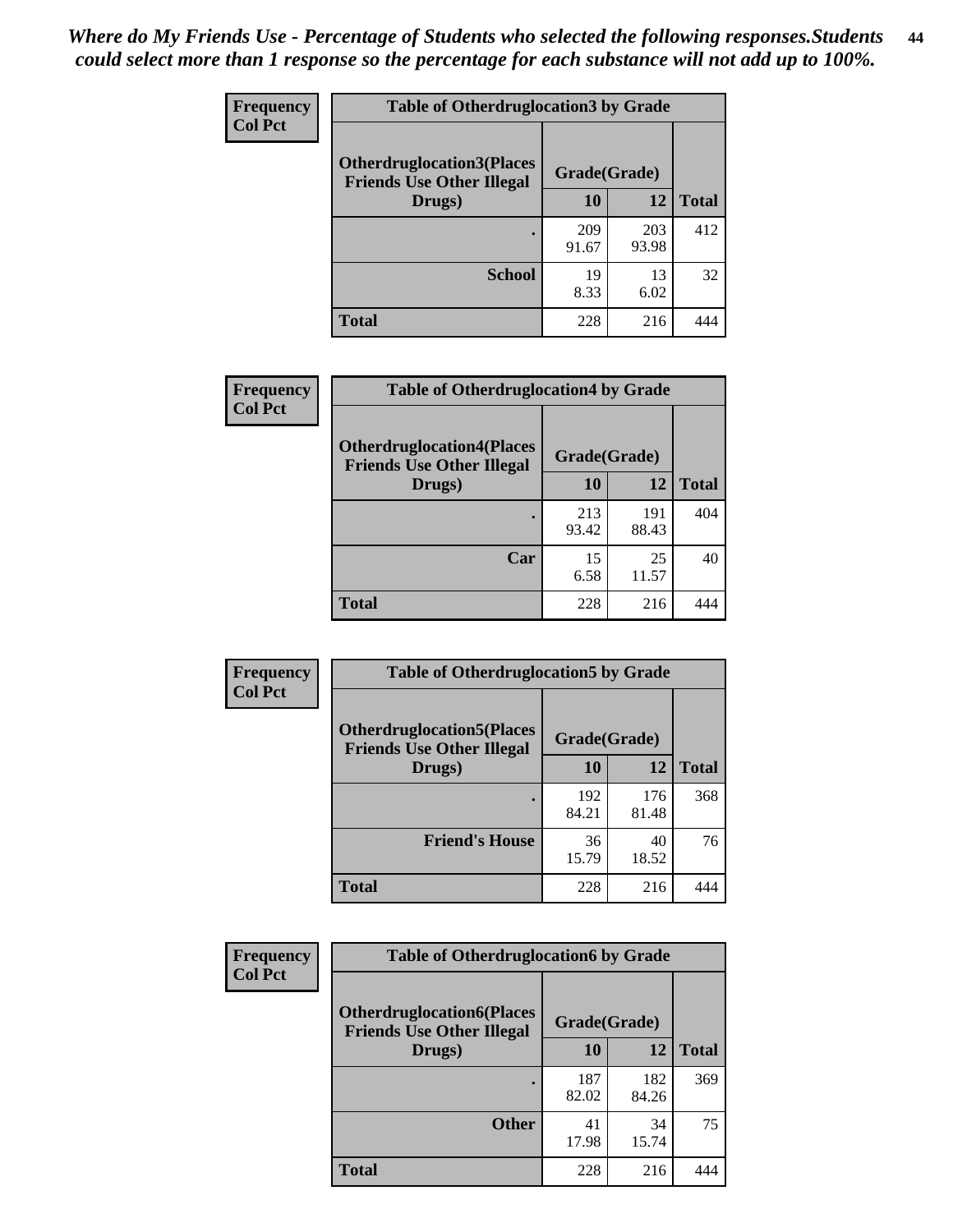*Where do My Friends Use - Percentage of Students who selected the following responses.Students could select more than 1 response so the percentage for each substance will not add up to 100%.*

**Frequency**
**Col Pct**

| Table of Otherdruglocation3 by Grade | | | |
|---|---|---|---|
| **Otherdruglocation3(Places Friends Use Other Illegal Drugs)** | **Grade(Grade)** | | |
| | **10** | **12** | **Total** |
| **.** | 209<br>91.67 | 203<br>93.98 | 412 |
| **School** | 19<br>8.33 | 13<br>6.02 | 32 |
| **Total** | 228 | 216 | 444 |

**Frequency**
**Col Pct**

| Table of Otherdruglocation4 by Grade | | | |
|---|---|---|---|
| **Otherdruglocation4(Places Friends Use Other Illegal Drugs)** | **Grade(Grade)** | | |
| | **10** | **12** | **Total** |
| **.** | 213<br>93.42 | 191<br>88.43 | 404 |
| **Car** | 15<br>6.58 | 25<br>11.57 | 40 |
| **Total** | 228 | 216 | 444 |

**Frequency**
**Col Pct**

| Table of Otherdruglocation5 by Grade | | | |
|---|---|---|---|
| **Otherdruglocation5(Places Friends Use Other Illegal Drugs)** | **Grade(Grade)** | | |
| | **10** | **12** | **Total** |
| **.** | 192<br>84.21 | 176<br>81.48 | 368 |
| **Friend's House** | 36<br>15.79 | 40<br>18.52 | 76 |
| **Total** | 228 | 216 | 444 |

**Frequency**
**Col Pct**

| Table of Otherdruglocation6 by Grade | | | |
|---|---|---|---|
| **Otherdruglocation6(Places Friends Use Other Illegal Drugs)** | **Grade(Grade)** | | |
| | **10** | **12** | **Total** |
| **.** | 187<br>82.02 | 182<br>84.26 | 369 |
| **Other** | 41<br>17.98 | 34<br>15.74 | 75 |
| **Total** | 228 | 216 | 444 |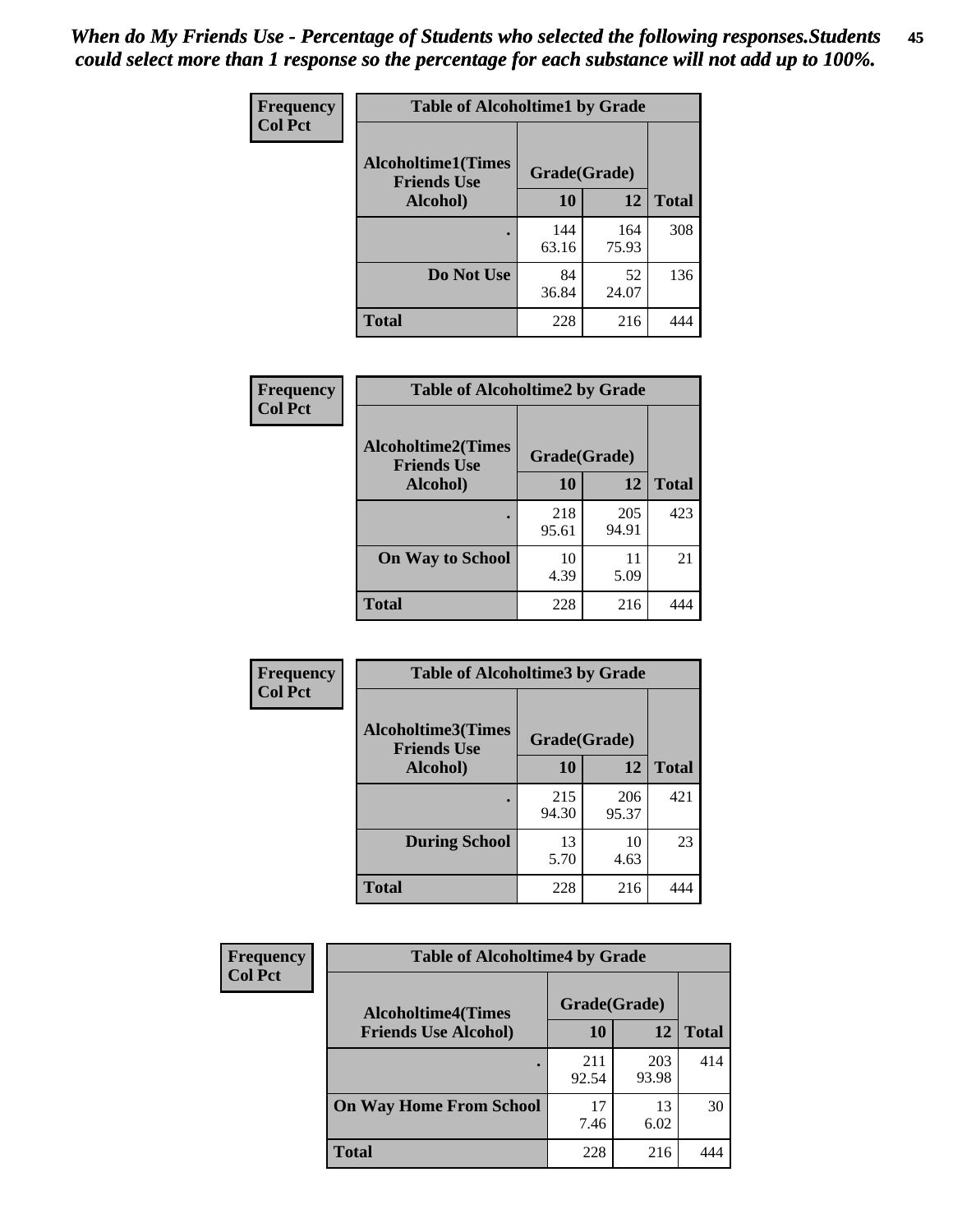*When do My Friends Use - Percentage of Students who selected the following responses.Students could select more than 1 response so the percentage for each substance will not add up to 100%.*

**Frequency**
**Col Pct**

| Table of Alcoholtime1 by Grade | | | |
|---|---|---|---|
| **Alcoholtime1(Times Friends Use Alcohol)** | **Grade(Grade)** | | |
| | **10** | **12** | **Total** |
| **.** | 144<br>63.16 | 164<br>75.93 | 308 |
| **Do Not Use** | 84<br>36.84 | 52<br>24.07 | 136 |
| **Total** | 228 | 216 | 444 |

**Frequency**
**Col Pct**

| Table of Alcoholtime2 by Grade | | | |
|---|---|---|---|
| **Alcoholtime2(Times Friends Use Alcohol)** | **Grade(Grade)** | | |
| | **10** | **12** | **Total** |
| **.** | 218<br>95.61 | 205<br>94.91 | 423 |
| **On Way to School** | 10<br>4.39 | 11<br>5.09 | 21 |
| **Total** | 228 | 216 | 444 |

**Frequency**
**Col Pct**

| Table of Alcoholtime3 by Grade | | | |
|---|---|---|---|
| **Alcoholtime3(Times Friends Use Alcohol)** | **Grade(Grade)** | | |
| | **10** | **12** | **Total** |
| **.** | 215<br>94.30 | 206<br>95.37 | 421 |
| **During School** | 13<br>5.70 | 10<br>4.63 | 23 |
| **Total** | 228 | 216 | 444 |

**Frequency**
**Col Pct**

| Table of Alcoholtime4 by Grade | | | |
|---|---|---|---|
| **Alcoholtime4(Times Friends Use Alcohol)** | **Grade(Grade)** | | |
| | **10** | **12** | **Total** |
| **.** | 211<br>92.54 | 203<br>93.98 | 414 |
| **On Way Home From School** | 17<br>7.46 | 13<br>6.02 | 30 |
| **Total** | 228 | 216 | 444 |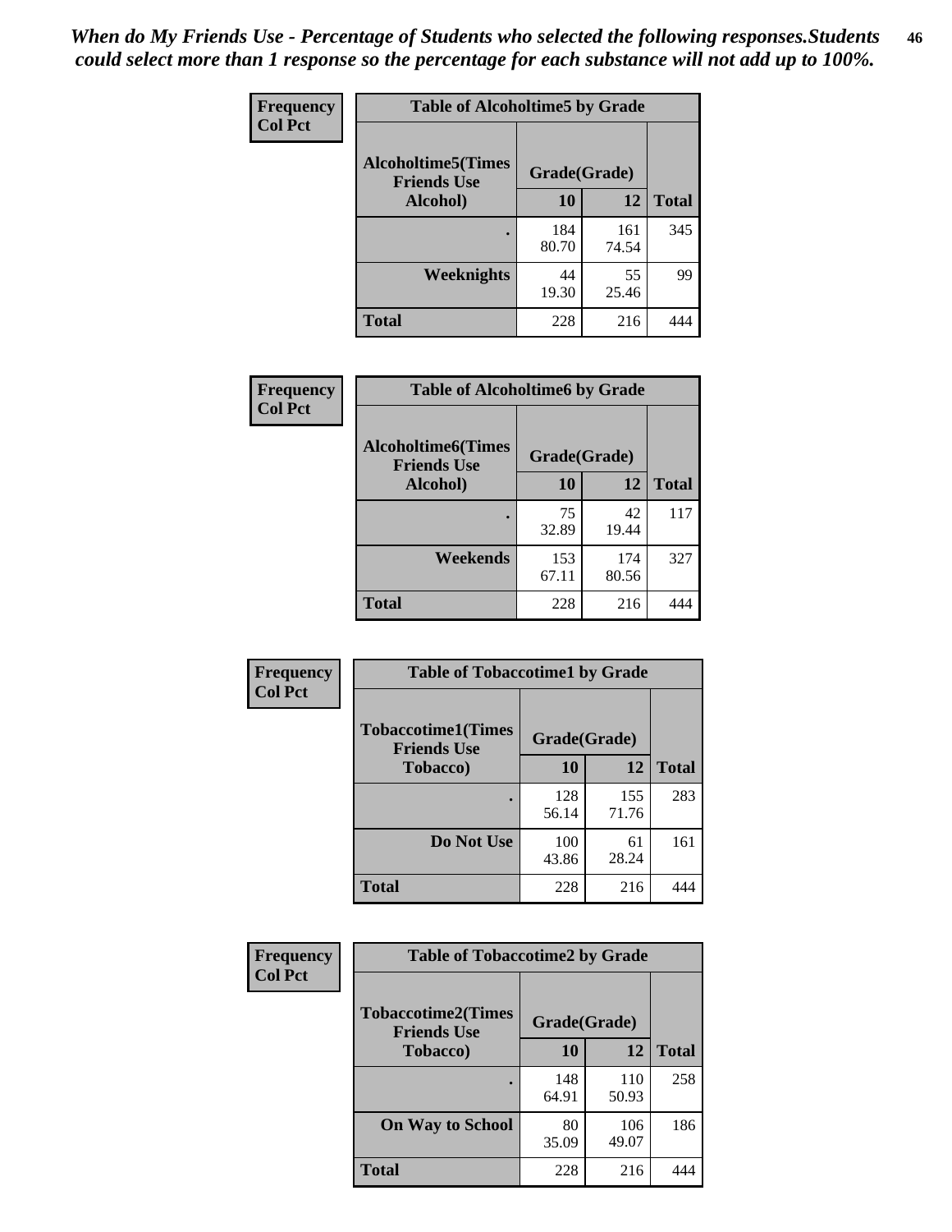*When do My Friends Use - Percentage of Students who selected the following responses.Students could select more than 1 response so the percentage for each substance will not add up to 100%.*

**Frequency**
**Col Pct**

| Table of Alcoholtime5 by Grade | | | |
|---|---|---|---|
| **Alcoholtime5(Times Friends Use Alcohol)** | **Grade(Grade)** | | |
| | **10** | **12** | **Total** |
| **.** | 184<br>80.70 | 161<br>74.54 | 345 |
| **Weeknights** | 44<br>19.30 | 55<br>25.46 | 99 |
| **Total** | 228 | 216 | 444 |

**Frequency**
**Col Pct**

| Table of Alcoholtime6 by Grade | | | |
|---|---|---|---|
| **Alcoholtime6(Times Friends Use Alcohol)** | **Grade(Grade)** | | |
| | **10** | **12** | **Total** |
| **.** | 75<br>32.89 | 42<br>19.44 | 117 |
| **Weekends** | 153<br>67.11 | 174<br>80.56 | 327 |
| **Total** | 228 | 216 | 444 |

**Frequency**
**Col Pct**

| Table of Tobaccotime1 by Grade | | | |
|---|---|---|---|
| **Tobaccotime1(Times Friends Use Tobacco)** | **Grade(Grade)** | | |
| | **10** | **12** | **Total** |
| **.** | 128<br>56.14 | 155<br>71.76 | 283 |
| **Do Not Use** | 100<br>43.86 | 61<br>28.24 | 161 |
| **Total** | 228 | 216 | 444 |

**Frequency**
**Col Pct**

| Table of Tobaccotime2 by Grade | | | |
|---|---|---|---|
| **Tobaccotime2(Times Friends Use Tobacco)** | **Grade(Grade)** | | |
| | **10** | **12** | **Total** |
| **.** | 148<br>64.91 | 110<br>50.93 | 258 |
| **On Way to School** | 80<br>35.09 | 106<br>49.07 | 186 |
| **Total** | 228 | 216 | 444 |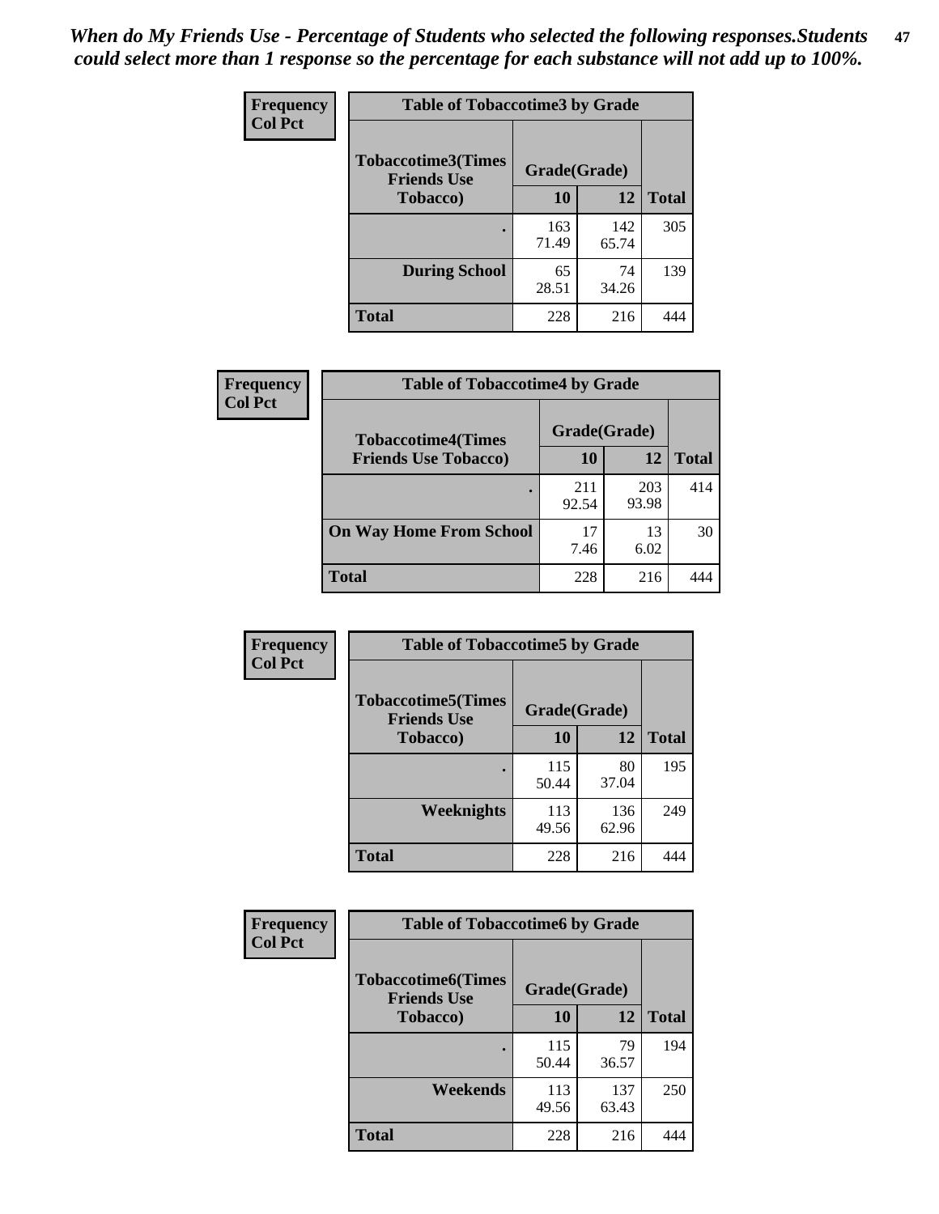*When do My Friends Use - Percentage of Students who selected the following responses.Students could select more than 1 response so the percentage for each substance will not add up to 100%.*

**Frequency**
**Col Pct**

| Table of Tobaccotime3 by Grade | | | |
|---|---|---|---|
| **Tobaccotime3(Times Friends Use Tobacco)** | **Grade(Grade)** | | |
| | **10** | **12** | **Total** |
| **.** | 163<br>71.49 | 142<br>65.74 | 305 |
| **During School** | 65<br>28.51 | 74<br>34.26 | 139 |
| **Total** | 228 | 216 | 444 |

**Frequency**
**Col Pct**

| Table of Tobaccotime4 by Grade | | | |
|---|---|---|---|
| **Tobaccotime4(Times Friends Use Tobacco)** | **Grade(Grade)** | | |
| | **10** | **12** | **Total** |
| **.** | 211<br>92.54 | 203<br>93.98 | 414 |
| **On Way Home From School** | 17<br>7.46 | 13<br>6.02 | 30 |
| **Total** | 228 | 216 | 444 |

**Frequency**
**Col Pct**

| Table of Tobaccotime5 by Grade | | | |
|---|---|---|---|
| **Tobaccotime5(Times Friends Use Tobacco)** | **Grade(Grade)** | | |
| | **10** | **12** | **Total** |
| **.** | 115<br>50.44 | 80<br>37.04 | 195 |
| **Weeknights** | 113<br>49.56 | 136<br>62.96 | 249 |
| **Total** | 228 | 216 | 444 |

**Frequency**
**Col Pct**

| Table of Tobaccotime6 by Grade | | | |
|---|---|---|---|
| **Tobaccotime6(Times Friends Use Tobacco)** | **Grade(Grade)** | | |
| | **10** | **12** | **Total** |
| **.** | 115<br>50.44 | 79<br>36.57 | 194 |
| **Weekends** | 113<br>49.56 | 137<br>63.43 | 250 |
| **Total** | 228 | 216 | 444 |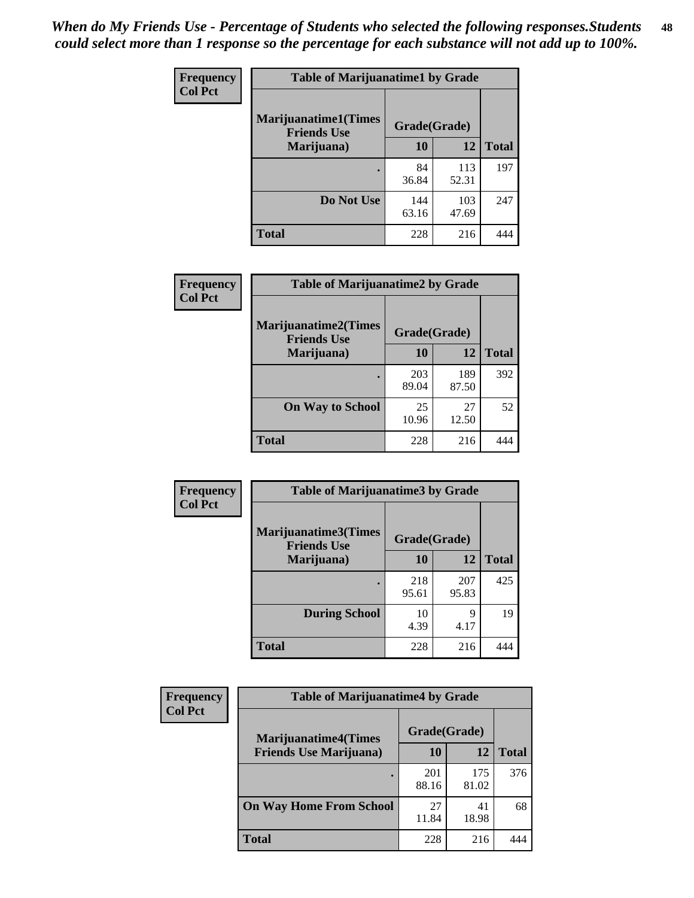*When do My Friends Use - Percentage of Students who selected the following responses.Students could select more than 1 response so the percentage for each substance will not add up to 100%.*

**Frequency**
**Col Pct**

| Table of Marijuanatime1 by Grade | | | |
|---|---|---|---|
| **Marijuanatime1(Times Friends Use Marijuana)** | **Grade(Grade)** | | |
| | **10** | **12** | **Total** |
| **.** | 84<br>36.84 | 113<br>52.31 | 197 |
| **Do Not Use** | 144<br>63.16 | 103<br>47.69 | 247 |
| **Total** | 228 | 216 | 444 |

**Frequency**
**Col Pct**

| Table of Marijuanatime2 by Grade | | | |
|---|---|---|---|
| **Marijuanatime2(Times Friends Use Marijuana)** | **Grade(Grade)** | | |
| | **10** | **12** | **Total** |
| **.** | 203<br>89.04 | 189<br>87.50 | 392 |
| **On Way to School** | 25<br>10.96 | 27<br>12.50 | 52 |
| **Total** | 228 | 216 | 444 |

**Frequency**
**Col Pct**

| Table of Marijuanatime3 by Grade | | | |
|---|---|---|---|
| **Marijuanatime3(Times Friends Use Marijuana)** | **Grade(Grade)** | | |
| | **10** | **12** | **Total** |
| **.** | 218<br>95.61 | 207<br>95.83 | 425 |
| **During School** | 10<br>4.39 | 9<br>4.17 | 19 |
| **Total** | 228 | 216 | 444 |

**Frequency**
**Col Pct**

| Table of Marijuanatime4 by Grade | | | |
|---|---|---|---|
| **Marijuanatime4(Times Friends Use Marijuana)** | **Grade(Grade)** | | |
| | **10** | **12** | **Total** |
| **.** | 201<br>88.16 | 175<br>81.02 | 376 |
| **On Way Home From School** | 27<br>11.84 | 41<br>18.98 | 68 |
| **Total** | 228 | 216 | 444 |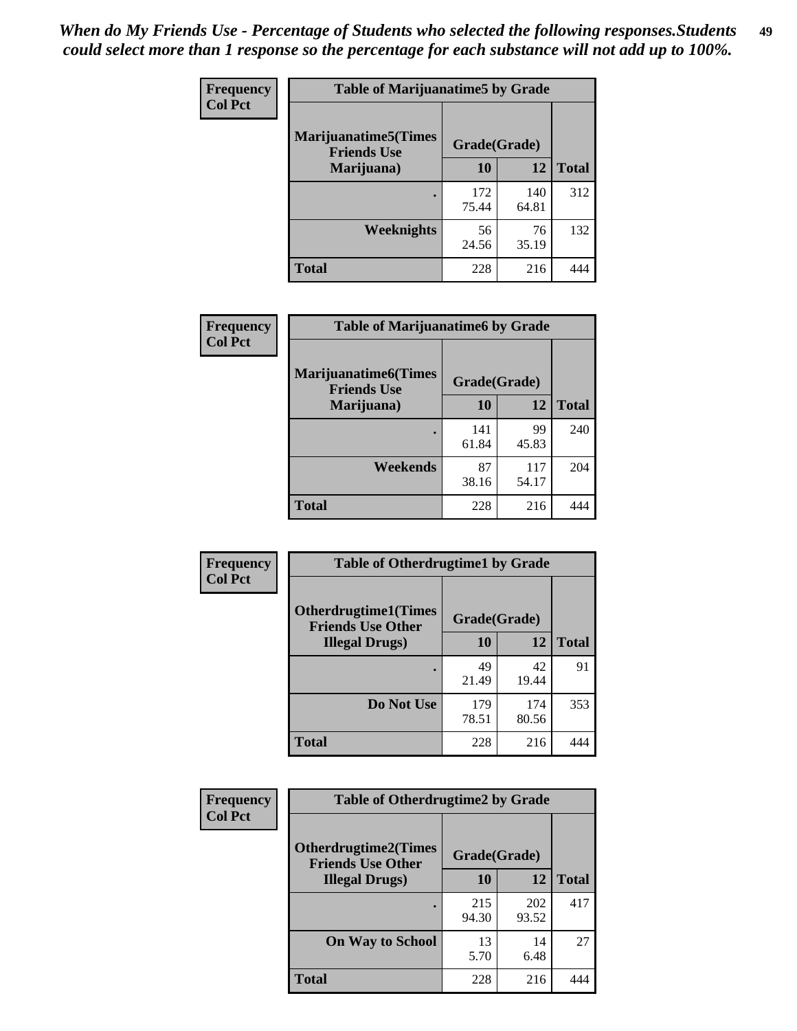*When do My Friends Use - Percentage of Students who selected the following responses.Students could select more than 1 response so the percentage for each substance will not add up to 100%.*

**Frequency**
**Col Pct**

| Table of Marijuanatime5 by Grade | | | |
|---|---|---|---|
| **Marijuanatime5(Times Friends Use Marijuana)** | **Grade(Grade)** | | **Total** |
| | **10** | **12** | |
| **.** | 172<br>75.44 | 140<br>64.81 | 312 |
| **Weeknights** | 56<br>24.56 | 76<br>35.19 | 132 |
| **Total** | 228 | 216 | 444 |

**Frequency**
**Col Pct**

| Table of Marijuanatime6 by Grade | | | |
|---|---|---|---|
| **Marijuanatime6(Times Friends Use Marijuana)** | **Grade(Grade)** | | **Total** |
| | **10** | **12** | |
| **.** | 141<br>61.84 | 99<br>45.83 | 240 |
| **Weekends** | 87<br>38.16 | 117<br>54.17 | 204 |
| **Total** | 228 | 216 | 444 |

**Frequency**
**Col Pct**

| Table of Otherdrugtime1 by Grade | | | |
|---|---|---|---|
| **Otherdrugtime1(Times Friends Use Other Illegal Drugs)** | **Grade(Grade)** | | **Total** |
| | **10** | **12** | |
| **.** | 49<br>21.49 | 42<br>19.44 | 91 |
| **Do Not Use** | 179<br>78.51 | 174<br>80.56 | 353 |
| **Total** | 228 | 216 | 444 |

**Frequency**
**Col Pct**

| Table of Otherdrugtime2 by Grade | | | |
|---|---|---|---|
| **Otherdrugtime2(Times Friends Use Other Illegal Drugs)** | **Grade(Grade)** | | **Total** |
| | **10** | **12** | |
| **.** | 215<br>94.30 | 202<br>93.52 | 417 |
| **On Way to School** | 13<br>5.70 | 14<br>6.48 | 27 |
| **Total** | 228 | 216 | 444 |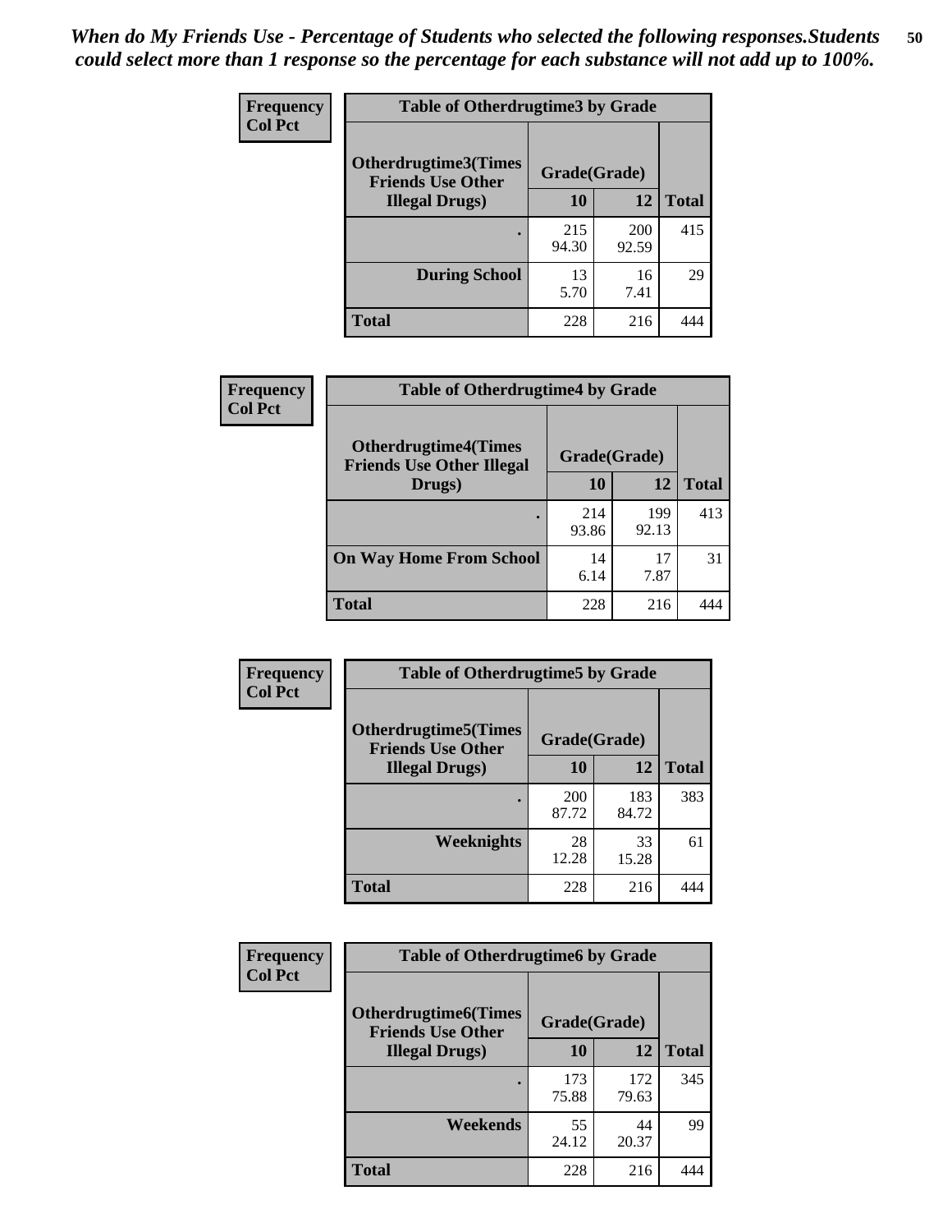*When do My Friends Use - Percentage of Students who selected the following responses.Students could select more than 1 response so the percentage for each substance will not add up to 100%.*

**Frequency**
**Col Pct**

| Table of Otherdrugtime3 by Grade | | | |
|---|---|---|---|
| Otherdrugtime3(Times Friends Use Other Illegal Drugs) | Grade(Grade) | | |
| | 10 | 12 | Total |
| . | 215<br>94.30 | 200<br>92.59 | 415 |
| During School | 13<br>5.70 | 16<br>7.41 | 29 |
| Total | 228 | 216 | 444 |

**Frequency**
**Col Pct**

| Table of Otherdrugtime4 by Grade | | | |
|---|---|---|---|
| Otherdrugtime4(Times Friends Use Other Illegal Drugs) | Grade(Grade) | | |
| | 10 | 12 | Total |
| . | 214<br>93.86 | 199<br>92.13 | 413 |
| On Way Home From School | 14<br>6.14 | 17<br>7.87 | 31 |
| Total | 228 | 216 | 444 |

**Frequency**
**Col Pct**

| Table of Otherdrugtime5 by Grade | | | |
|---|---|---|---|
| Otherdrugtime5(Times Friends Use Other Illegal Drugs) | Grade(Grade) | | |
| | 10 | 12 | Total |
| . | 200<br>87.72 | 183<br>84.72 | 383 |
| Weeknights | 28<br>12.28 | 33<br>15.28 | 61 |
| Total | 228 | 216 | 444 |

**Frequency**
**Col Pct**

| Table of Otherdrugtime6 by Grade | | | |
|---|---|---|---|
| Otherdrugtime6(Times Friends Use Other Illegal Drugs) | Grade(Grade) | | |
| | 10 | 12 | Total |
| . | 173<br>75.88 | 172<br>79.63 | 345 |
| Weekends | 55<br>24.12 | 44<br>20.37 | 99 |
| Total | 228 | 216 | 444 |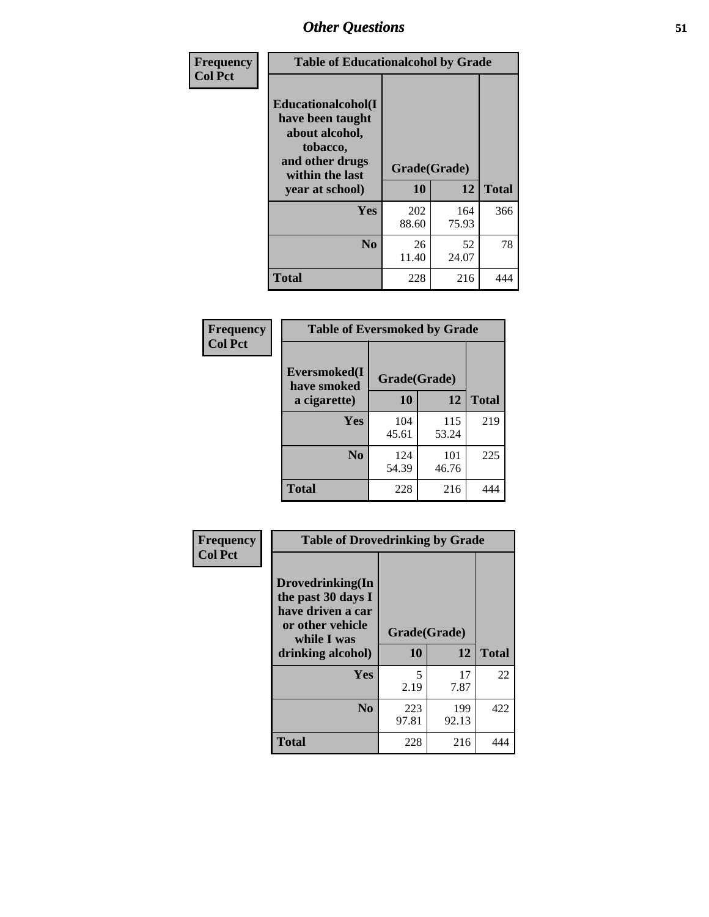| Frequency<br>Col Pct | Table of Educationalcohol by Grade | | |
|---|---|---|---|
| Educationalcohol(I have been taught about alcohol, tobacco, and other drugs within the last year at school) | Grade(Grade) | | |
| | 10 | 12 | Total |
| Yes | 202<br>88.60 | 164<br>75.93 | 366 |
| No | 26<br>11.40 | 52<br>24.07 | 78 |
| Total | 228 | 216 | 444 |

| Frequency<br>Col Pct | Table of Eversmoked by Grade | | |
|---|---|---|---|
| Eversmoked(I have smoked a cigarette) | Grade(Grade) | | |
| | 10 | 12 | Total |
| Yes | 104<br>45.61 | 115<br>53.24 | 219 |
| No | 124<br>54.39 | 101<br>46.76 | 225 |
| Total | 228 | 216 | 444 |

| Frequency<br>Col Pct | Table of Drovedrinking by Grade | | |
|---|---|---|---|
| Drovedrinking(In the past 30 days I have driven a car or other vehicle while I was drinking alcohol) | Grade(Grade) | | |
| | 10 | 12 | Total |
| Yes | 5<br>2.19 | 17<br>7.87 | 22 |
| No | 223<br>97.81 | 199<br>92.13 | 422 |
| Total | 228 | 216 | 444 |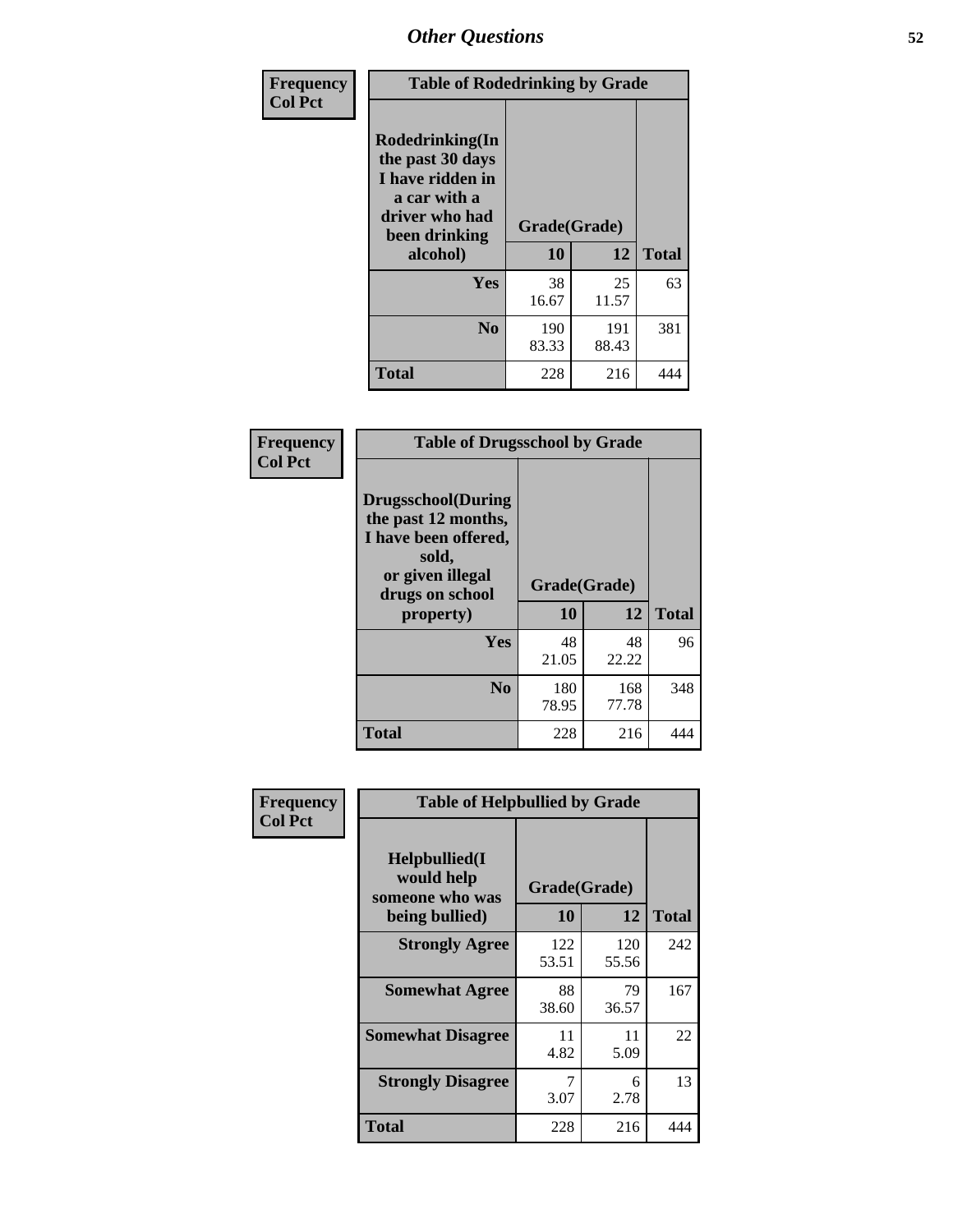# Other Questions

**Frequency**
**Col Pct**

| Table of Rodedrinking by Grade | | | |
|---|---|---|---|
| Rodedrinking(In the past 30 days I have ridden in a car with a driver who had been drinking alcohol) | Grade(Grade) | | |
| | 10 | 12 | Total |
| Yes | 38<br>16.67 | 25<br>11.57 | 63 |
| No | 190<br>83.33 | 191<br>88.43 | 381 |
| Total | 228 | 216 | 444 |

**Frequency**
**Col Pct**

| Table of Drugsschool by Grade | | | |
|---|---|---|---|
| Drugsschool(During the past 12 months, I have been offered, sold, or given illegal drugs on school property) | Grade(Grade) | | |
| | 10 | 12 | Total |
| Yes | 48<br>21.05 | 48<br>22.22 | 96 |
| No | 180<br>78.95 | 168<br>77.78 | 348 |
| Total | 228 | 216 | 444 |

**Frequency**
**Col Pct**

| Table of Helpbullied by Grade | | | |
|---|---|---|---|
| Helpbullied(I would help someone who was being bullied) | Grade(Grade) | | |
| | 10 | 12 | Total |
| Strongly Agree | 122<br>53.51 | 120<br>55.56 | 242 |
| Somewhat Agree | 88<br>38.60 | 79<br>36.57 | 167 |
| Somewhat Disagree | 11<br>4.82 | 11<br>5.09 | 22 |
| Strongly Disagree | 7<br>3.07 | 6<br>2.78 | 13 |
| Total | 228 | 216 | 444 |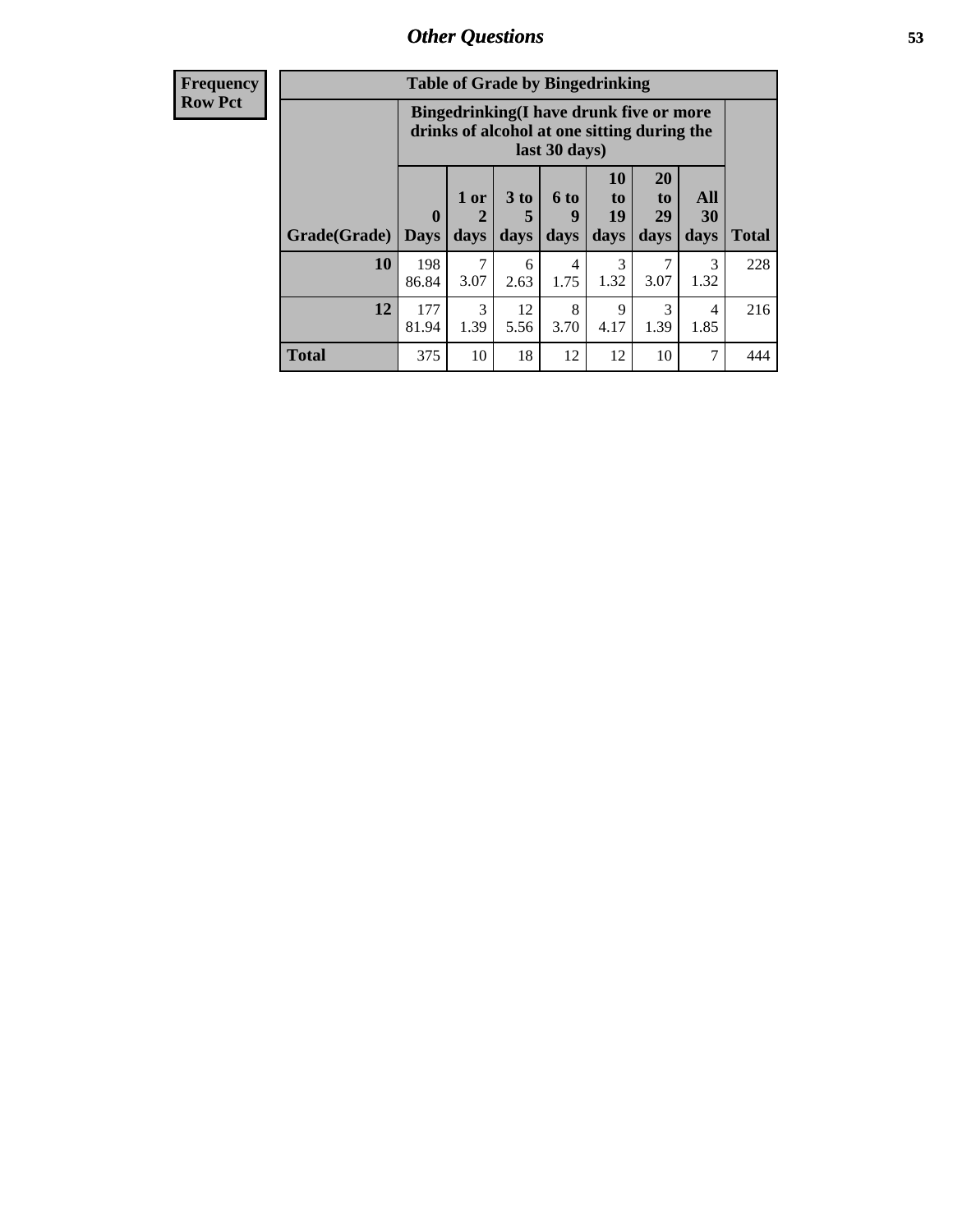# Other Questions

**Frequency**
**Row Pct**

**Table of Grade by Bingedrinking**

| Grade(Grade) | Bingedrinking(I have drunk five or more drinks of alcohol at one sitting during the last 30 days) | | | | | | | Total |
|---|---|---|---|---|---|---|---|---|
| | 0 Days | 1 or 2 days | 3 to 5 days | 6 to 9 days | 10 to 19 days | 20 to 29 days | All 30 days | |
| **10** | 198<br>86.84 | 7<br>3.07 | 6<br>2.63 | 4<br>1.75 | 3<br>1.32 | 7<br>3.07 | 3<br>1.32 | 228 |
| **12** | 177<br>81.94 | 3<br>1.39 | 12<br>5.56 | 8<br>3.70 | 9<br>4.17 | 3<br>1.39 | 4<br>1.85 | 216 |
| **Total** | 375 | 10 | 18 | 12 | 12 | 10 | 7 | 444 |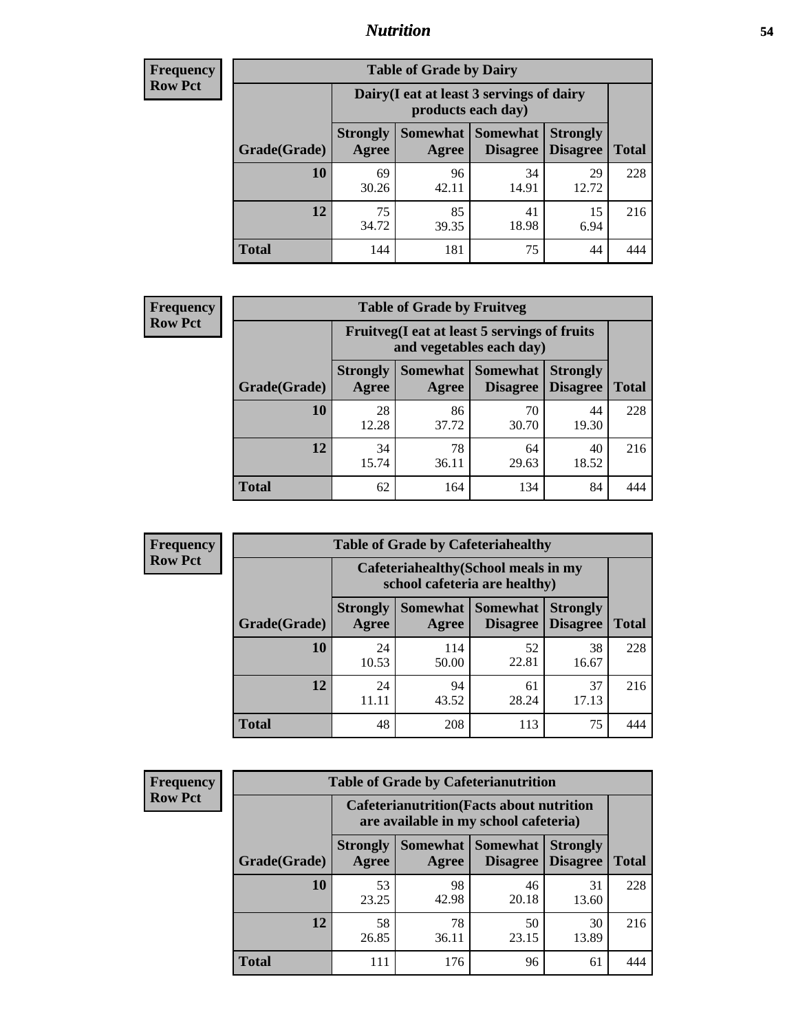## Nutrition

**Frequency Row Pct**

| Table of Grade by Dairy | | | | | |
|---|---|---|---|---|---|
| | Dairy(I eat at least 3 servings of dairy products each day) | | | | |
| Grade(Grade) | Strongly Agree | Somewhat Agree | Somewhat Disagree | Strongly Disagree | Total |
| 10 | 69<br>30.26 | 96<br>42.11 | 34<br>14.91 | 29<br>12.72 | 228 |
| 12 | 75<br>34.72 | 85<br>39.35 | 41<br>18.98 | 15<br>6.94 | 216 |
| Total | 144 | 181 | 75 | 44 | 444 |

**Frequency Row Pct**

| Table of Grade by Fruitveg | | | | | |
|---|---|---|---|---|---|
| | Fruitveg(I eat at least 5 servings of fruits and vegetables each day) | | | | |
| Grade(Grade) | Strongly Agree | Somewhat Agree | Somewhat Disagree | Strongly Disagree | Total |
| 10 | 28<br>12.28 | 86<br>37.72 | 70<br>30.70 | 44<br>19.30 | 228 |
| 12 | 34<br>15.74 | 78<br>36.11 | 64<br>29.63 | 40<br>18.52 | 216 |
| Total | 62 | 164 | 134 | 84 | 444 |

**Frequency Row Pct**

| Table of Grade by Cafeteriahealthy | | | | | |
|---|---|---|---|---|---|
| | Cafeteriahealthy(School meals in my school cafeteria are healthy) | | | | |
| Grade(Grade) | Strongly Agree | Somewhat Agree | Somewhat Disagree | Strongly Disagree | Total |
| 10 | 24<br>10.53 | 114<br>50.00 | 52<br>22.81 | 38<br>16.67 | 228 |
| 12 | 24<br>11.11 | 94<br>43.52 | 61<br>28.24 | 37<br>17.13 | 216 |
| Total | 48 | 208 | 113 | 75 | 444 |

**Frequency Row Pct**

| Table of Grade by Cafeterianutrition | | | | | |
|---|---|---|---|---|---|
| | Cafeterianutrition(Facts about nutrition are available in my school cafeteria) | | | | |
| Grade(Grade) | Strongly Agree | Somewhat Agree | Somewhat Disagree | Strongly Disagree | Total |
| 10 | 53<br>23.25 | 98<br>42.98 | 46<br>20.18 | 31<br>13.60 | 228 |
| 12 | 58<br>26.85 | 78<br>36.11 | 50<br>23.15 | 30<br>13.89 | 216 |
| Total | 111 | 176 | 96 | 61 | 444 |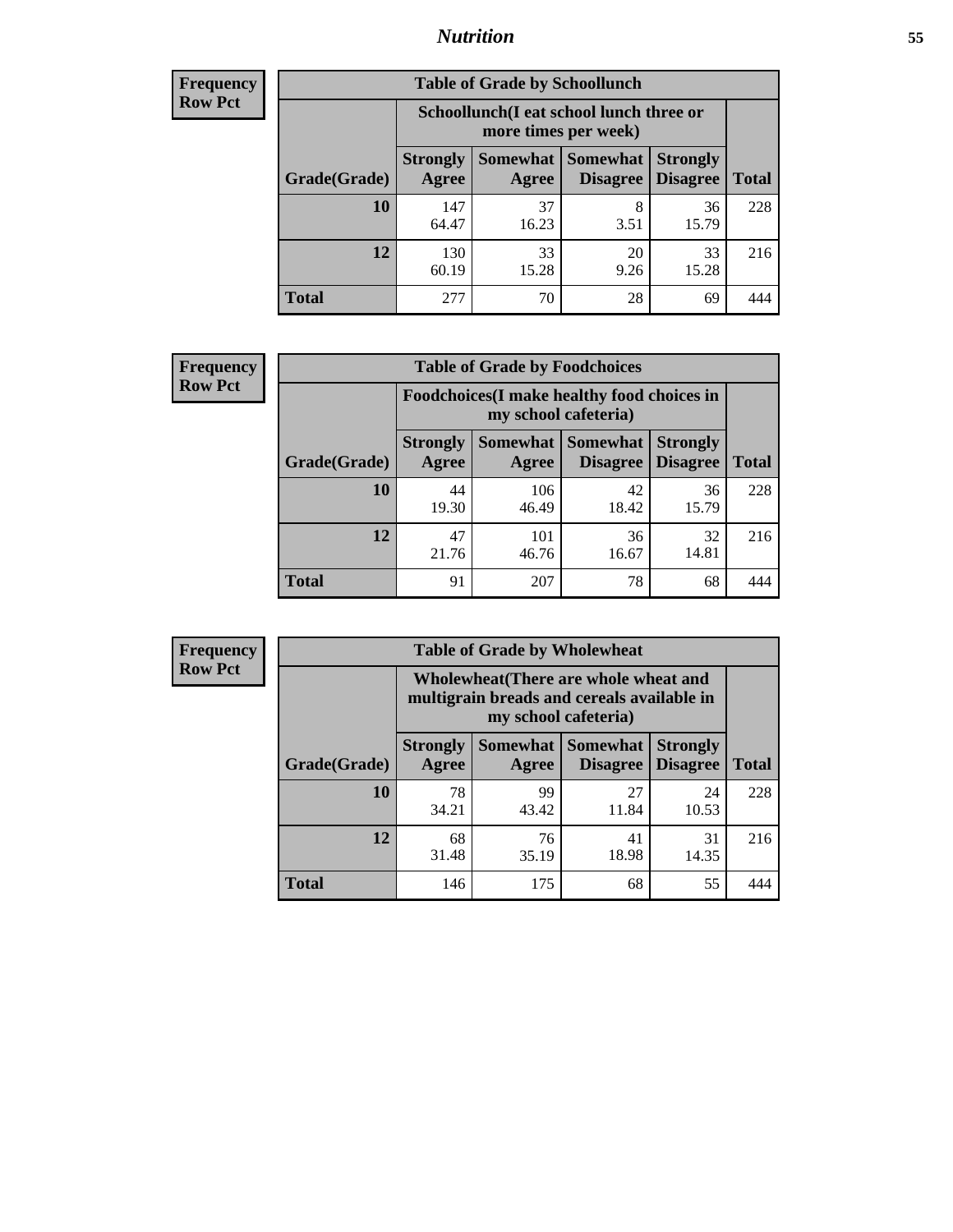| Frequency Row Pct |
|---|

**Table of Grade by Schoollunch**

| Grade(Grade) | Schoollunch(I eat school lunch three or more times per week) | | | | Total |
|---|---|---|---|---|---|
| | Strongly Agree | Somewhat Agree | Somewhat Disagree | Strongly Disagree | Total |
| 10 | 147<br>64.47 | 37<br>16.23 | 8<br>3.51 | 36<br>15.79 | 228 |
| 12 | 130<br>60.19 | 33<br>15.28 | 20<br>9.26 | 33<br>15.28 | 216 |
| Total | 277 | 70 | 28 | 69 | 444 |

| Frequency Row Pct |
|---|

**Table of Grade by Foodchoices**

| Grade(Grade) | Foodchoices(I make healthy food choices in my school cafeteria) | | | | Total |
|---|---|---|---|---|---|
| | Strongly Agree | Somewhat Agree | Somewhat Disagree | Strongly Disagree | Total |
| 10 | 44<br>19.30 | 106<br>46.49 | 42<br>18.42 | 36<br>15.79 | 228 |
| 12 | 47<br>21.76 | 101<br>46.76 | 36<br>16.67 | 32<br>14.81 | 216 |
| Total | 91 | 207 | 78 | 68 | 444 |

| Frequency Row Pct |
|---|

**Table of Grade by Wholewheat**

| Grade(Grade) | Wholewheat(There are whole wheat and multigrain breads and cereals available in my school cafeteria) | | | | Total |
|---|---|---|---|---|---|
| | Strongly Agree | Somewhat Agree | Somewhat Disagree | Strongly Disagree | Total |
| 10 | 78<br>34.21 | 99<br>43.42 | 27<br>11.84 | 24<br>10.53 | 228 |
| 12 | 68<br>31.48 | 76<br>35.19 | 41<br>18.98 | 31<br>14.35 | 216 |
| Total | 146 | 175 | 68 | 55 | 444 |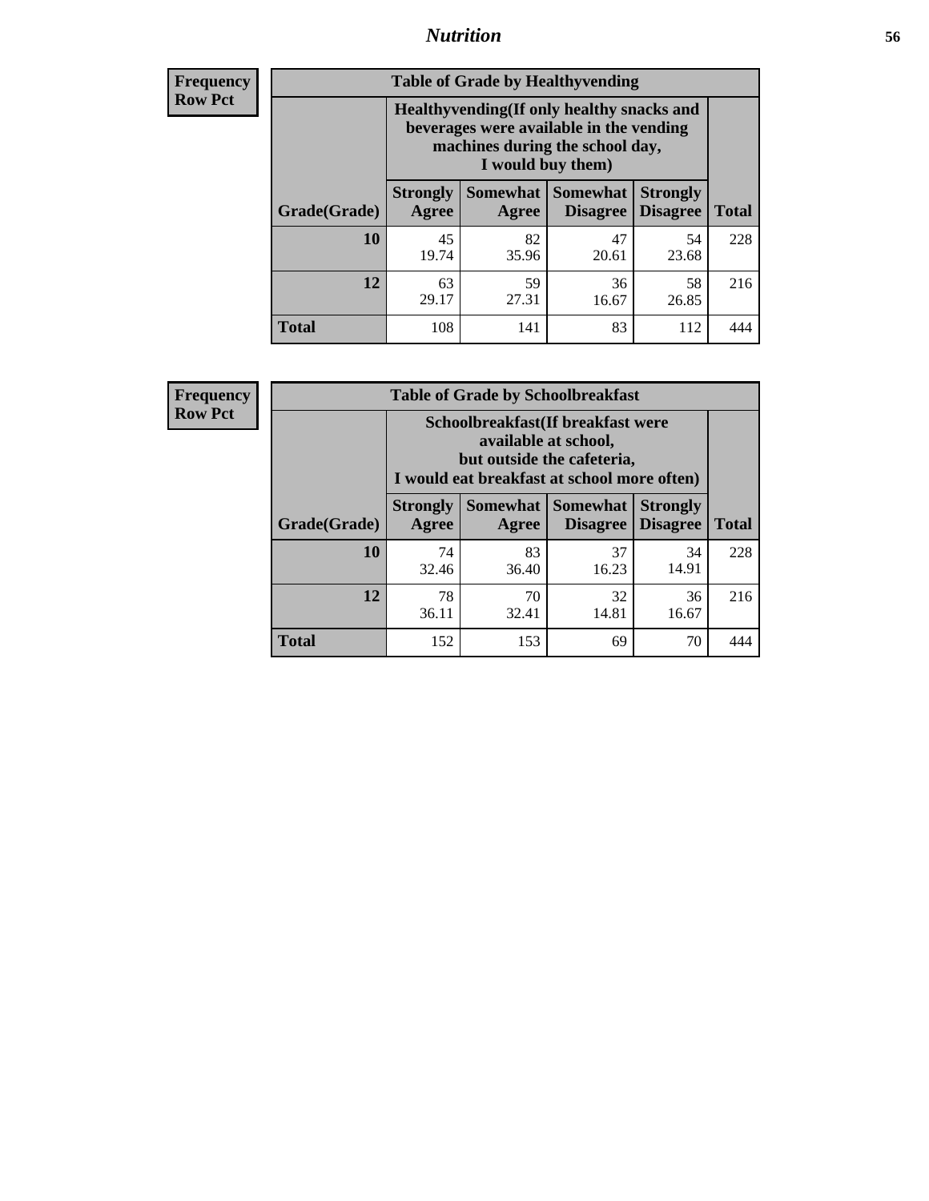| Frequency Row Pct |
|---|

| Table of Grade by Healthyvending | | | | | |
|---|---|---|---|---|---|
| | Healthyvending(If only healthy snacks and beverages were available in the vending machines during the school day, I would buy them) | | | | |
| Grade(Grade) | Strongly Agree | Somewhat Agree | Somewhat Disagree | Strongly Disagree | Total |
| 10 | 45<br>19.74 | 82<br>35.96 | 47<br>20.61 | 54<br>23.68 | 228 |
| 12 | 63<br>29.17 | 59<br>27.31 | 36<br>16.67 | 58<br>26.85 | 216 |
| Total | 108 | 141 | 83 | 112 | 444 |

| Frequency Row Pct |
|---|

| Table of Grade by Schoolbreakfast | | | | | |
|---|---|---|---|---|---|
| | Schoolbreakfast(If breakfast were available at school, but outside the cafeteria, I would eat breakfast at school more often) | | | | |
| Grade(Grade) | Strongly Agree | Somewhat Agree | Somewhat Disagree | Strongly Disagree | Total |
| 10 | 74<br>32.46 | 83<br>36.40 | 37<br>16.23 | 34<br>14.91 | 228 |
| 12 | 78<br>36.11 | 70<br>32.41 | 32<br>14.81 | 36<br>16.67 | 216 |
| Total | 152 | 153 | 69 | 70 | 444 |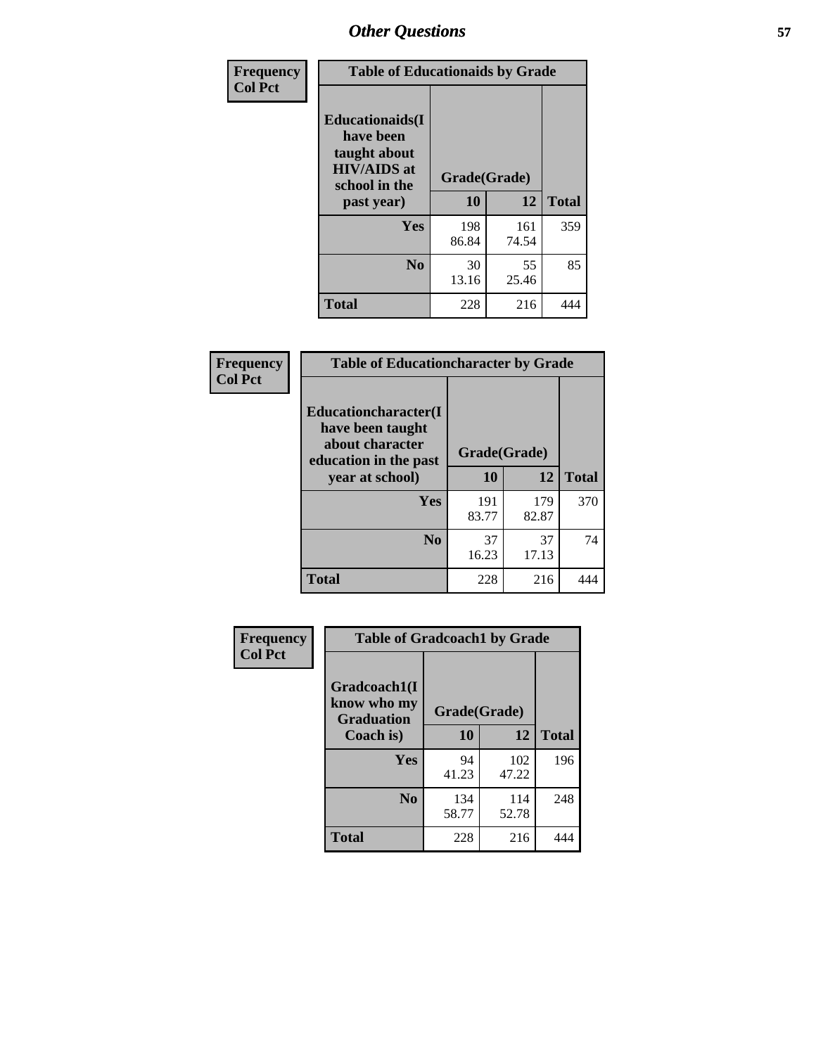# Other Questions

**Frequency**
**Col Pct**

| Table of Educationaids by Grade | | | |
|---|---|---|---|
| Educationaids(I have been taught about HIV/AIDS at school in the past year) | Grade(Grade) | | |
| | 10 | 12 | Total |
| Yes | 198<br>86.84 | 161<br>74.54 | 359 |
| No | 30<br>13.16 | 55<br>25.46 | 85 |
| Total | 228 | 216 | 444 |

**Frequency**
**Col Pct**

| Table of Educationcharacter by Grade | | | |
|---|---|---|---|
| Educationcharacter(I have been taught about character education in the past year at school) | Grade(Grade) | | |
| | 10 | 12 | Total |
| Yes | 191<br>83.77 | 179<br>82.87 | 370 |
| No | 37<br>16.23 | 37<br>17.13 | 74 |
| Total | 228 | 216 | 444 |

**Frequency**
**Col Pct**

| Table of Gradcoach1 by Grade | | | |
|---|---|---|---|
| Gradcoach1(I know who my Graduation Coach is) | Grade(Grade) | | |
| | 10 | 12 | Total |
| Yes | 94<br>41.23 | 102<br>47.22 | 196 |
| No | 134<br>58.77 | 114<br>52.78 | 248 |
| Total | 228 | 216 | 444 |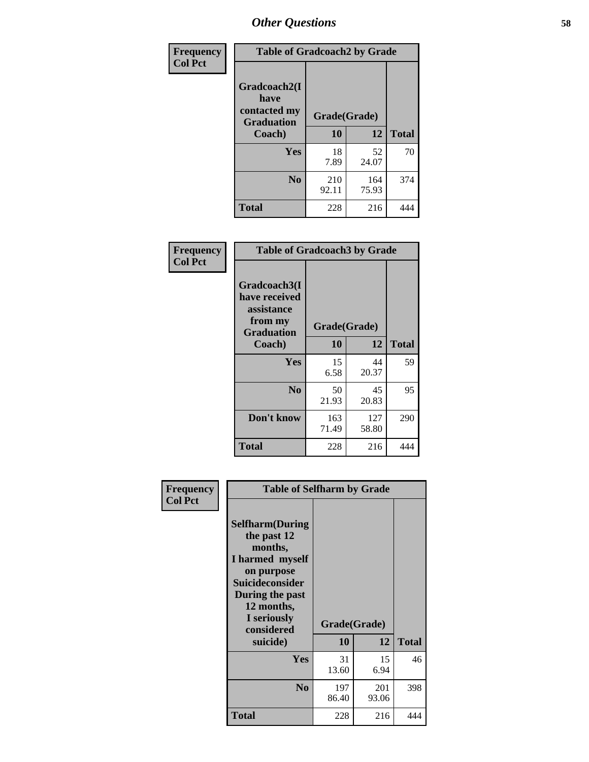# Other Questions

**Frequency**
**Col Pct**

| Table of Gradcoach2 by Grade | | | |
|---|---|---|---|
| Gradcoach2(I have contacted my Graduation Coach) | Grade(Grade) | | |
| | 10 | 12 | Total |
| Yes | 18<br>7.89 | 52<br>24.07 | 70 |
| No | 210<br>92.11 | 164<br>75.93 | 374 |
| Total | 228 | 216 | 444 |

**Frequency**
**Col Pct**

| Table of Gradcoach3 by Grade | | | |
|---|---|---|---|
| Gradcoach3(I have received assistance from my Graduation Coach) | Grade(Grade) | | |
| | 10 | 12 | Total |
| Yes | 15<br>6.58 | 44<br>20.37 | 59 |
| No | 50<br>21.93 | 45<br>20.83 | 95 |
| Don't know | 163<br>71.49 | 127<br>58.80 | 290 |
| Total | 228 | 216 | 444 |

**Frequency**
**Col Pct**

| Table of Selfharm by Grade | | | |
|---|---|---|---|
| Selfharm(During the past 12 months, I harmed myself on purpose Suicideconsider During the past 12 months, I seriously considered suicide) | Grade(Grade) | | |
| | 10 | 12 | Total |
| Yes | 31<br>13.60 | 15<br>6.94 | 46 |
| No | 197<br>86.40 | 201<br>93.06 | 398 |
| Total | 228 | 216 | 444 |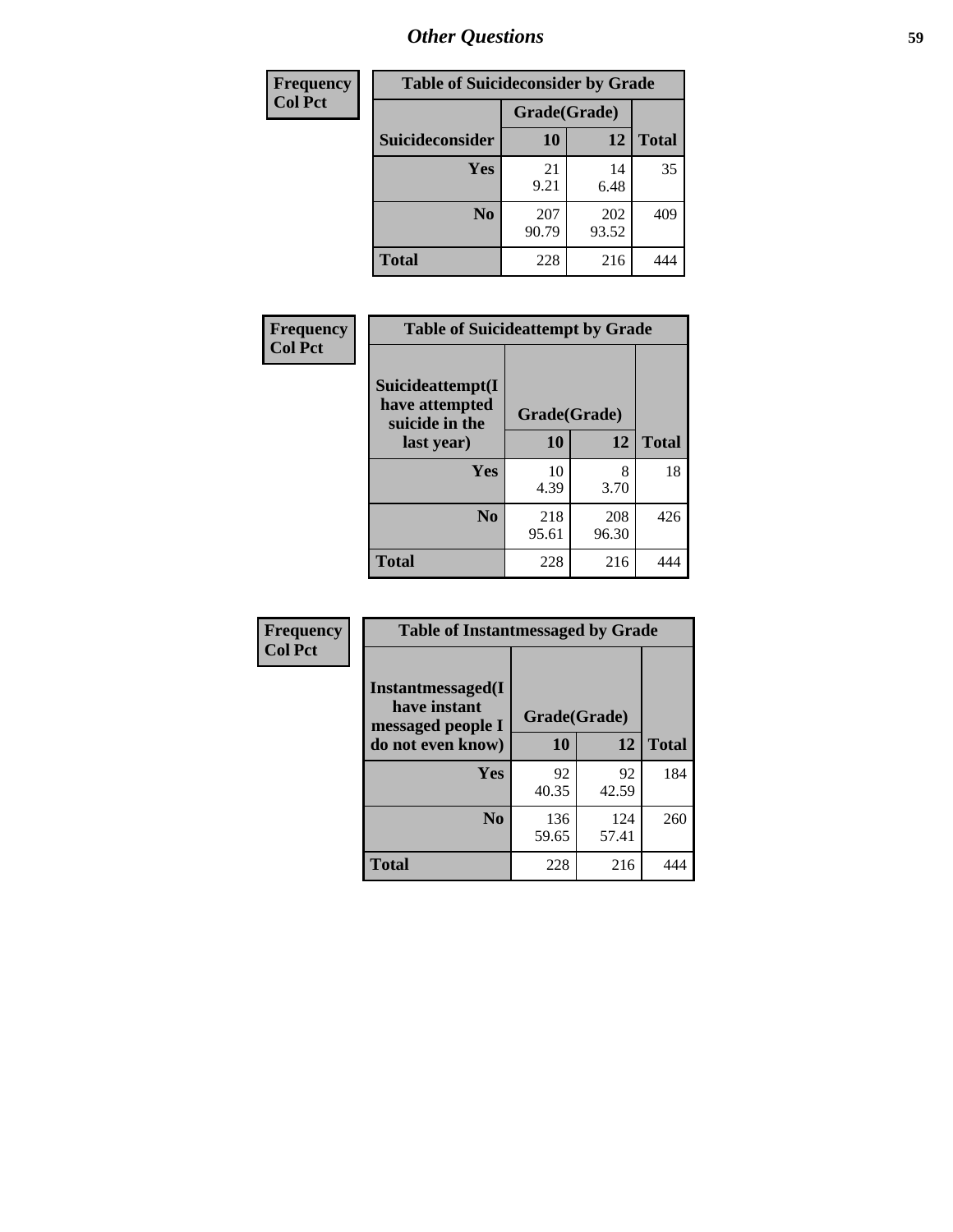| Frequency<br>Col Pct | | | |
|---|---|---|---|

**Table of Suicideconsider by Grade**

| Suicideconsider | Grade(Grade) 10 | 12 | Total |
|---|---|---|---|
| Yes | 21<br>9.21 | 14<br>6.48 | 35 |
| No | 207<br>90.79 | 202<br>93.52 | 409 |
| Total | 228 | 216 | 444 |

| Frequency<br>Col Pct |
|---|

**Table of Suicideattempt by Grade**

| Suicideattempt(I have attempted suicide in the last year) | Grade(Grade) 10 | 12 | Total |
|---|---|---|---|
| Yes | 10<br>4.39 | 8<br>3.70 | 18 |
| No | 218<br>95.61 | 208<br>96.30 | 426 |
| Total | 228 | 216 | 444 |

| Frequency<br>Col Pct |
|---|

**Table of Instantmessaged by Grade**

| Instantmessaged(I have instant messaged people I do not even know) | Grade(Grade) 10 | 12 | Total |
|---|---|---|---|
| Yes | 92<br>40.35 | 92<br>42.59 | 184 |
| No | 136<br>59.65 | 124<br>57.41 | 260 |
| Total | 228 | 216 | 444 |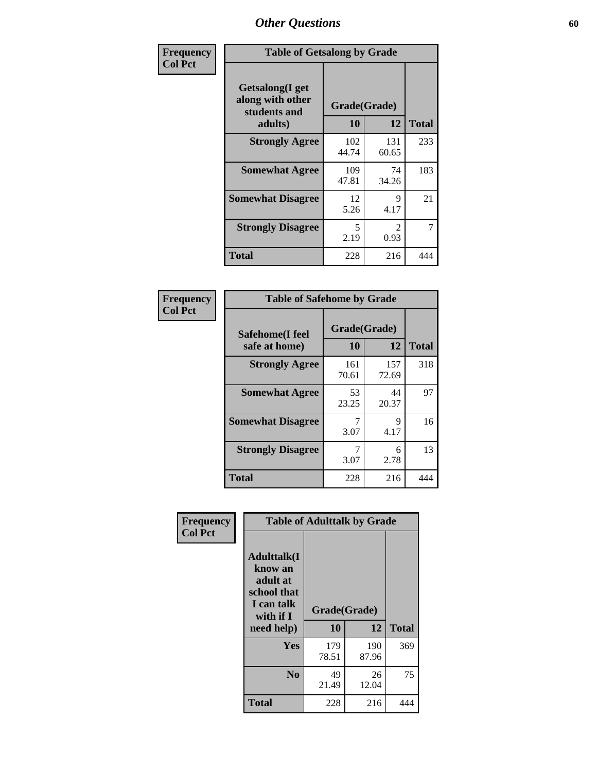## Other Questions

**Frequency**
**Col Pct**

**Table of Getsalong by Grade**

| Getsalong(I get along with other students and adults) | Grade(Grade) 10 | 12 | Total |
|---|---|---|---|
| **Strongly Agree** | 102<br>44.74 | 131<br>60.65 | 233 |
| **Somewhat Agree** | 109<br>47.81 | 74<br>34.26 | 183 |
| **Somewhat Disagree** | 12<br>5.26 | 9<br>4.17 | 21 |
| **Strongly Disagree** | 5<br>2.19 | 2<br>0.93 | 7 |
| **Total** | 228 | 216 | 444 |

**Frequency**
**Col Pct**

**Table of Safehome by Grade**

| Safehome(I feel safe at home) | Grade(Grade) 10 | 12 | Total |
|---|---|---|---|
| **Strongly Agree** | 161<br>70.61 | 157<br>72.69 | 318 |
| **Somewhat Agree** | 53<br>23.25 | 44<br>20.37 | 97 |
| **Somewhat Disagree** | 7<br>3.07 | 9<br>4.17 | 16 |
| **Strongly Disagree** | 7<br>3.07 | 6<br>2.78 | 13 |
| **Total** | 228 | 216 | 444 |

**Frequency**
**Col Pct**

**Table of Adulttalk by Grade**

| Adulttalk(I know an adult at school that I can talk with if I need help) | Grade(Grade) 10 | 12 | Total |
|---|---|---|---|
| **Yes** | 179<br>78.51 | 190<br>87.96 | 369 |
| **No** | 49<br>21.49 | 26<br>12.04 | 75 |
| **Total** | 228 | 216 | 444 |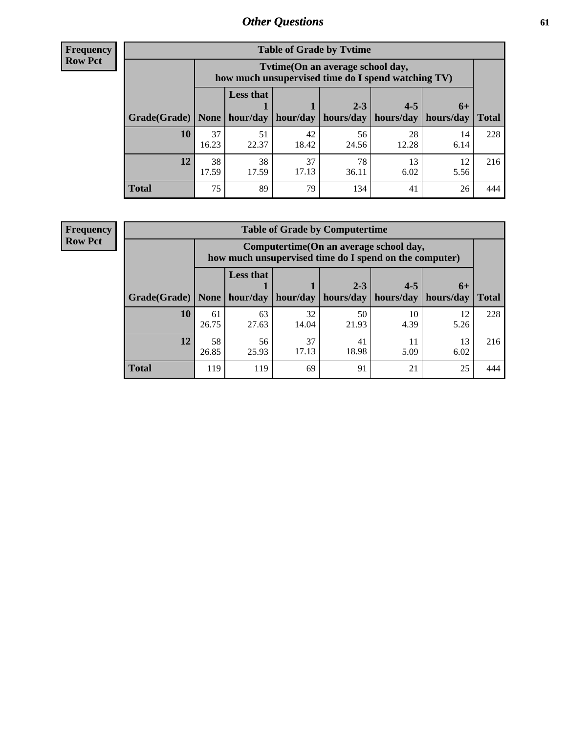## Other Questions

**Frequency**
**Row Pct**

**Table of Grade by Tvtime**

| Grade(Grade) | Tvtime(On an average school day, how much unsupervised time do I spend watching TV) None | Less that 1 hour/day | 1 hour/day | 2-3 hours/day | 4-5 hours/day | 6+ hours/day | Total |
|---|---|---|---|---|---|---|---|
| **10** | 37<br>16.23 | 51<br>22.37 | 42<br>18.42 | 56<br>24.56 | 28<br>12.28 | 14<br>6.14 | 228 |
| **12** | 38<br>17.59 | 38<br>17.59 | 37<br>17.13 | 78<br>36.11 | 13<br>6.02 | 12<br>5.56 | 216 |
| **Total** | 75 | 89 | 79 | 134 | 41 | 26 | 444 |

**Frequency**
**Row Pct**

**Table of Grade by Computertime**

| Grade(Grade) | Computertime(On an average school day, how much unsupervised time do I spend on the computer) None | Less that 1 hour/day | 1 hour/day | 2-3 hours/day | 4-5 hours/day | 6+ hours/day | Total |
|---|---|---|---|---|---|---|---|
| **10** | 61<br>26.75 | 63<br>27.63 | 32<br>14.04 | 50<br>21.93 | 10<br>4.39 | 12<br>5.26 | 228 |
| **12** | 58<br>26.85 | 56<br>25.93 | 37<br>17.13 | 41<br>18.98 | 11<br>5.09 | 13<br>6.02 | 216 |
| **Total** | 119 | 119 | 69 | 91 | 21 | 25 | 444 |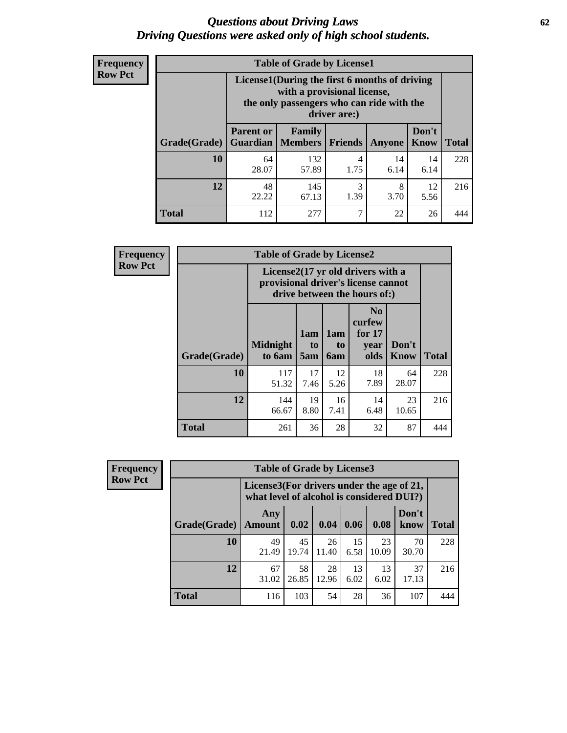# Questions about Driving Laws
## Driving Questions were asked only of high school students.

**Frequency**
**Row Pct**

**Table of Grade by License1**

| Grade(Grade) | License1(During the first 6 months of driving with a provisional license, the only passengers who can ride with the driver are:) | | | | | Total |
|---|---|---|---|---|---|---|
| | Parent or Guardian | Family Members | Friends | Anyone | Don't Know | |
| 10 | 64<br>28.07 | 132<br>57.89 | 4<br>1.75 | 14<br>6.14 | 14<br>6.14 | 228 |
| 12 | 48<br>22.22 | 145<br>67.13 | 3<br>1.39 | 8<br>3.70 | 12<br>5.56 | 216 |
| Total | 112 | 277 | 7 | 22 | 26 | 444 |

**Frequency**
**Row Pct**

**Table of Grade by License2**

| Grade(Grade) | License2(17 yr old drivers with a provisional driver's license cannot drive between the hours of:) | | | | | Total |
|---|---|---|---|---|---|---|
| | Midnight to 6am | 1am to 5am | 1am to 6am | No curfew for 17 year olds | Don't Know | |
| 10 | 117<br>51.32 | 17<br>7.46 | 12<br>5.26 | 18<br>7.89 | 64<br>28.07 | 228 |
| 12 | 144<br>66.67 | 19<br>8.80 | 16<br>7.41 | 14<br>6.48 | 23<br>10.65 | 216 |
| Total | 261 | 36 | 28 | 32 | 87 | 444 |

**Frequency**
**Row Pct**

**Table of Grade by License3**

| Grade(Grade) | License3(For drivers under the age of 21, what level of alcohol is considered DUI?) | | | | | | Total |
|---|---|---|---|---|---|---|---|
| | Any Amount | 0.02 | 0.04 | 0.06 | 0.08 | Don't know | |
| 10 | 49<br>21.49 | 45<br>19.74 | 26<br>11.40 | 15<br>6.58 | 23<br>10.09 | 70<br>30.70 | 228 |
| 12 | 67<br>31.02 | 58<br>26.85 | 28<br>12.96 | 13<br>6.02 | 13<br>6.02 | 37<br>17.13 | 216 |
| Total | 116 | 103 | 54 | 28 | 36 | 107 | 444 |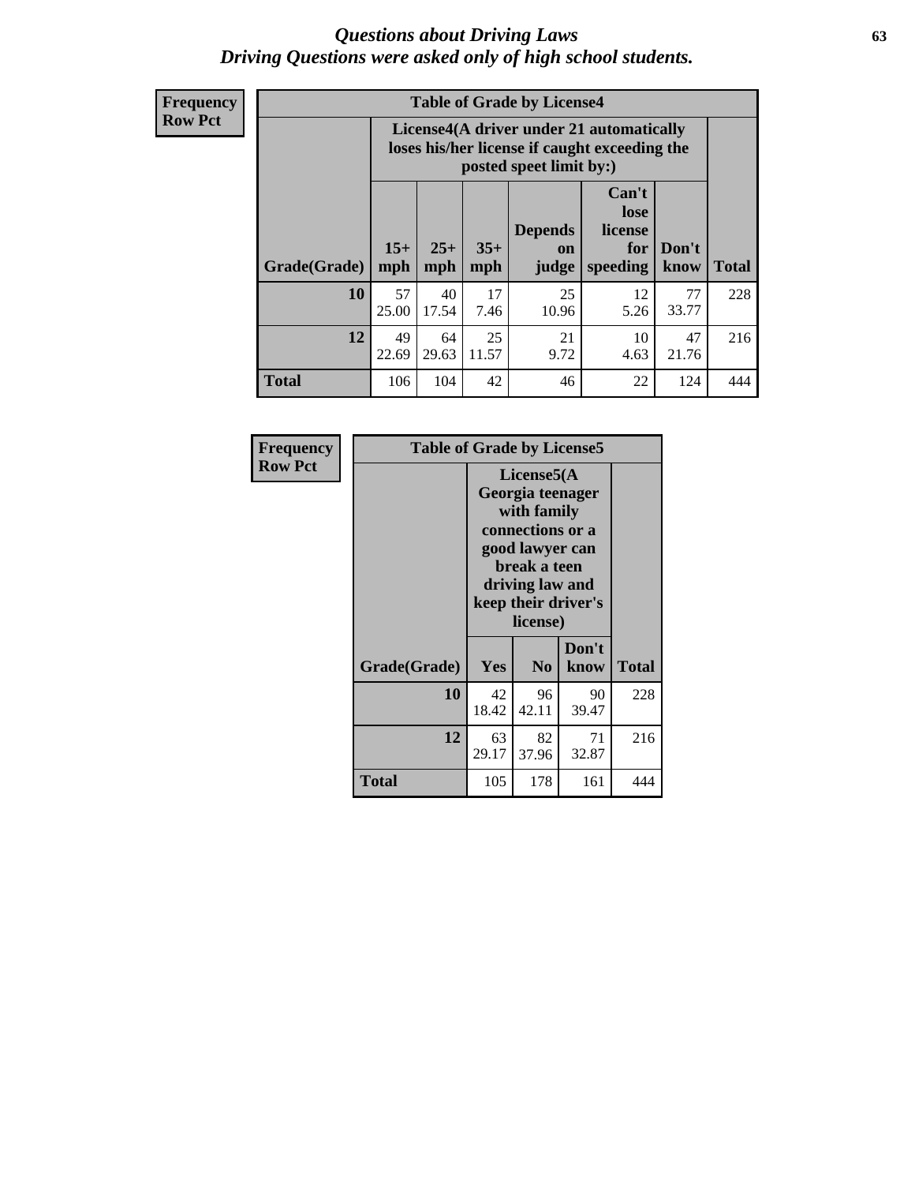# *Questions about Driving Laws*
## *Driving Questions were asked only of high school students.*

**Frequency**
**Row Pct**

| Table of Grade by License4 | | | | | | | |
|---|---|---|---|---|---|---|---|
| | License4(A driver under 21 automatically loses his/her license if caught exceeding the posted speet limit by:) | | | | | | |
| Grade(Grade) | 15+ mph | 25+ mph | 35+ mph | Depends on judge | Can't lose license for speeding | Don't know | Total |
| **10** | 57<br>25.00 | 40<br>17.54 | 17<br>7.46 | 25<br>10.96 | 12<br>5.26 | 77<br>33.77 | 228 |
| **12** | 49<br>22.69 | 64<br>29.63 | 25<br>11.57 | 21<br>9.72 | 10<br>4.63 | 47<br>21.76 | 216 |
| **Total** | 106 | 104 | 42 | 46 | 22 | 124 | 444 |

**Frequency**
**Row Pct**

| Table of Grade by License5 | | | | |
|---|---|---|---|---|
| | License5(A Georgia teenager with family connections or a good lawyer can break a teen driving law and keep their driver's license) | | | |
| Grade(Grade) | Yes | No | Don't know | Total |
| **10** | 42<br>18.42 | 96<br>42.11 | 90<br>39.47 | 228 |
| **12** | 63<br>29.17 | 82<br>37.96 | 71<br>32.87 | 216 |
| **Total** | 105 | 178 | 161 | 444 |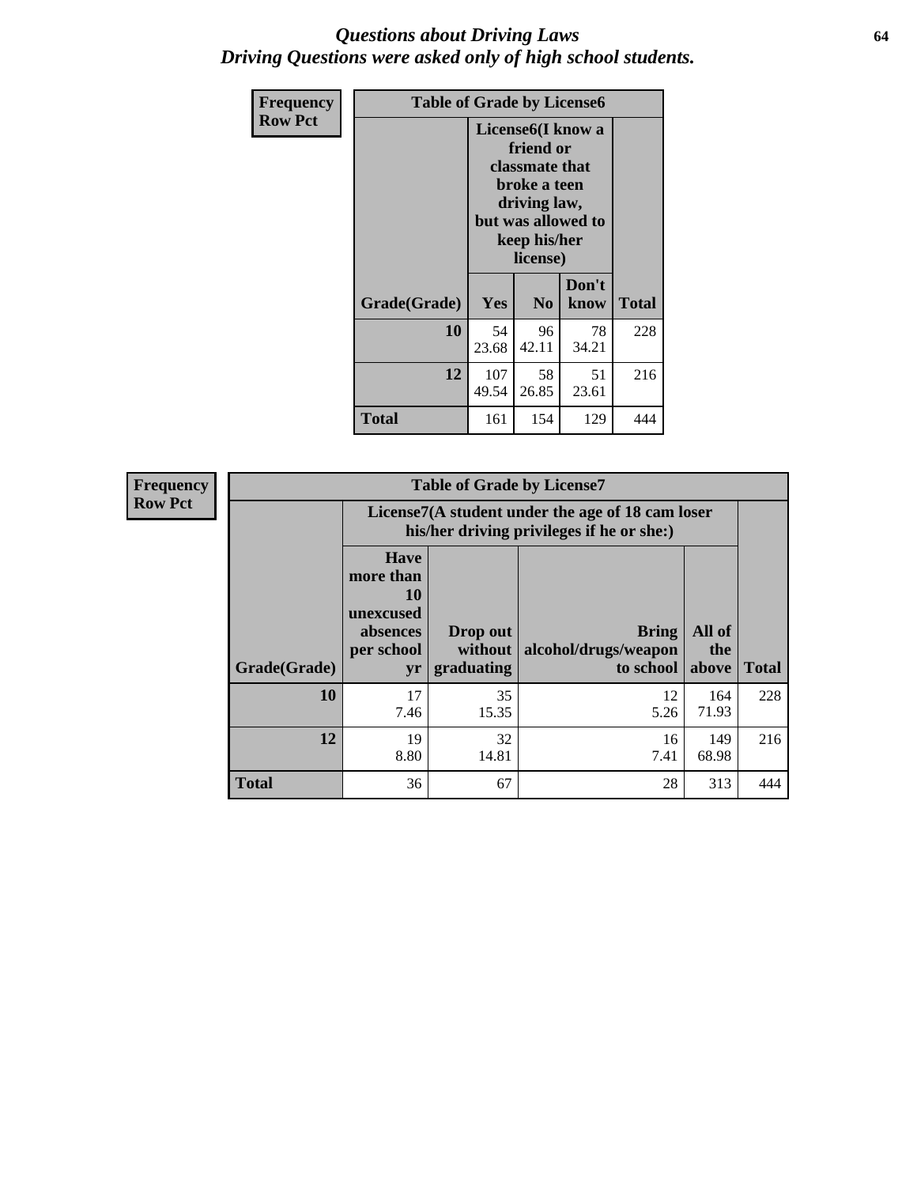# *Questions about Driving Laws*
# *Driving Questions were asked only of high school students.*

**Frequency**
**Row Pct**

| **Table of Grade by License6** | | | | |
|---|---|---|---|---|
| | **License6(I know a friend or classmate that broke a teen driving law, but was allowed to keep his/her license)** | | | |
| **Grade(Grade)** | **Yes** | **No** | **Don't know** | **Total** |
| **10** | 54<br>23.68 | 96<br>42.11 | 78<br>34.21 | 228 |
| **12** | 107<br>49.54 | 58<br>26.85 | 51<br>23.61 | 216 |
| **Total** | 161 | 154 | 129 | 444 |

**Frequency**
**Row Pct**

| **Table of Grade by License7** | | | | | |
|---|---|---|---|---|---|
| | **License7(A student under the age of 18 cam loser his/her driving privileges if he or she:)** | | | | |
| **Grade(Grade)** | **Have more than 10 unexcused absences per school yr** | **Drop out without graduating** | **Bring alcohol/drugs/weapon to school** | **All of the above** | **Total** |
| **10** | 17<br>7.46 | 35<br>15.35 | 12<br>5.26 | 164<br>71.93 | 228 |
| **12** | 19<br>8.80 | 32<br>14.81 | 16<br>7.41 | 149<br>68.98 | 216 |
| **Total** | 36 | 67 | 28 | 313 | 444 |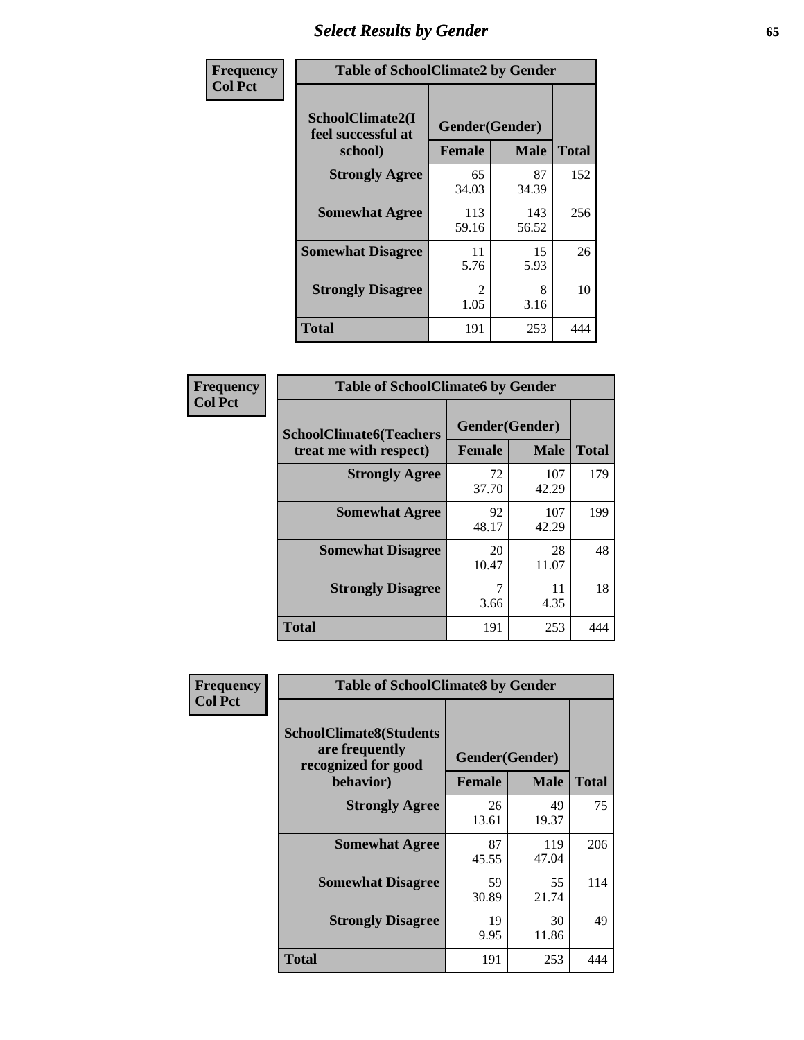# Select Results by Gender

**Frequency / Col Pct**

| Table of SchoolClimate2 by Gender | | | |
|---|---|---|---|
| SchoolClimate2(I feel successful at school) | Gender(Gender) | | |
| | Female | Male | Total |
| **Strongly Agree** | 65<br>34.03 | 87<br>34.39 | 152 |
| **Somewhat Agree** | 113<br>59.16 | 143<br>56.52 | 256 |
| **Somewhat Disagree** | 11<br>5.76 | 15<br>5.93 | 26 |
| **Strongly Disagree** | 2<br>1.05 | 8<br>3.16 | 10 |
| **Total** | 191 | 253 | 444 |

**Frequency / Col Pct**

| Table of SchoolClimate6 by Gender | | | |
|---|---|---|---|
| SchoolClimate6(Teachers treat me with respect) | Gender(Gender) | | |
| | Female | Male | Total |
| **Strongly Agree** | 72<br>37.70 | 107<br>42.29 | 179 |
| **Somewhat Agree** | 92<br>48.17 | 107<br>42.29 | 199 |
| **Somewhat Disagree** | 20<br>10.47 | 28<br>11.07 | 48 |
| **Strongly Disagree** | 7<br>3.66 | 11<br>4.35 | 18 |
| **Total** | 191 | 253 | 444 |

**Frequency / Col Pct**

| Table of SchoolClimate8 by Gender | | | |
|---|---|---|---|
| SchoolClimate8(Students are frequently recognized for good behavior) | Gender(Gender) | | |
| | Female | Male | Total |
| **Strongly Agree** | 26<br>13.61 | 49<br>19.37 | 75 |
| **Somewhat Agree** | 87<br>45.55 | 119<br>47.04 | 206 |
| **Somewhat Disagree** | 59<br>30.89 | 55<br>21.74 | 114 |
| **Strongly Disagree** | 19<br>9.95 | 30<br>11.86 | 49 |
| **Total** | 191 | 253 | 444 |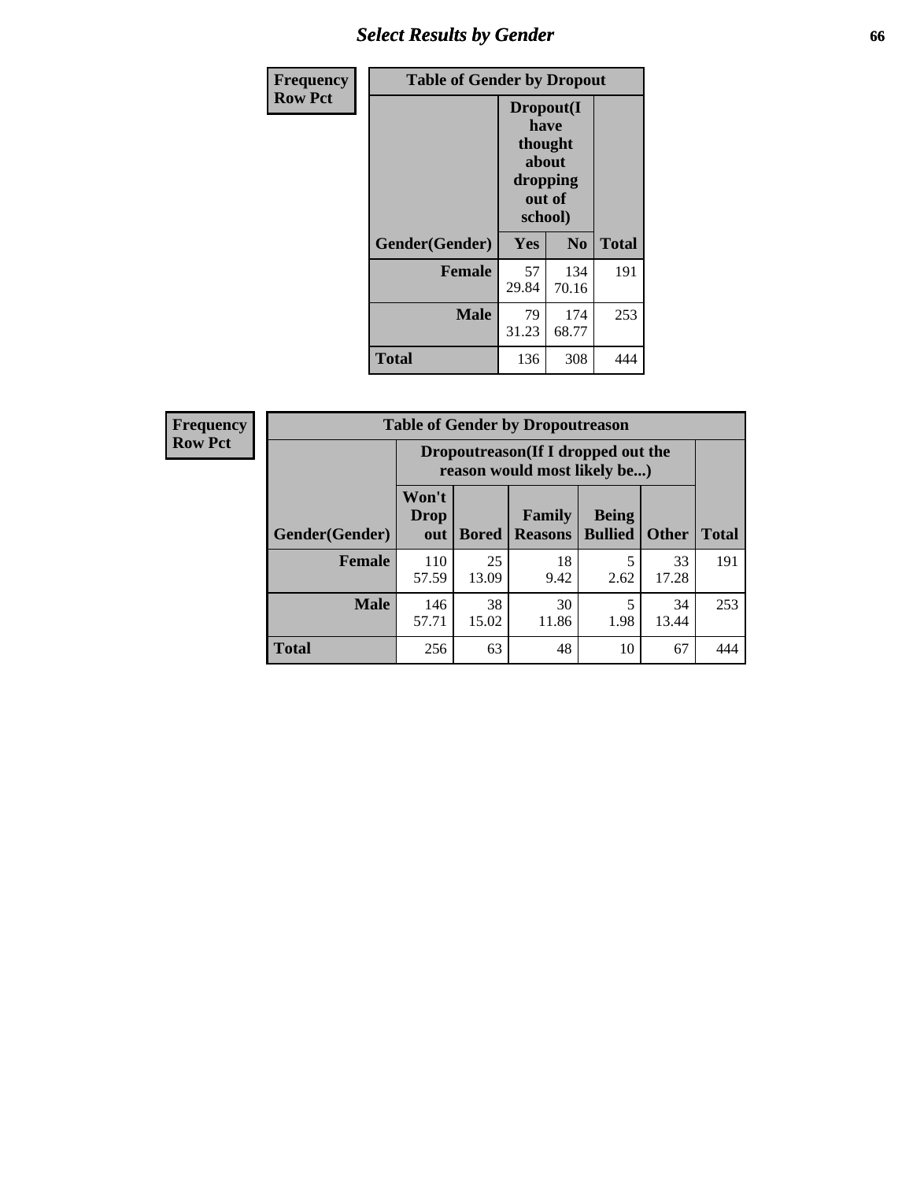## Select Results by Gender

Frequency
Row Pct

| Table of Gender by Dropout | | | |
|---|---|---|---|
| | Dropout(I have thought about dropping out of school) | | |
| Gender(Gender) | Yes | No | Total |
| Female | 57<br>29.84 | 134<br>70.16 | 191 |
| Male | 79<br>31.23 | 174<br>68.77 | 253 |
| Total | 136 | 308 | 444 |

Frequency
Row Pct

| Table of Gender by Dropoutreason | | | | | | |
|---|---|---|---|---|---|---|
| | Dropoutreason(If I dropped out the reason would most likely be...) | | | | | |
| Gender(Gender) | Won't Drop out | Bored | Family Reasons | Being Bullied | Other | Total |
| Female | 110<br>57.59 | 25<br>13.09 | 18<br>9.42 | 5<br>2.62 | 33<br>17.28 | 191 |
| Male | 146<br>57.71 | 38<br>15.02 | 30<br>11.86 | 5<br>1.98 | 34<br>13.44 | 253 |
| Total | 256 | 63 | 48 | 10 | 67 | 444 |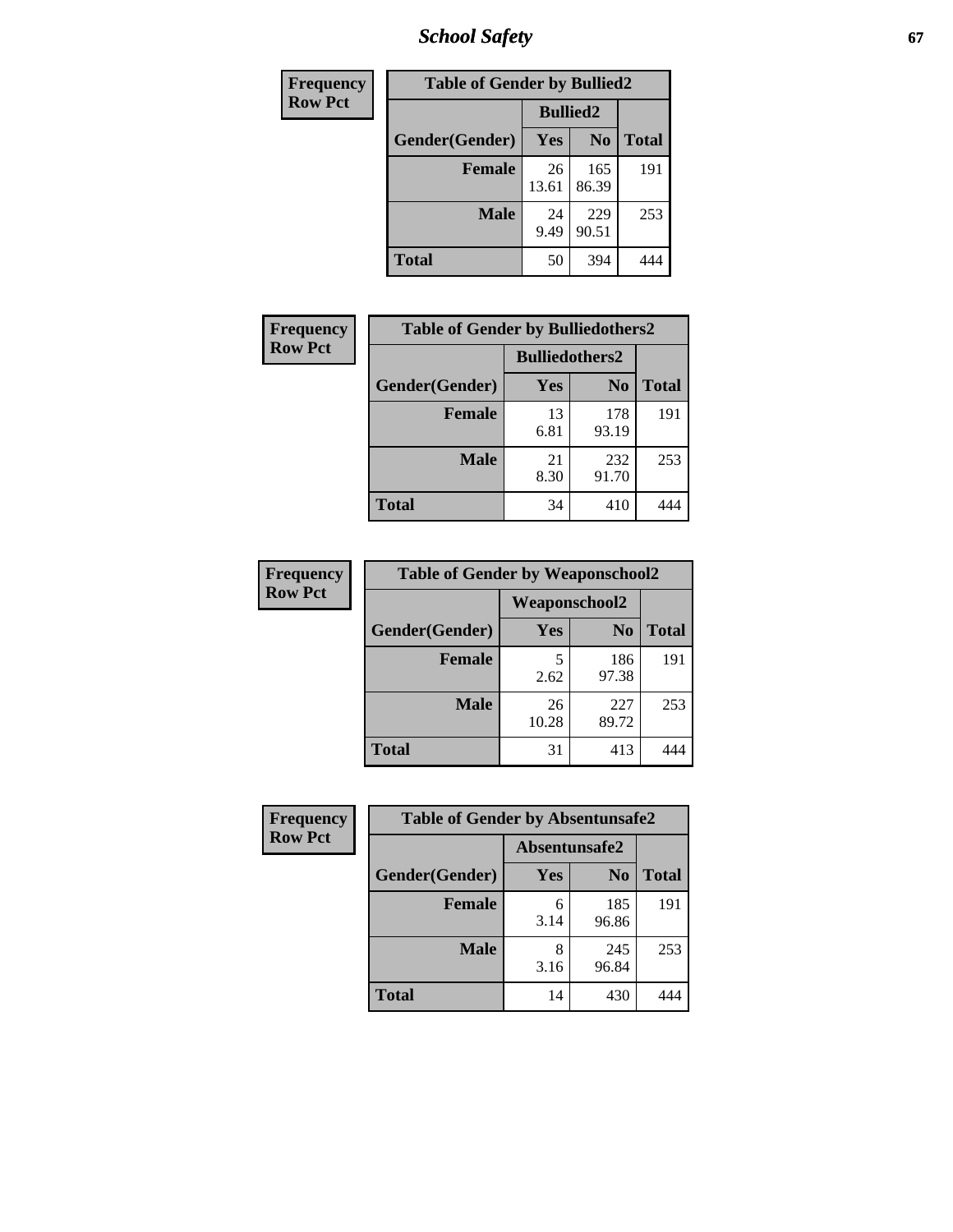| Frequency<br>Row Pct | Table of Gender by Bullied2 | | |
|---|---|---|---|
| | Bullied2 | | |
| Gender(Gender) | Yes | No | Total |
| Female | 26<br>13.61 | 165<br>86.39 | 191 |
| Male | 24<br>9.49 | 229<br>90.51 | 253 |
| Total | 50 | 394 | 444 |

| Frequency<br>Row Pct | Table of Gender by Bulliedothers2 | | |
|---|---|---|---|
| | Bulliedothers2 | | |
| Gender(Gender) | Yes | No | Total |
| Female | 13<br>6.81 | 178<br>93.19 | 191 |
| Male | 21<br>8.30 | 232<br>91.70 | 253 |
| Total | 34 | 410 | 444 |

| Frequency<br>Row Pct | Table of Gender by Weaponschool2 | | |
|---|---|---|---|
| | Weaponschool2 | | |
| Gender(Gender) | Yes | No | Total |
| Female | 5<br>2.62 | 186<br>97.38 | 191 |
| Male | 26<br>10.28 | 227<br>89.72 | 253 |
| Total | 31 | 413 | 444 |

| Frequency<br>Row Pct | Table of Gender by Absentunsafe2 | | |
|---|---|---|---|
| | Absentunsafe2 | | |
| Gender(Gender) | Yes | No | Total |
| Female | 6<br>3.14 | 185<br>96.86 | 191 |
| Male | 8<br>3.16 | 245<br>96.84 | 253 |
| Total | 14 | 430 | 444 |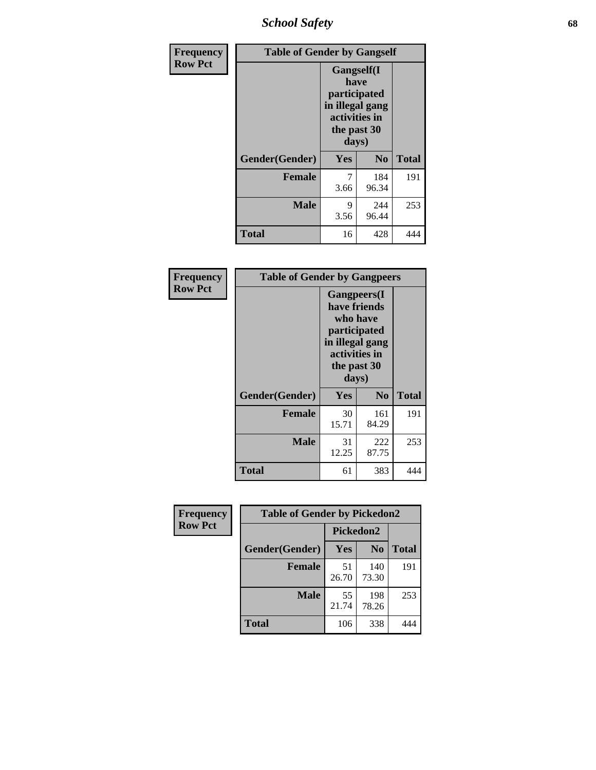| Frequency Row Pct | Table of Gender by Gangself | | |
|---|---|---|---|
| | Gangself(I have participated in illegal gang activities in the past 30 days) | | |
| Gender(Gender) | Yes | No | Total |
| Female | 7<br>3.66 | 184<br>96.34 | 191 |
| Male | 9<br>3.56 | 244<br>96.44 | 253 |
| Total | 16 | 428 | 444 |

| Frequency Row Pct | Table of Gender by Gangpeers | | |
|---|---|---|---|
| | Gangpeers(I have friends who have participated in illegal gang activities in the past 30 days) | | |
| Gender(Gender) | Yes | No | Total |
| Female | 30<br>15.71 | 161<br>84.29 | 191 |
| Male | 31<br>12.25 | 222<br>87.75 | 253 |
| Total | 61 | 383 | 444 |

| Frequency Row Pct | Table of Gender by Pickedon2 | | |
|---|---|---|---|
| | Pickedon2 | | |
| Gender(Gender) | Yes | No | Total |
| Female | 51<br>26.70 | 140<br>73.30 | 191 |
| Male | 55<br>21.74 | 198<br>78.26 | 253 |
| Total | 106 | 338 | 444 |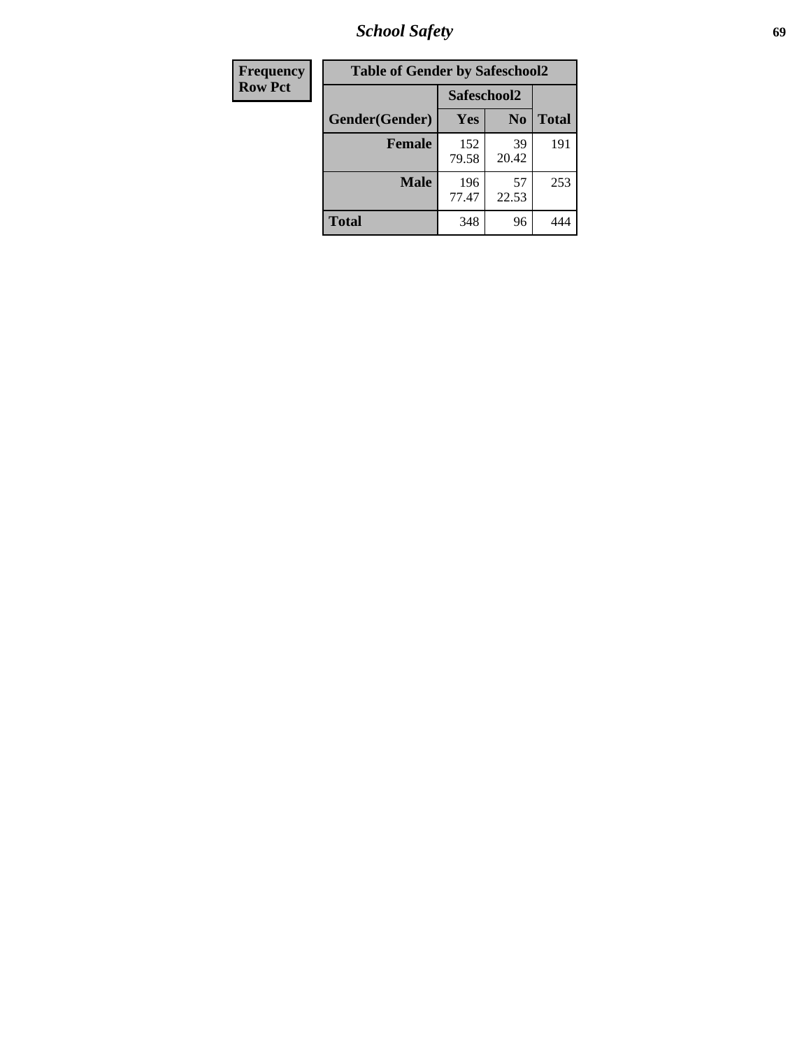| Frequency<br>Row Pct |
|---|

| Table of Gender by Safeschool2 | | | |
|---|---|---|---|
| | Safeschool2 | | |
| Gender(Gender) | Yes | No | Total |
| Female | 152<br>79.58 | 39<br>20.42 | 191 |
| Male | 196<br>77.47 | 57<br>22.53 | 253 |
| Total | 348 | 96 | 444 |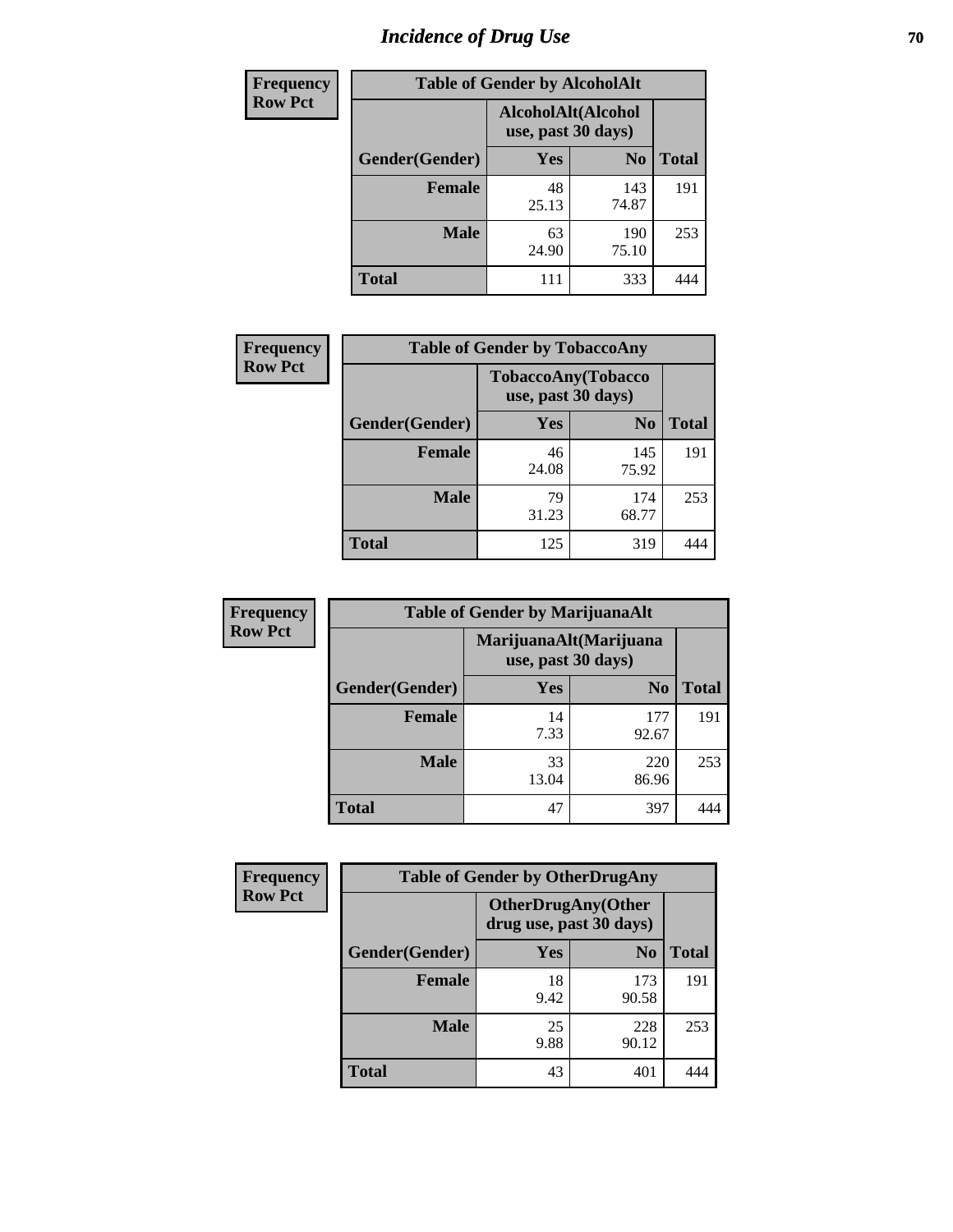# Incidence of Drug Use

**Frequency**
**Row Pct**

| Table of Gender by AlcoholAlt | | | |
|---|---|---|---|
| | AlcoholAlt(Alcohol use, past 30 days) | | |
| Gender(Gender) | Yes | No | Total |
| Female | 48<br>25.13 | 143<br>74.87 | 191 |
| Male | 63<br>24.90 | 190<br>75.10 | 253 |
| Total | 111 | 333 | 444 |

**Frequency**
**Row Pct**

| Table of Gender by TobaccoAny | | | |
|---|---|---|---|
| | TobaccoAny(Tobacco use, past 30 days) | | |
| Gender(Gender) | Yes | No | Total |
| Female | 46<br>24.08 | 145<br>75.92 | 191 |
| Male | 79<br>31.23 | 174<br>68.77 | 253 |
| Total | 125 | 319 | 444 |

**Frequency**
**Row Pct**

| Table of Gender by MarijuanaAlt | | | |
|---|---|---|---|
| | MarijuanaAlt(Marijuana use, past 30 days) | | |
| Gender(Gender) | Yes | No | Total |
| Female | 14<br>7.33 | 177<br>92.67 | 191 |
| Male | 33<br>13.04 | 220<br>86.96 | 253 |
| Total | 47 | 397 | 444 |

**Frequency**
**Row Pct**

| Table of Gender by OtherDrugAny | | | |
|---|---|---|---|
| | OtherDrugAny(Other drug use, past 30 days) | | |
| Gender(Gender) | Yes | No | Total |
| Female | 18<br>9.42 | 173<br>90.58 | 191 |
| Male | 25<br>9.88 | 228<br>90.12 | 253 |
| Total | 43 | 401 | 444 |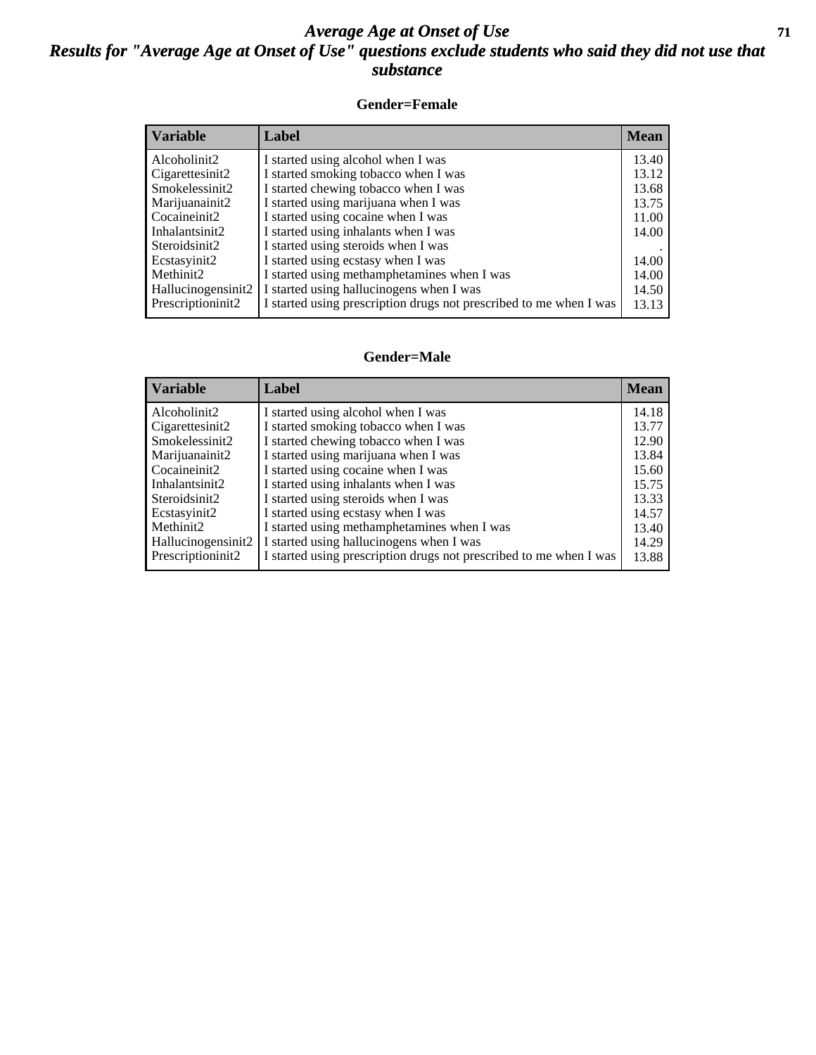# Average Age at Onset of Use

## Results for "Average Age at Onset of Use" questions exclude students who said they did not use that substance

### Gender=Female

| Variable | Label | Mean |
|---|---|---|
| Alcoholinit2 | I started using alcohol when I was | 13.40 |
| Cigarettesinit2 | I started smoking tobacco when I was | 13.12 |
| Smokelessinit2 | I started chewing tobacco when I was | 13.68 |
| Marijuanainit2 | I started using marijuana when I was | 13.75 |
| Cocaineinit2 | I started using cocaine when I was | 11.00 |
| Inhalantsinit2 | I started using inhalants when I was | 14.00 |
| Steroidsinit2 | I started using steroids when I was | . |
| Ecstasyinit2 | I started using ecstasy when I was | 14.00 |
| Methinit2 | I started using methamphetamines when I was | 14.00 |
| Hallucinogensinit2 | I started using hallucinogens when I was | 14.50 |
| Prescriptioninit2 | I started using prescription drugs not prescribed to me when I was | 13.13 |

### Gender=Male

| Variable | Label | Mean |
|---|---|---|
| Alcoholinit2 | I started using alcohol when I was | 14.18 |
| Cigarettesinit2 | I started smoking tobacco when I was | 13.77 |
| Smokelessinit2 | I started chewing tobacco when I was | 12.90 |
| Marijuanainit2 | I started using marijuana when I was | 13.84 |
| Cocaineinit2 | I started using cocaine when I was | 15.60 |
| Inhalantsinit2 | I started using inhalants when I was | 15.75 |
| Steroidsinit2 | I started using steroids when I was | 13.33 |
| Ecstasyinit2 | I started using ecstasy when I was | 14.57 |
| Methinit2 | I started using methamphetamines when I was | 13.40 |
| Hallucinogensinit2 | I started using hallucinogens when I was | 14.29 |
| Prescriptioninit2 | I started using prescription drugs not prescribed to me when I was | 13.88 |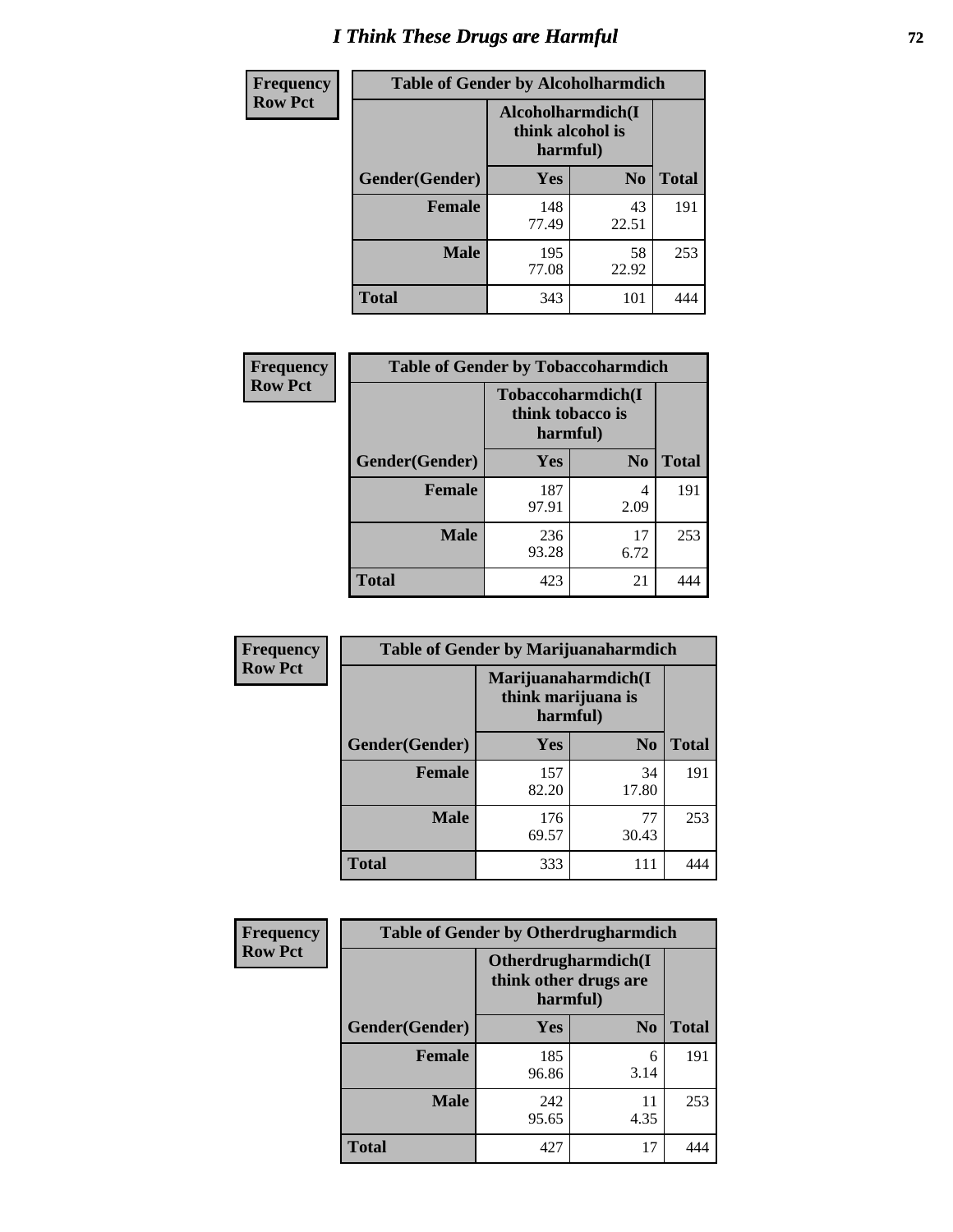# I Think These Drugs are Harmful

| Frequency Row Pct | Table of Gender by Alcoholharmdich | | |
|---|---|---|---|
| | Alcoholharmdich(I think alcohol is harmful) | | |
| Gender(Gender) | Yes | No | Total |
| Female | 148<br>77.49 | 43<br>22.51 | 191 |
| Male | 195<br>77.08 | 58<br>22.92 | 253 |
| Total | 343 | 101 | 444 |

| Frequency Row Pct | Table of Gender by Tobaccoharmdich | | |
|---|---|---|---|
| | Tobaccoharmdich(I think tobacco is harmful) | | |
| Gender(Gender) | Yes | No | Total |
| Female | 187<br>97.91 | 4<br>2.09 | 191 |
| Male | 236<br>93.28 | 17<br>6.72 | 253 |
| Total | 423 | 21 | 444 |

| Frequency Row Pct | Table of Gender by Marijuanaharmdich | | |
|---|---|---|---|
| | Marijuanaharmdich(I think marijuana is harmful) | | |
| Gender(Gender) | Yes | No | Total |
| Female | 157<br>82.20 | 34<br>17.80 | 191 |
| Male | 176<br>69.57 | 77<br>30.43 | 253 |
| Total | 333 | 111 | 444 |

| Frequency Row Pct | Table of Gender by Otherdrugharmdich | | |
|---|---|---|---|
| | Otherdrugharmdich(I think other drugs are harmful) | | |
| Gender(Gender) | Yes | No | Total |
| Female | 185<br>96.86 | 6<br>3.14 | 191 |
| Male | 242<br>95.65 | 11<br>4.35 | 253 |
| Total | 427 | 17 | 444 |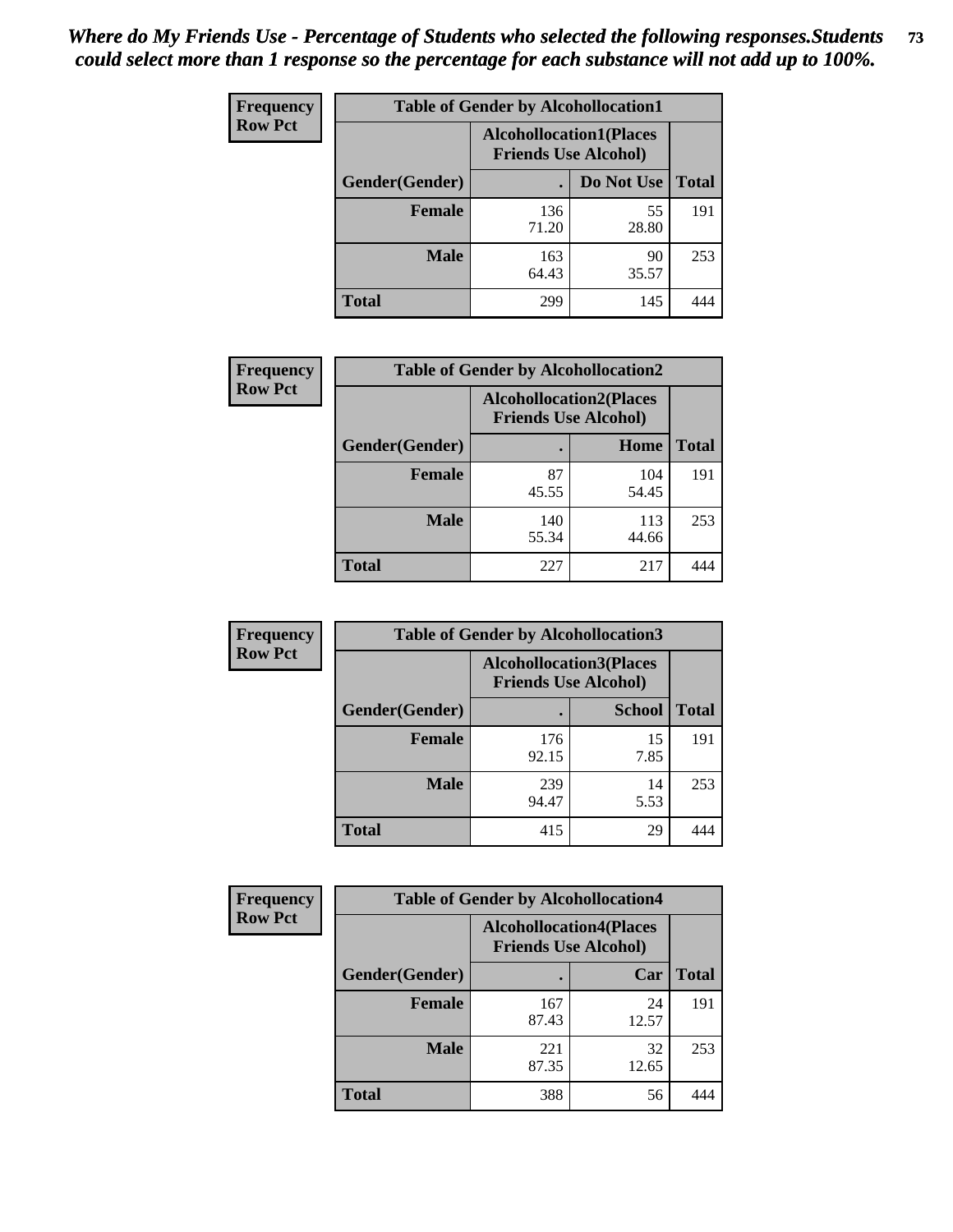*Where do My Friends Use - Percentage of Students who selected the following responses.Students could select more than 1 response so the percentage for each substance will not add up to 100%.*

**Frequency**
**Row Pct**

| Table of Gender by Alcohollocation1 | | | |
|---|---|---|---|
| | Alcohollocation1(Places Friends Use Alcohol) | | |
| Gender(Gender) | . | Do Not Use | Total |
| **Female** | 136<br>71.20 | 55<br>28.80 | 191 |
| **Male** | 163<br>64.43 | 90<br>35.57 | 253 |
| **Total** | 299 | 145 | 444 |

**Frequency**
**Row Pct**

| Table of Gender by Alcohollocation2 | | | |
|---|---|---|---|
| | Alcohollocation2(Places Friends Use Alcohol) | | |
| Gender(Gender) | . | Home | Total |
| **Female** | 87<br>45.55 | 104<br>54.45 | 191 |
| **Male** | 140<br>55.34 | 113<br>44.66 | 253 |
| **Total** | 227 | 217 | 444 |

**Frequency**
**Row Pct**

| Table of Gender by Alcohollocation3 | | | |
|---|---|---|---|
| | Alcohollocation3(Places Friends Use Alcohol) | | |
| Gender(Gender) | . | School | Total |
| **Female** | 176<br>92.15 | 15<br>7.85 | 191 |
| **Male** | 239<br>94.47 | 14<br>5.53 | 253 |
| **Total** | 415 | 29 | 444 |

**Frequency**
**Row Pct**

| Table of Gender by Alcohollocation4 | | | |
|---|---|---|---|
| | Alcohollocation4(Places Friends Use Alcohol) | | |
| Gender(Gender) | . | Car | Total |
| **Female** | 167<br>87.43 | 24<br>12.57 | 191 |
| **Male** | 221<br>87.35 | 32<br>12.65 | 253 |
| **Total** | 388 | 56 | 444 |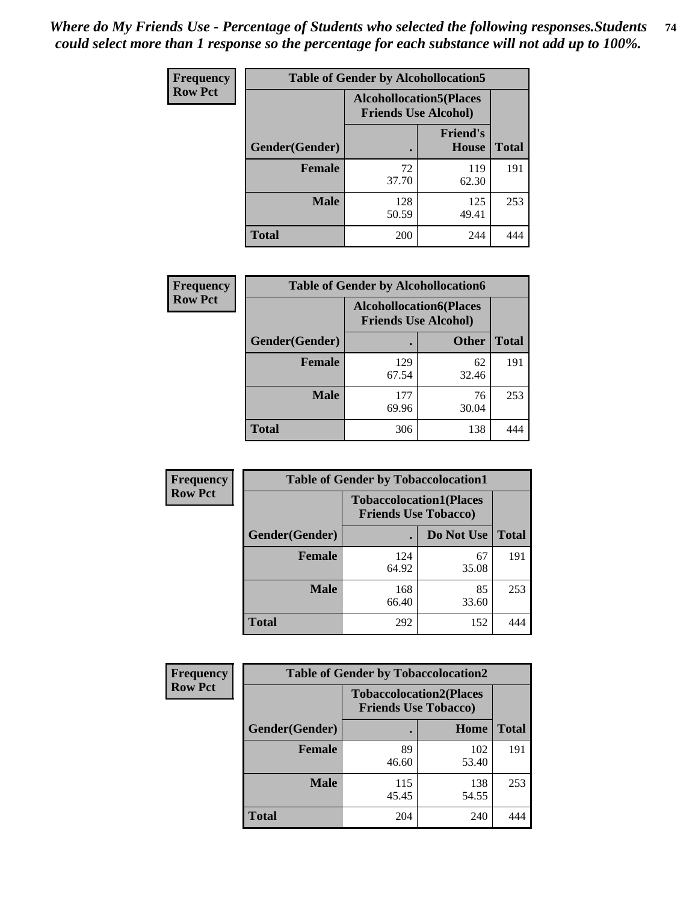*Where do My Friends Use - Percentage of Students who selected the following responses.Students could select more than 1 response so the percentage for each substance will not add up to 100%.*

**Frequency**
**Row Pct**

| Table of Gender by Alcohollocation5 | | | |
|---|---|---|---|
| | Alcohollocation5(Places Friends Use Alcohol) | | |
| Gender(Gender) | . | Friend's House | Total |
| **Female** | 72<br>37.70 | 119<br>62.30 | 191 |
| **Male** | 128<br>50.59 | 125<br>49.41 | 253 |
| **Total** | 200 | 244 | 444 |

**Frequency**
**Row Pct**

| Table of Gender by Alcohollocation6 | | | |
|---|---|---|---|
| | Alcohollocation6(Places Friends Use Alcohol) | | |
| Gender(Gender) | . | Other | Total |
| **Female** | 129<br>67.54 | 62<br>32.46 | 191 |
| **Male** | 177<br>69.96 | 76<br>30.04 | 253 |
| **Total** | 306 | 138 | 444 |

**Frequency**
**Row Pct**

| Table of Gender by Tobaccolocation1 | | | |
|---|---|---|---|
| | Tobaccolocation1(Places Friends Use Tobacco) | | |
| Gender(Gender) | . | Do Not Use | Total |
| **Female** | 124<br>64.92 | 67<br>35.08 | 191 |
| **Male** | 168<br>66.40 | 85<br>33.60 | 253 |
| **Total** | 292 | 152 | 444 |

**Frequency**
**Row Pct**

| Table of Gender by Tobaccolocation2 | | | |
|---|---|---|---|
| | Tobaccolocation2(Places Friends Use Tobacco) | | |
| Gender(Gender) | . | Home | Total |
| **Female** | 89<br>46.60 | 102<br>53.40 | 191 |
| **Male** | 115<br>45.45 | 138<br>54.55 | 253 |
| **Total** | 204 | 240 | 444 |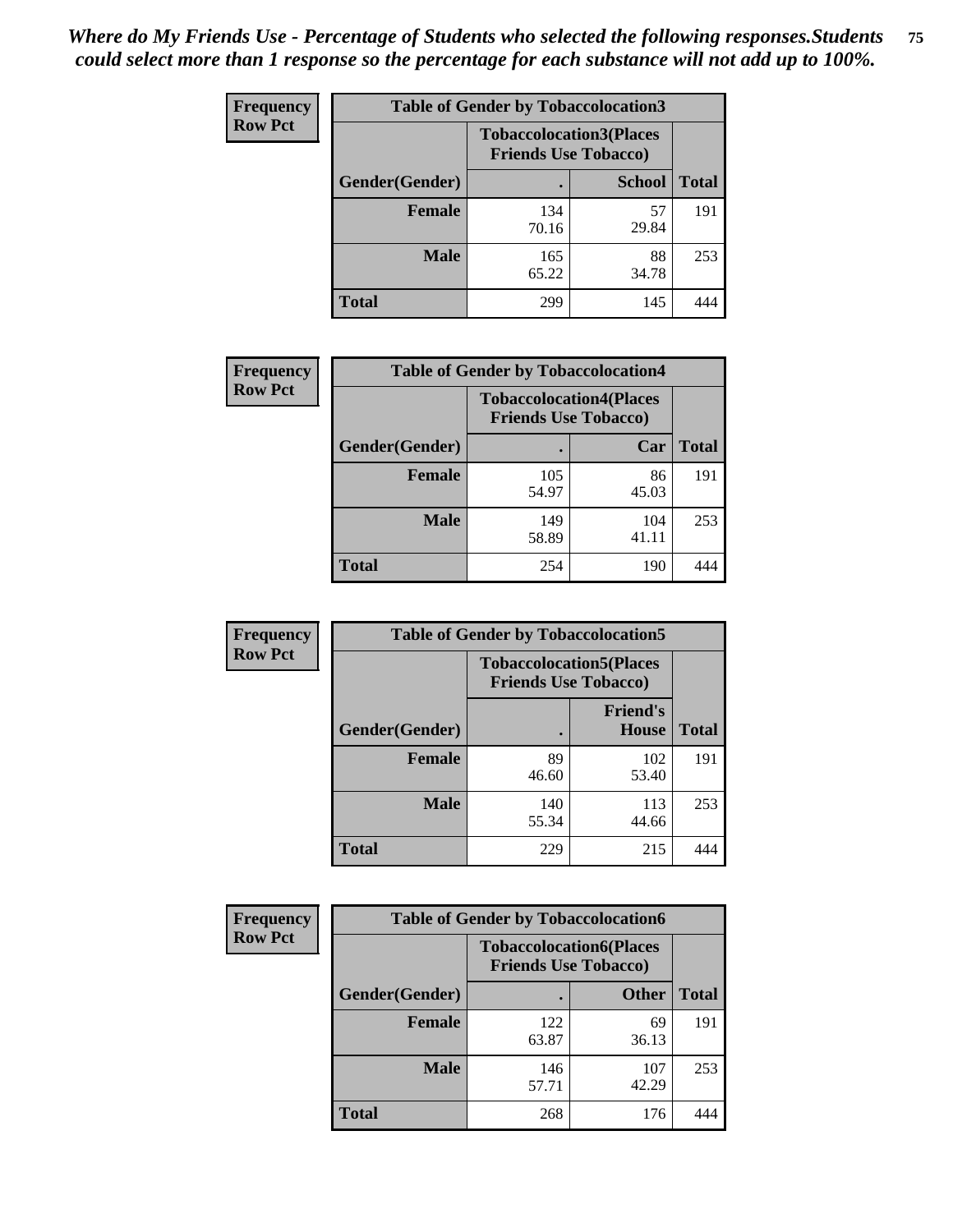*Where do My Friends Use - Percentage of Students who selected the following responses.Students could select more than 1 response so the percentage for each substance will not add up to 100%.*

**Frequency**
**Row Pct**

| Table of Gender by Tobaccolocation3 | | | |
|---|---|---|---|
| | Tobaccolocation3(Places Friends Use Tobacco) | | |
| Gender(Gender) | . | School | Total |
| Female | 134<br>70.16 | 57<br>29.84 | 191 |
| Male | 165<br>65.22 | 88<br>34.78 | 253 |
| Total | 299 | 145 | 444 |

**Frequency**
**Row Pct**

| Table of Gender by Tobaccolocation4 | | | |
|---|---|---|---|
| | Tobaccolocation4(Places Friends Use Tobacco) | | |
| Gender(Gender) | . | Car | Total |
| Female | 105<br>54.97 | 86<br>45.03 | 191 |
| Male | 149<br>58.89 | 104<br>41.11 | 253 |
| Total | 254 | 190 | 444 |

**Frequency**
**Row Pct**

| Table of Gender by Tobaccolocation5 | | | |
|---|---|---|---|
| | Tobaccolocation5(Places Friends Use Tobacco) | | |
| Gender(Gender) | . | Friend's House | Total |
| Female | 89<br>46.60 | 102<br>53.40 | 191 |
| Male | 140<br>55.34 | 113<br>44.66 | 253 |
| Total | 229 | 215 | 444 |

**Frequency**
**Row Pct**

| Table of Gender by Tobaccolocation6 | | | |
|---|---|---|---|
| | Tobaccolocation6(Places Friends Use Tobacco) | | |
| Gender(Gender) | . | Other | Total |
| Female | 122<br>63.87 | 69<br>36.13 | 191 |
| Male | 146<br>57.71 | 107<br>42.29 | 253 |
| Total | 268 | 176 | 444 |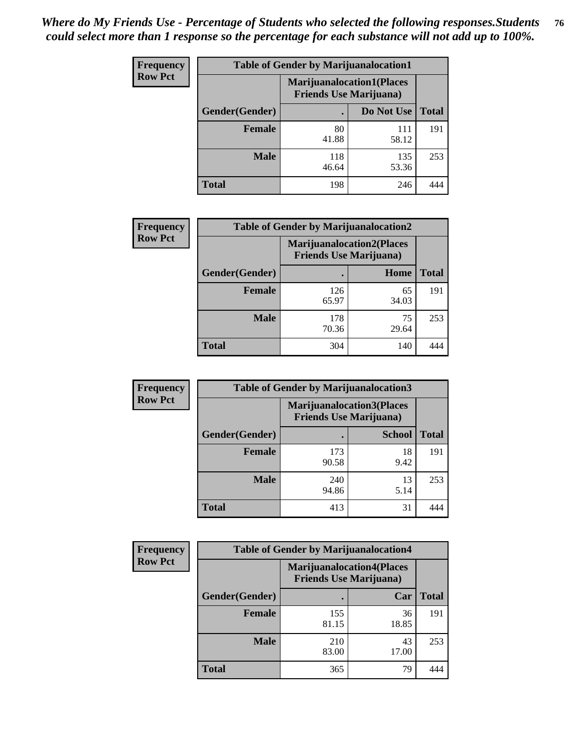*Where do My Friends Use - Percentage of Students who selected the following responses.Students could select more than 1 response so the percentage for each substance will not add up to 100%.*

**Frequency Row Pct**

| Table of Gender by Marijuanalocation1 | | | |
|---|---|---|---|
| | Marijuanalocation1(Places Friends Use Marijuana) | | |
| Gender(Gender) | . | Do Not Use | Total |
| Female | 80<br>41.88 | 111<br>58.12 | 191 |
| Male | 118<br>46.64 | 135<br>53.36 | 253 |
| Total | 198 | 246 | 444 |

**Frequency Row Pct**

| Table of Gender by Marijuanalocation2 | | | |
|---|---|---|---|
| | Marijuanalocation2(Places Friends Use Marijuana) | | |
| Gender(Gender) | . | Home | Total |
| Female | 126<br>65.97 | 65<br>34.03 | 191 |
| Male | 178<br>70.36 | 75<br>29.64 | 253 |
| Total | 304 | 140 | 444 |

**Frequency Row Pct**

| Table of Gender by Marijuanalocation3 | | | |
|---|---|---|---|
| | Marijuanalocation3(Places Friends Use Marijuana) | | |
| Gender(Gender) | . | School | Total |
| Female | 173<br>90.58 | 18<br>9.42 | 191 |
| Male | 240<br>94.86 | 13<br>5.14 | 253 |
| Total | 413 | 31 | 444 |

**Frequency Row Pct**

| Table of Gender by Marijuanalocation4 | | | |
|---|---|---|---|
| | Marijuanalocation4(Places Friends Use Marijuana) | | |
| Gender(Gender) | . | Car | Total |
| Female | 155<br>81.15 | 36<br>18.85 | 191 |
| Male | 210<br>83.00 | 43<br>17.00 | 253 |
| Total | 365 | 79 | 444 |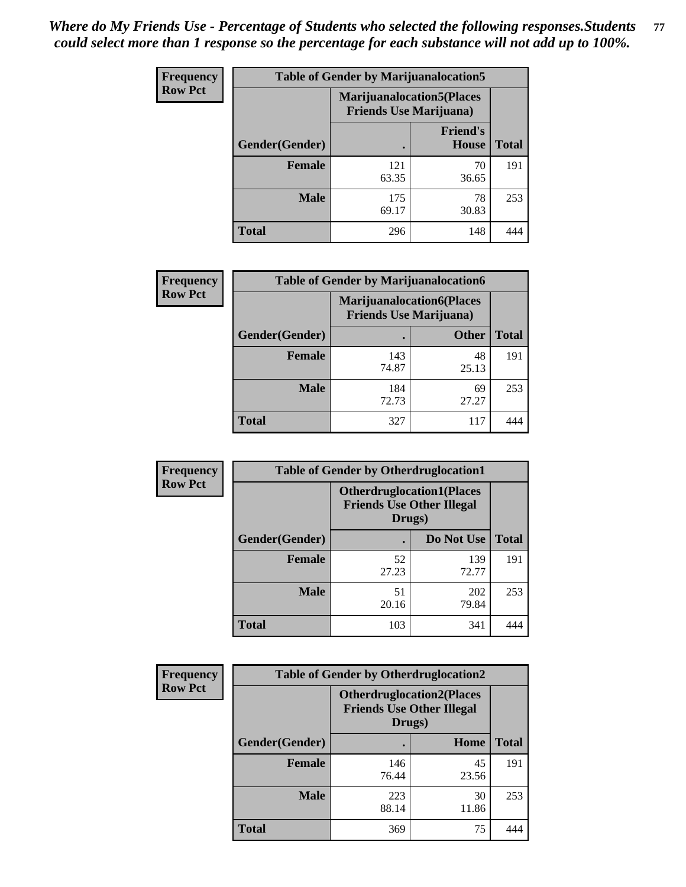*Where do My Friends Use - Percentage of Students who selected the following responses.Students could select more than 1 response so the percentage for each substance will not add up to 100%.*

**Frequency**
**Row Pct**

| Table of Gender by Marijuanalocation5 | | | |
|---|---|---|---|
| | Marijuanalocation5(Places Friends Use Marijuana) | | |
| Gender(Gender) | . | Friend's House | Total |
| **Female** | 121<br>63.35 | 70<br>36.65 | 191 |
| **Male** | 175<br>69.17 | 78<br>30.83 | 253 |
| **Total** | 296 | 148 | 444 |

**Frequency**
**Row Pct**

| Table of Gender by Marijuanalocation6 | | | |
|---|---|---|---|
| | Marijuanalocation6(Places Friends Use Marijuana) | | |
| Gender(Gender) | . | Other | Total |
| **Female** | 143<br>74.87 | 48<br>25.13 | 191 |
| **Male** | 184<br>72.73 | 69<br>27.27 | 253 |
| **Total** | 327 | 117 | 444 |

**Frequency**
**Row Pct**

| Table of Gender by Otherdruglocation1 | | | |
|---|---|---|---|
| | Otherdruglocation1(Places Friends Use Other Illegal Drugs) | | |
| Gender(Gender) | . | Do Not Use | Total |
| **Female** | 52<br>27.23 | 139<br>72.77 | 191 |
| **Male** | 51<br>20.16 | 202<br>79.84 | 253 |
| **Total** | 103 | 341 | 444 |

**Frequency**
**Row Pct**

| Table of Gender by Otherdruglocation2 | | | |
|---|---|---|---|
| | Otherdruglocation2(Places Friends Use Other Illegal Drugs) | | |
| Gender(Gender) | . | Home | Total |
| **Female** | 146<br>76.44 | 45<br>23.56 | 191 |
| **Male** | 223<br>88.14 | 30<br>11.86 | 253 |
| **Total** | 369 | 75 | 444 |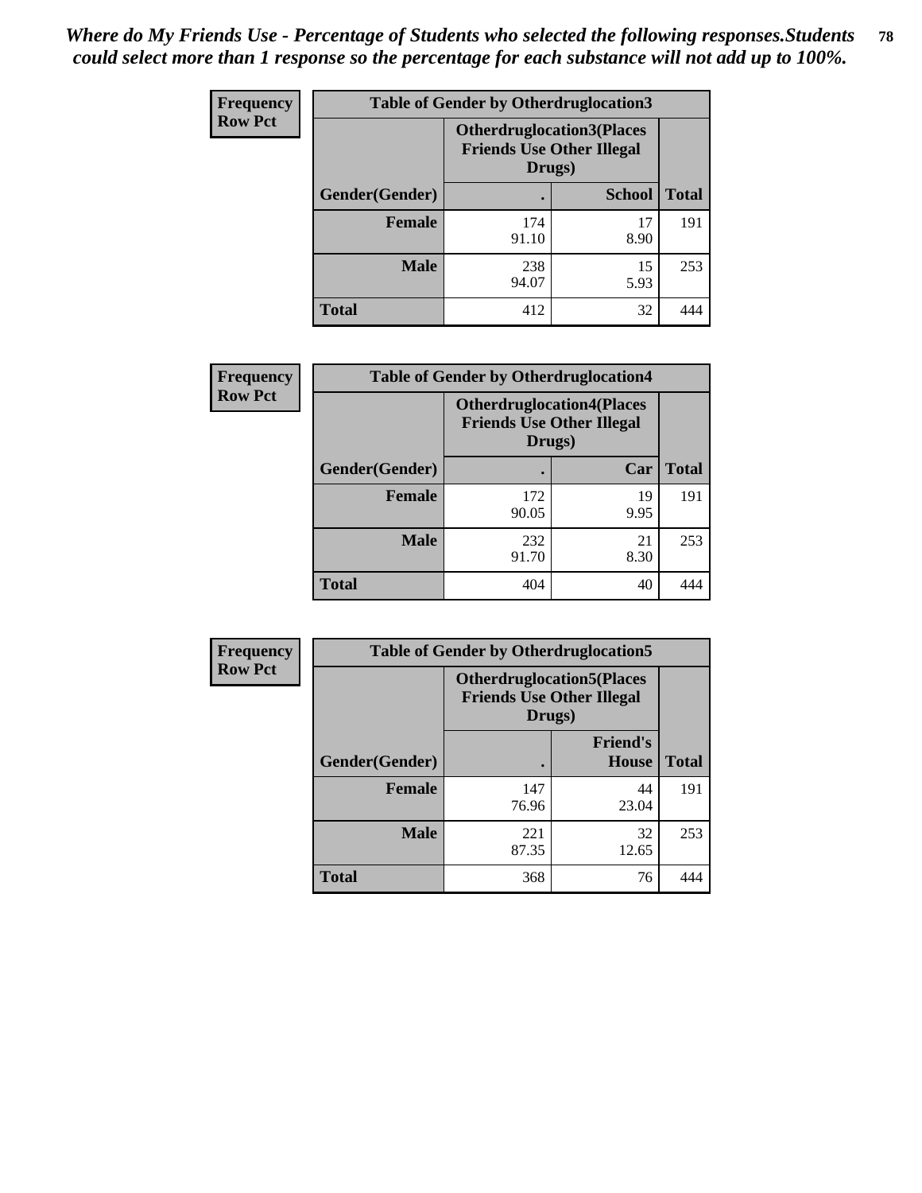*Where do My Friends Use - Percentage of Students who selected the following responses.Students could select more than 1 response so the percentage for each substance will not add up to 100%.*

**Frequency**
**Row Pct**

| Table of Gender by Otherdruglocation3 | | | |
|---|---|---|---|
| | Otherdruglocation3(Places Friends Use Other Illegal Drugs) | | |
| Gender(Gender) | . | School | Total |
| Female | 174<br>91.10 | 17<br>8.90 | 191 |
| Male | 238<br>94.07 | 15<br>5.93 | 253 |
| Total | 412 | 32 | 444 |

**Frequency**
**Row Pct**

| Table of Gender by Otherdruglocation4 | | | |
|---|---|---|---|
| | Otherdruglocation4(Places Friends Use Other Illegal Drugs) | | |
| Gender(Gender) | . | Car | Total |
| Female | 172<br>90.05 | 19<br>9.95 | 191 |
| Male | 232<br>91.70 | 21<br>8.30 | 253 |
| Total | 404 | 40 | 444 |

**Frequency**
**Row Pct**

| Table of Gender by Otherdruglocation5 | | | |
|---|---|---|---|
| | Otherdruglocation5(Places Friends Use Other Illegal Drugs) | | |
| Gender(Gender) | . | Friend's House | Total |
| Female | 147<br>76.96 | 44<br>23.04 | 191 |
| Male | 221<br>87.35 | 32<br>12.65 | 253 |
| Total | 368 | 76 | 444 |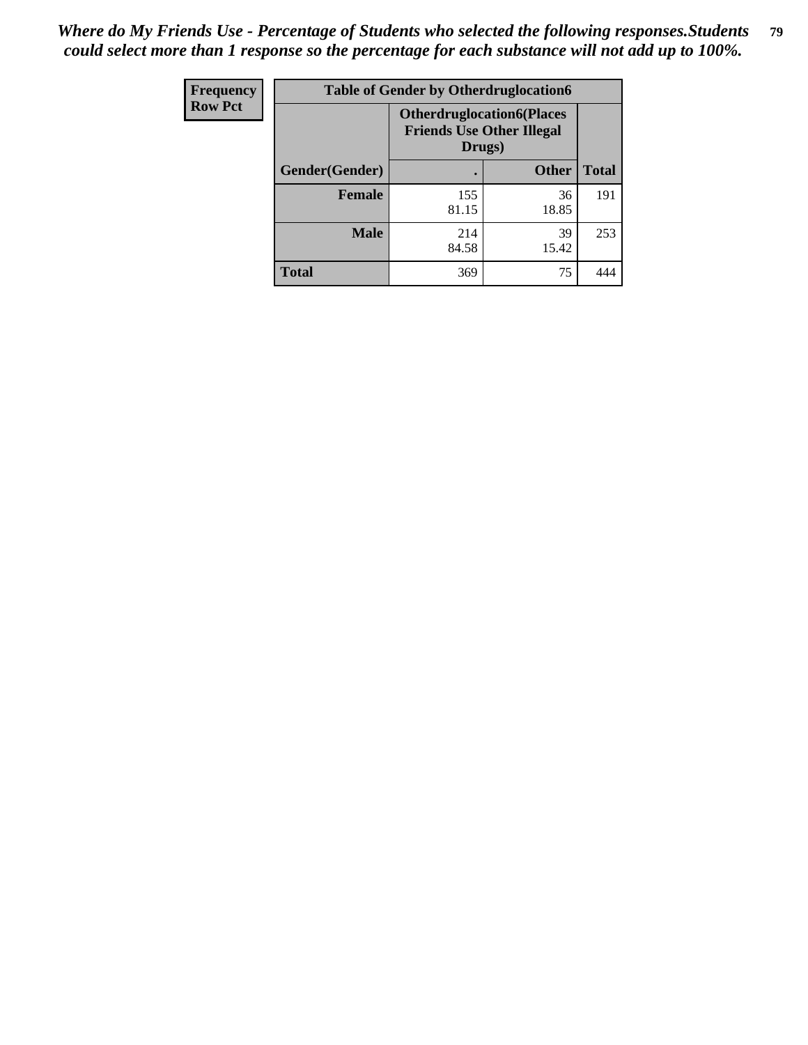*Where do My Friends Use - Percentage of Students who selected the following responses.Students could select more than 1 response so the percentage for each substance will not add up to 100%.*

| Frequency<br>Row Pct | Table of Gender by Otherdruglocation6 | | |
|---|---|---|---|
| | Otherdruglocation6(Places Friends Use Other Illegal Drugs) | | |
| Gender(Gender) | . | Other | Total |
| Female | 155<br>81.15 | 36<br>18.85 | 191 |
| Male | 214<br>84.58 | 39<br>15.42 | 253 |
| Total | 369 | 75 | 444 |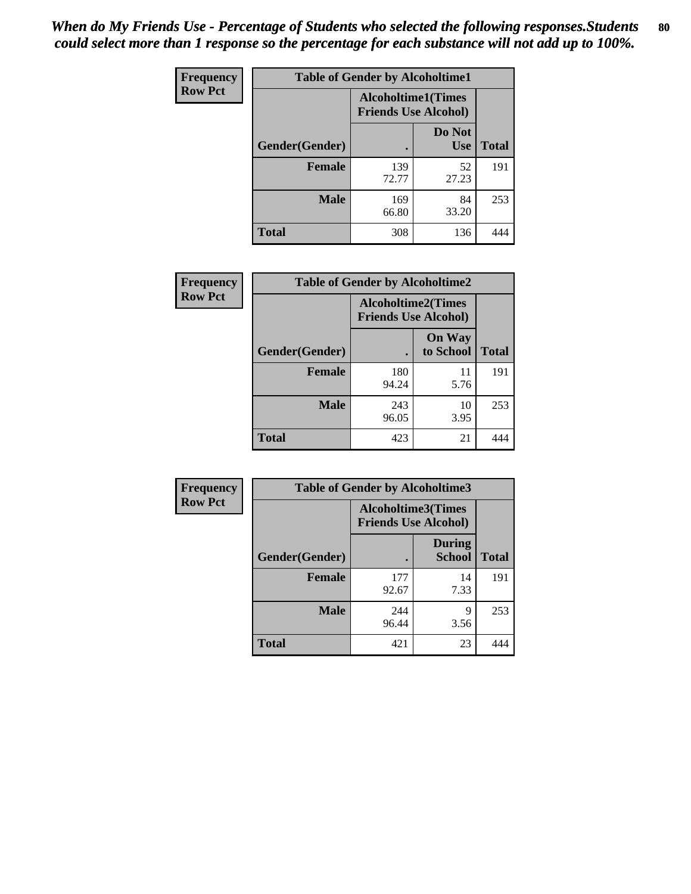*When do My Friends Use - Percentage of Students who selected the following responses.Students could select more than 1 response so the percentage for each substance will not add up to 100%.*

**Frequency**
**Row Pct**

| Table of Gender by Alcoholtime1 | | | |
|---|---|---|---|
| | Alcoholtime1(Times Friends Use Alcohol) | | |
| Gender(Gender) | . | Do Not Use | Total |
| **Female** | 139<br>72.77 | 52<br>27.23 | 191 |
| **Male** | 169<br>66.80 | 84<br>33.20 | 253 |
| **Total** | 308 | 136 | 444 |

**Frequency**
**Row Pct**

| Table of Gender by Alcoholtime2 | | | |
|---|---|---|---|
| | Alcoholtime2(Times Friends Use Alcohol) | | |
| Gender(Gender) | . | On Way to School | Total |
| **Female** | 180<br>94.24 | 11<br>5.76 | 191 |
| **Male** | 243<br>96.05 | 10<br>3.95 | 253 |
| **Total** | 423 | 21 | 444 |

**Frequency**
**Row Pct**

| Table of Gender by Alcoholtime3 | | | |
|---|---|---|---|
| | Alcoholtime3(Times Friends Use Alcohol) | | |
| Gender(Gender) | . | During School | Total |
| **Female** | 177<br>92.67 | 14<br>7.33 | 191 |
| **Male** | 244<br>96.44 | 9<br>3.56 | 253 |
| **Total** | 421 | 23 | 444 |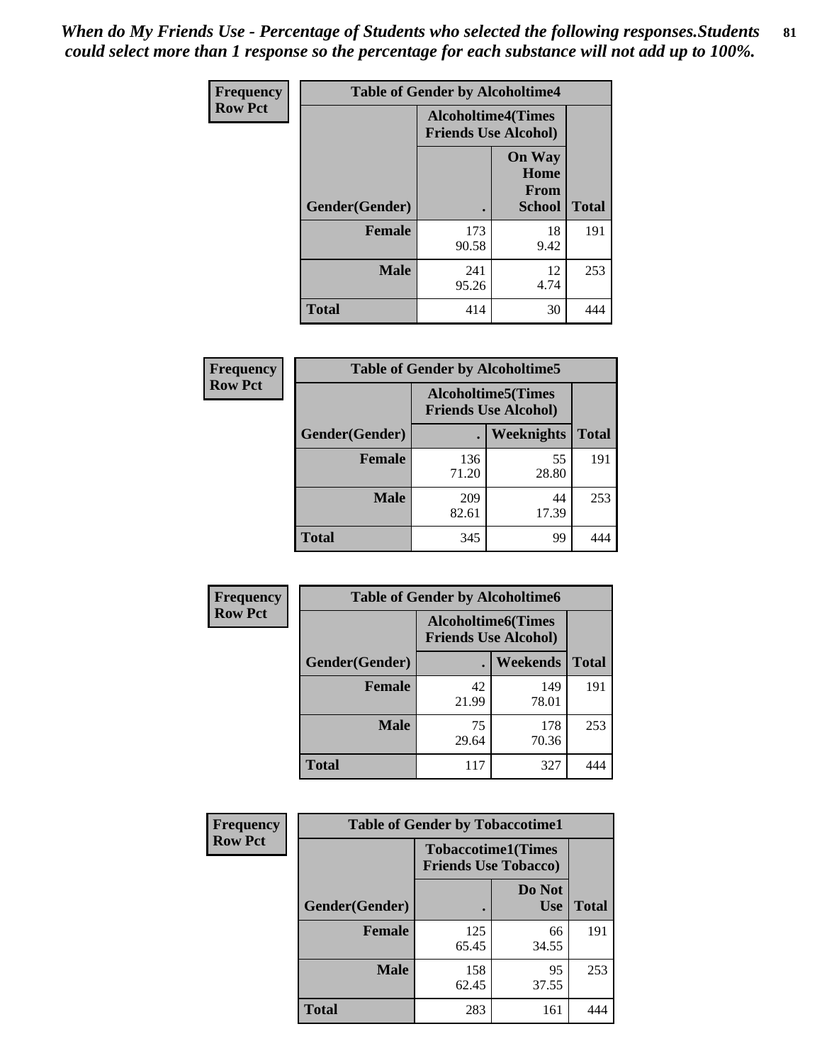*When do My Friends Use - Percentage of Students who selected the following responses.Students could select more than 1 response so the percentage for each substance will not add up to 100%.*

**Frequency**
**Row Pct**

| Table of Gender by Alcoholtime4 | | | |
|---|---|---|---|
| | Alcoholtime4(Times Friends Use Alcohol) | | |
| Gender(Gender) | . | On Way Home From School | Total |
| **Female** | 173<br>90.58 | 18<br>9.42 | 191 |
| **Male** | 241<br>95.26 | 12<br>4.74 | 253 |
| **Total** | 414 | 30 | 444 |

**Frequency**
**Row Pct**

| Table of Gender by Alcoholtime5 | | | |
|---|---|---|---|
| | Alcoholtime5(Times Friends Use Alcohol) | | |
| Gender(Gender) | . | Weeknights | Total |
| **Female** | 136<br>71.20 | 55<br>28.80 | 191 |
| **Male** | 209<br>82.61 | 44<br>17.39 | 253 |
| **Total** | 345 | 99 | 444 |

**Frequency**
**Row Pct**

| Table of Gender by Alcoholtime6 | | | |
|---|---|---|---|
| | Alcoholtime6(Times Friends Use Alcohol) | | |
| Gender(Gender) | . | Weekends | Total |
| **Female** | 42<br>21.99 | 149<br>78.01 | 191 |
| **Male** | 75<br>29.64 | 178<br>70.36 | 253 |
| **Total** | 117 | 327 | 444 |

**Frequency**
**Row Pct**

| Table of Gender by Tobaccotime1 | | | |
|---|---|---|---|
| | Tobaccotime1(Times Friends Use Tobacco) | | |
| Gender(Gender) | . | Do Not Use | Total |
| **Female** | 125<br>65.45 | 66<br>34.55 | 191 |
| **Male** | 158<br>62.45 | 95<br>37.55 | 253 |
| **Total** | 283 | 161 | 444 |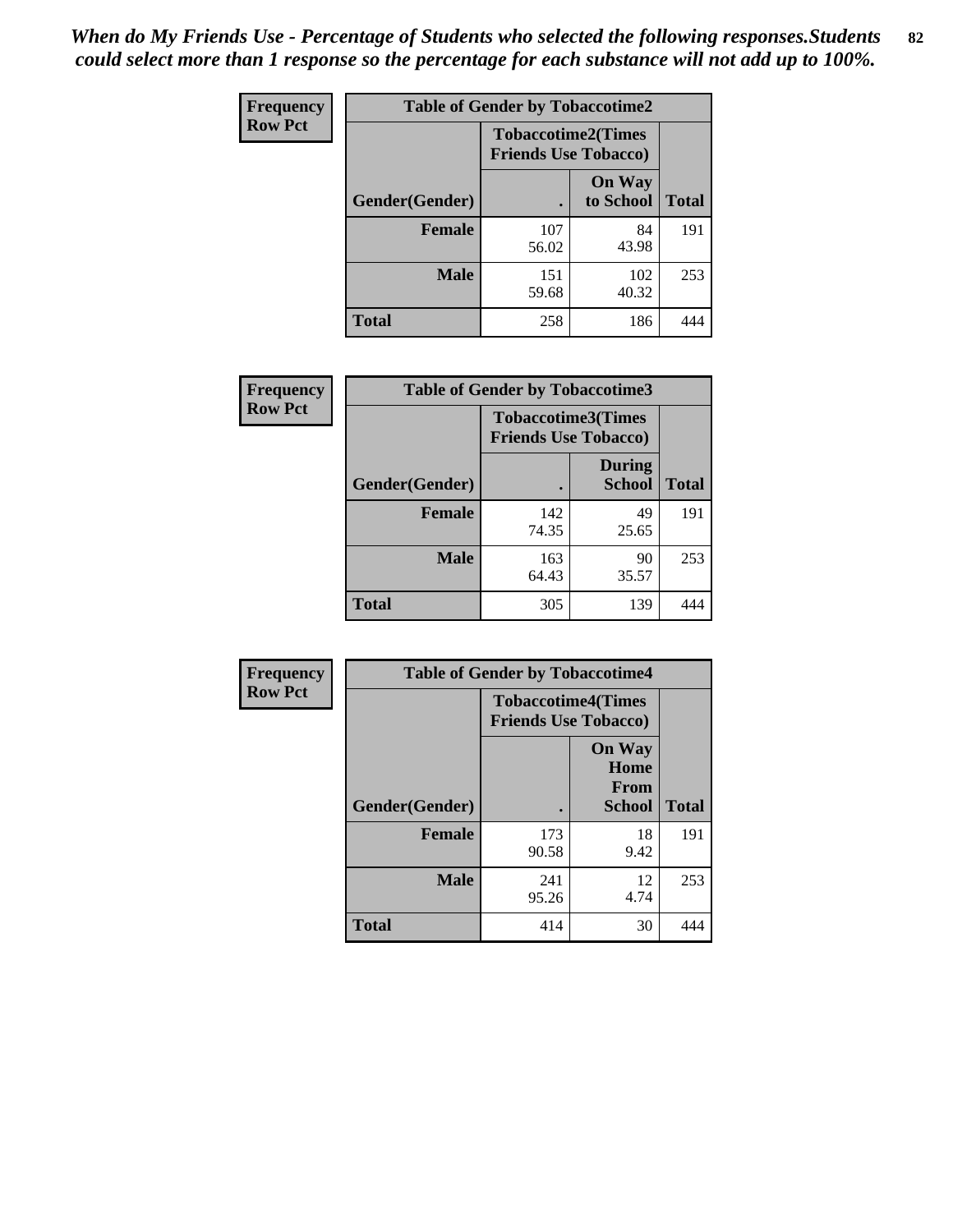*When do My Friends Use - Percentage of Students who selected the following responses.Students could select more than 1 response so the percentage for each substance will not add up to 100%.*

**Frequency**
**Row Pct**

| Table of Gender by Tobaccotime2 | | | |
|---|---|---|---|
| | Tobaccotime2(Times Friends Use Tobacco) | | |
| Gender(Gender) | . | On Way to School | Total |
| **Female** | 107<br>56.02 | 84<br>43.98 | 191 |
| **Male** | 151<br>59.68 | 102<br>40.32 | 253 |
| **Total** | 258 | 186 | 444 |

**Frequency**
**Row Pct**

| Table of Gender by Tobaccotime3 | | | |
|---|---|---|---|
| | Tobaccotime3(Times Friends Use Tobacco) | | |
| Gender(Gender) | . | During School | Total |
| **Female** | 142<br>74.35 | 49<br>25.65 | 191 |
| **Male** | 163<br>64.43 | 90<br>35.57 | 253 |
| **Total** | 305 | 139 | 444 |

**Frequency**
**Row Pct**

| Table of Gender by Tobaccotime4 | | | |
|---|---|---|---|
| | Tobaccotime4(Times Friends Use Tobacco) | | |
| Gender(Gender) | . | On Way Home From School | Total |
| **Female** | 173<br>90.58 | 18<br>9.42 | 191 |
| **Male** | 241<br>95.26 | 12<br>4.74 | 253 |
| **Total** | 414 | 30 | 444 |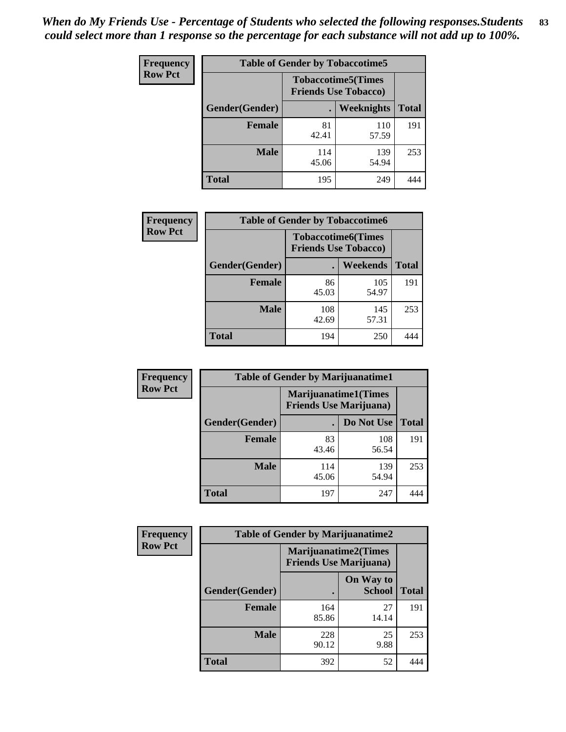*When do My Friends Use - Percentage of Students who selected the following responses.Students could select more than 1 response so the percentage for each substance will not add up to 100%.*

**Frequency**
**Row Pct**

| Table of Gender by Tobaccotime5 | | | |
|---|---|---|---|
| | Tobaccotime5(Times Friends Use Tobacco) | | |
| Gender(Gender) | . | Weeknights | Total |
| **Female** | 81<br>42.41 | 110<br>57.59 | 191 |
| **Male** | 114<br>45.06 | 139<br>54.94 | 253 |
| **Total** | 195 | 249 | 444 |

**Frequency**
**Row Pct**

| Table of Gender by Tobaccotime6 | | | |
|---|---|---|---|
| | Tobaccotime6(Times Friends Use Tobacco) | | |
| Gender(Gender) | . | Weekends | Total |
| **Female** | 86<br>45.03 | 105<br>54.97 | 191 |
| **Male** | 108<br>42.69 | 145<br>57.31 | 253 |
| **Total** | 194 | 250 | 444 |

**Frequency**
**Row Pct**

| Table of Gender by Marijuanatime1 | | | |
|---|---|---|---|
| | Marijuanatime1(Times Friends Use Marijuana) | | |
| Gender(Gender) | . | Do Not Use | Total |
| **Female** | 83<br>43.46 | 108<br>56.54 | 191 |
| **Male** | 114<br>45.06 | 139<br>54.94 | 253 |
| **Total** | 197 | 247 | 444 |

**Frequency**
**Row Pct**

| Table of Gender by Marijuanatime2 | | | |
|---|---|---|---|
| | Marijuanatime2(Times Friends Use Marijuana) | | |
| Gender(Gender) | . | On Way to School | Total |
| **Female** | 164<br>85.86 | 27<br>14.14 | 191 |
| **Male** | 228<br>90.12 | 25<br>9.88 | 253 |
| **Total** | 392 | 52 | 444 |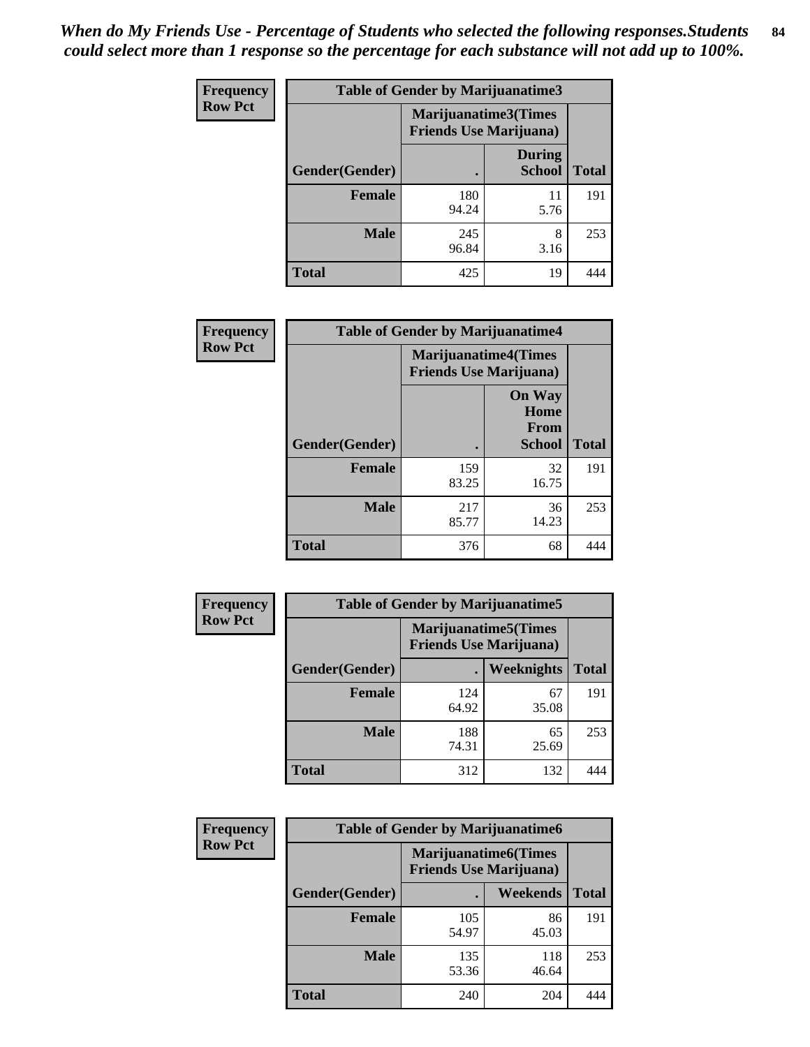*When do My Friends Use - Percentage of Students who selected the following responses.Students could select more than 1 response so the percentage for each substance will not add up to 100%.*

**Frequency**
**Row Pct**

| Table of Gender by Marijuanatime3 | | | |
|---|---|---|---|
| | Marijuanatime3(Times Friends Use Marijuana) | | |
| Gender(Gender) | . | During School | Total |
| **Female** | 180<br>94.24 | 11<br>5.76 | 191 |
| **Male** | 245<br>96.84 | 8<br>3.16 | 253 |
| **Total** | 425 | 19 | 444 |

**Frequency**
**Row Pct**

| Table of Gender by Marijuanatime4 | | | |
|---|---|---|---|
| | Marijuanatime4(Times Friends Use Marijuana) | | |
| Gender(Gender) | . | On Way Home From School | Total |
| **Female** | 159<br>83.25 | 32<br>16.75 | 191 |
| **Male** | 217<br>85.77 | 36<br>14.23 | 253 |
| **Total** | 376 | 68 | 444 |

**Frequency**
**Row Pct**

| Table of Gender by Marijuanatime5 | | | |
|---|---|---|---|
| | Marijuanatime5(Times Friends Use Marijuana) | | |
| Gender(Gender) | . | Weeknights | Total |
| **Female** | 124<br>64.92 | 67<br>35.08 | 191 |
| **Male** | 188<br>74.31 | 65<br>25.69 | 253 |
| **Total** | 312 | 132 | 444 |

**Frequency**
**Row Pct**

| Table of Gender by Marijuanatime6 | | | |
|---|---|---|---|
| | Marijuanatime6(Times Friends Use Marijuana) | | |
| Gender(Gender) | . | Weekends | Total |
| **Female** | 105<br>54.97 | 86<br>45.03 | 191 |
| **Male** | 135<br>53.36 | 118<br>46.64 | 253 |
| **Total** | 240 | 204 | 444 |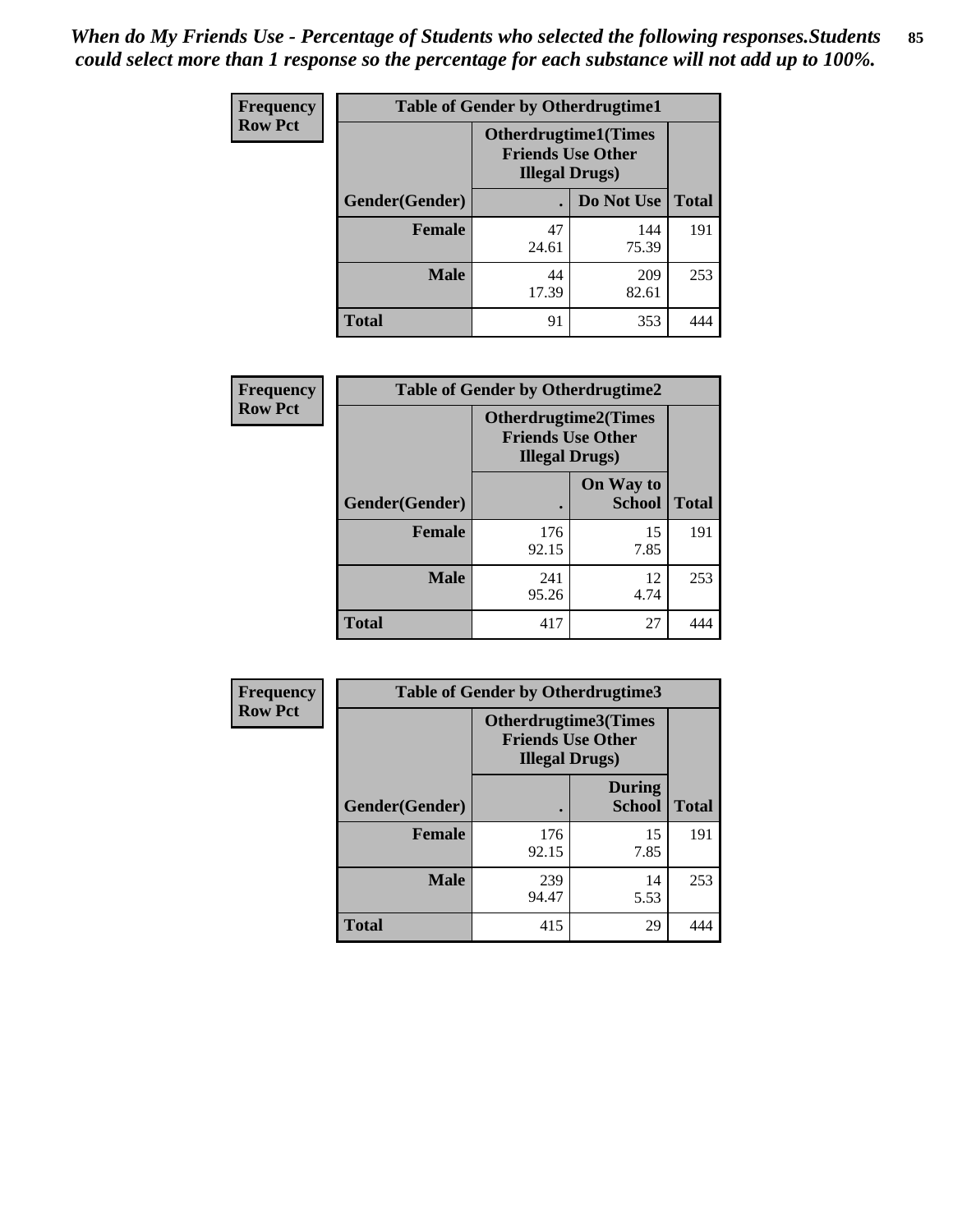*When do My Friends Use - Percentage of Students who selected the following responses.Students could select more than 1 response so the percentage for each substance will not add up to 100%.*

**Frequency**
**Row Pct**

| Table of Gender by Otherdrugtime1 | | | |
|---|---|---|---|
| | Otherdrugtime1(Times Friends Use Other Illegal Drugs) | | |
| Gender(Gender) | . | Do Not Use | Total |
| **Female** | 47<br>24.61 | 144<br>75.39 | 191 |
| **Male** | 44<br>17.39 | 209<br>82.61 | 253 |
| **Total** | 91 | 353 | 444 |

**Frequency**
**Row Pct**

| Table of Gender by Otherdrugtime2 | | | |
|---|---|---|---|
| | Otherdrugtime2(Times Friends Use Other Illegal Drugs) | | |
| Gender(Gender) | . | On Way to School | Total |
| **Female** | 176<br>92.15 | 15<br>7.85 | 191 |
| **Male** | 241<br>95.26 | 12<br>4.74 | 253 |
| **Total** | 417 | 27 | 444 |

**Frequency**
**Row Pct**

| Table of Gender by Otherdrugtime3 | | | |
|---|---|---|---|
| | Otherdrugtime3(Times Friends Use Other Illegal Drugs) | | |
| Gender(Gender) | . | During School | Total |
| **Female** | 176<br>92.15 | 15<br>7.85 | 191 |
| **Male** | 239<br>94.47 | 14<br>5.53 | 253 |
| **Total** | 415 | 29 | 444 |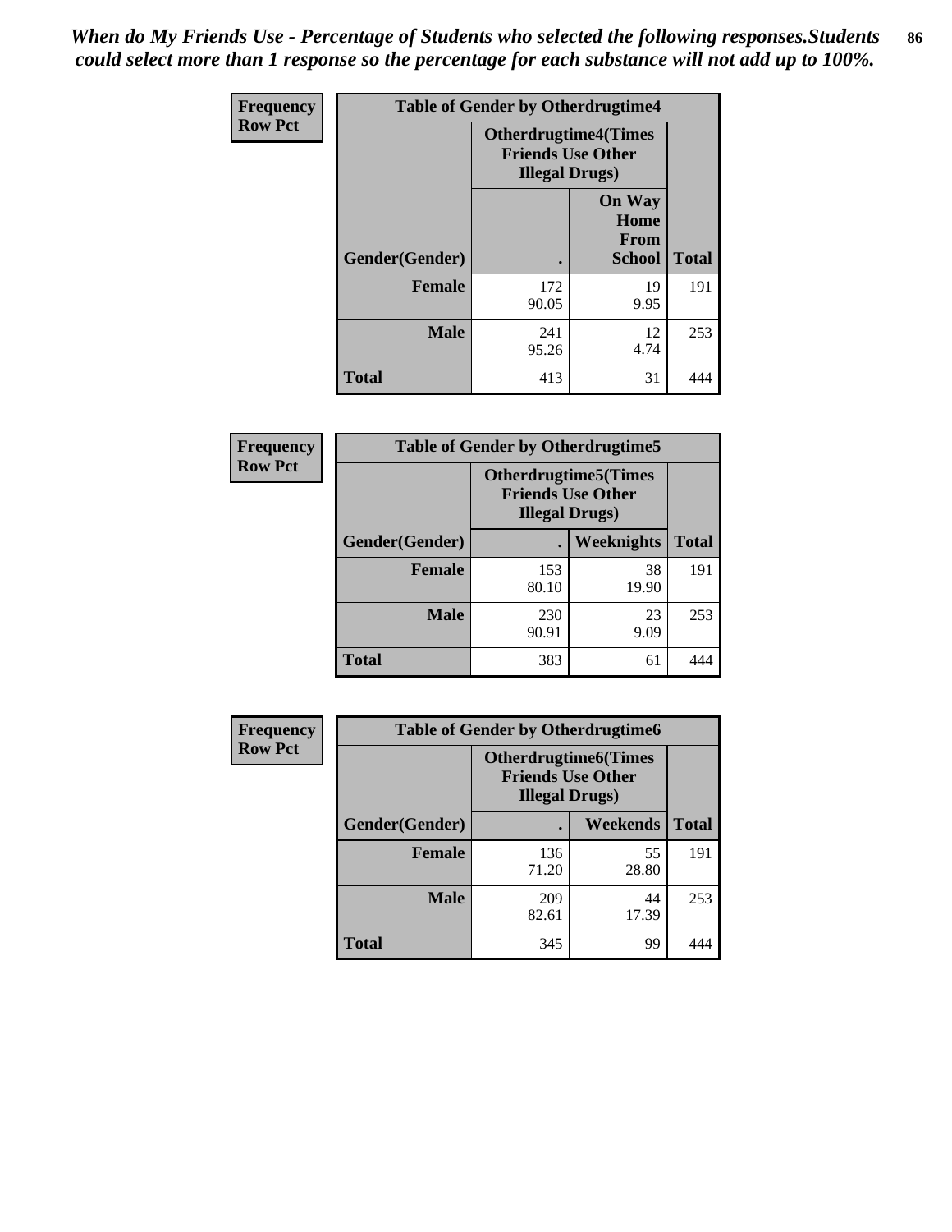*When do My Friends Use - Percentage of Students who selected the following responses.Students could select more than 1 response so the percentage for each substance will not add up to 100%.*

**Frequency**
**Row Pct**

| Table of Gender by Otherdrugtime4 | | | |
|---|---|---|---|
| | Otherdrugtime4(Times Friends Use Other Illegal Drugs) | | |
| Gender(Gender) | . | On Way Home From School | Total |
| Female | 172<br>90.05 | 19<br>9.95 | 191 |
| Male | 241<br>95.26 | 12<br>4.74 | 253 |
| Total | 413 | 31 | 444 |

**Frequency**
**Row Pct**

| Table of Gender by Otherdrugtime5 | | | |
|---|---|---|---|
| | Otherdrugtime5(Times Friends Use Other Illegal Drugs) | | |
| Gender(Gender) | . | Weeknights | Total |
| Female | 153<br>80.10 | 38<br>19.90 | 191 |
| Male | 230<br>90.91 | 23<br>9.09 | 253 |
| Total | 383 | 61 | 444 |

**Frequency**
**Row Pct**

| Table of Gender by Otherdrugtime6 | | | |
|---|---|---|---|
| | Otherdrugtime6(Times Friends Use Other Illegal Drugs) | | |
| Gender(Gender) | . | Weekends | Total |
| Female | 136<br>71.20 | 55<br>28.80 | 191 |
| Male | 209<br>82.61 | 44<br>17.39 | 253 |
| Total | 345 | 99 | 444 |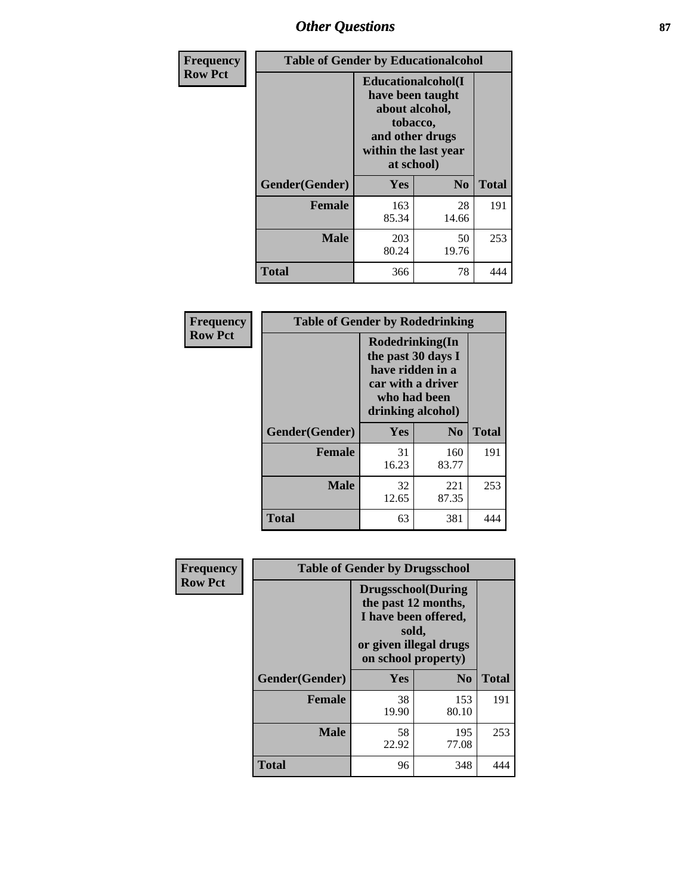# Other Questions

**Frequency**
**Row Pct**

| Table of Gender by Educationalcohol | | | |
|---|---|---|---|
| | Educationalcohol(I have been taught about alcohol, tobacco, and other drugs within the last year at school) | | |
| Gender(Gender) | Yes | No | Total |
| Female | 163<br>85.34 | 28<br>14.66 | 191 |
| Male | 203<br>80.24 | 50<br>19.76 | 253 |
| Total | 366 | 78 | 444 |

**Frequency**
**Row Pct**

| Table of Gender by Rodedrinking | | | |
|---|---|---|---|
| | Rodedrinking(In the past 30 days I have ridden in a car with a driver who had been drinking alcohol) | | |
| Gender(Gender) | Yes | No | Total |
| Female | 31<br>16.23 | 160<br>83.77 | 191 |
| Male | 32<br>12.65 | 221<br>87.35 | 253 |
| Total | 63 | 381 | 444 |

**Frequency**
**Row Pct**

| Table of Gender by Drugsschool | | | |
|---|---|---|---|
| | Drugsschool(During the past 12 months, I have been offered, sold, or given illegal drugs on school property) | | |
| Gender(Gender) | Yes | No | Total |
| Female | 38<br>19.90 | 153<br>80.10 | 191 |
| Male | 58<br>22.92 | 195<br>77.08 | 253 |
| Total | 96 | 348 | 444 |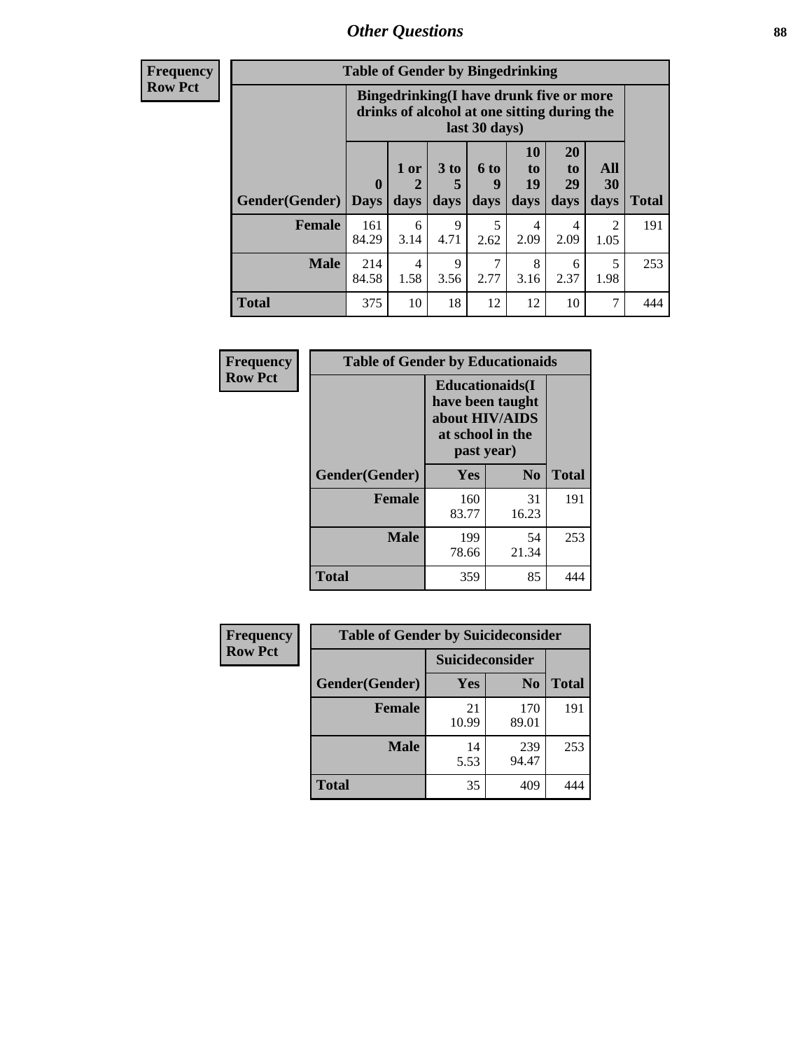## Other Questions

**Frequency**
**Row Pct**

| Table of Gender by Bingedrinking | | | | | | | | |
|---|---|---|---|---|---|---|---|---|
| | Bingedrinking(I have drunk five or more drinks of alcohol at one sitting during the last 30 days) | | | | | | | |
| Gender(Gender) | 0 Days | 1 or 2 days | 3 to 5 days | 6 to 9 days | 10 to 19 days | 20 to 29 days | All 30 days | Total |
| **Female** | 161<br>84.29 | 6<br>3.14 | 9<br>4.71 | 5<br>2.62 | 4<br>2.09 | 4<br>2.09 | 2<br>1.05 | 191 |
| **Male** | 214<br>84.58 | 4<br>1.58 | 9<br>3.56 | 7<br>2.77 | 8<br>3.16 | 6<br>2.37 | 5<br>1.98 | 253 |
| **Total** | 375 | 10 | 18 | 12 | 12 | 10 | 7 | 444 |

**Frequency**
**Row Pct**

| Table of Gender by Educationaids | | | |
|---|---|---|---|
| | Educationaids(I have been taught about HIV/AIDS at school in the past year) | | |
| Gender(Gender) | Yes | No | Total |
| **Female** | 160<br>83.77 | 31<br>16.23 | 191 |
| **Male** | 199<br>78.66 | 54<br>21.34 | 253 |
| **Total** | 359 | 85 | 444 |

**Frequency**
**Row Pct**

| Table of Gender by Suicideconsider | | | |
|---|---|---|---|
| | Suicideconsider | | |
| Gender(Gender) | Yes | No | Total |
| **Female** | 21<br>10.99 | 170<br>89.01 | 191 |
| **Male** | 14<br>5.53 | 239<br>94.47 | 253 |
| **Total** | 35 | 409 | 444 |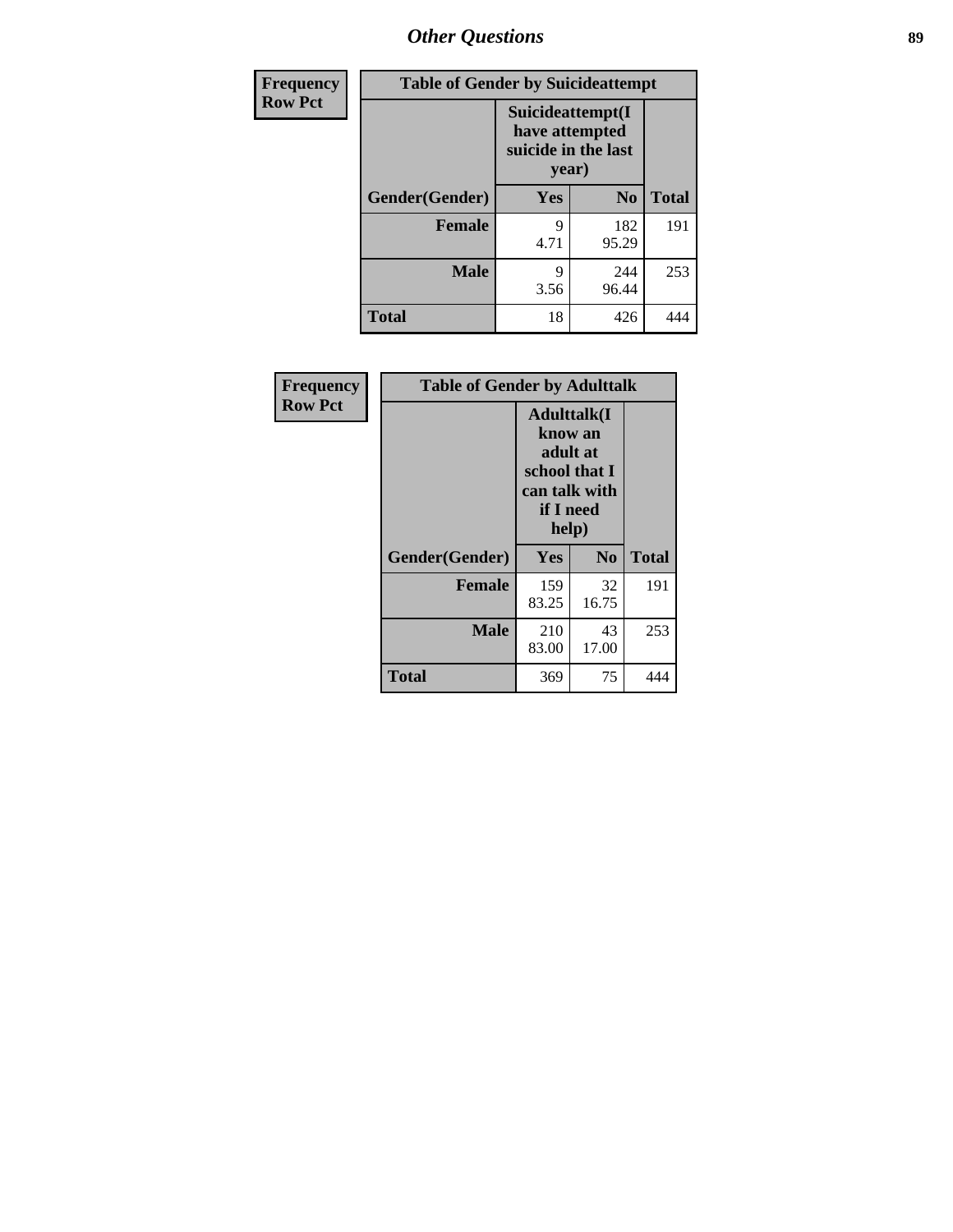# Other Questions

| Frequency Row Pct | Table of Gender by Suicideattempt | | |
|---|---|---|---|
| | Suicideattempt(I have attempted suicide in the last year) | | |
| Gender(Gender) | Yes | No | Total |
| Female | 9<br>4.71 | 182<br>95.29 | 191 |
| Male | 9<br>3.56 | 244<br>96.44 | 253 |
| Total | 18 | 426 | 444 |

| Frequency Row Pct | Table of Gender by Adulttalk | | |
|---|---|---|---|
| | Adulttalk(I know an adult at school that I can talk with if I need help) | | |
| Gender(Gender) | Yes | No | Total |
| Female | 159<br>83.25 | 32<br>16.75 | 191 |
| Male | 210<br>83.00 | 43<br>17.00 | 253 |
| Total | 369 | 75 | 444 |